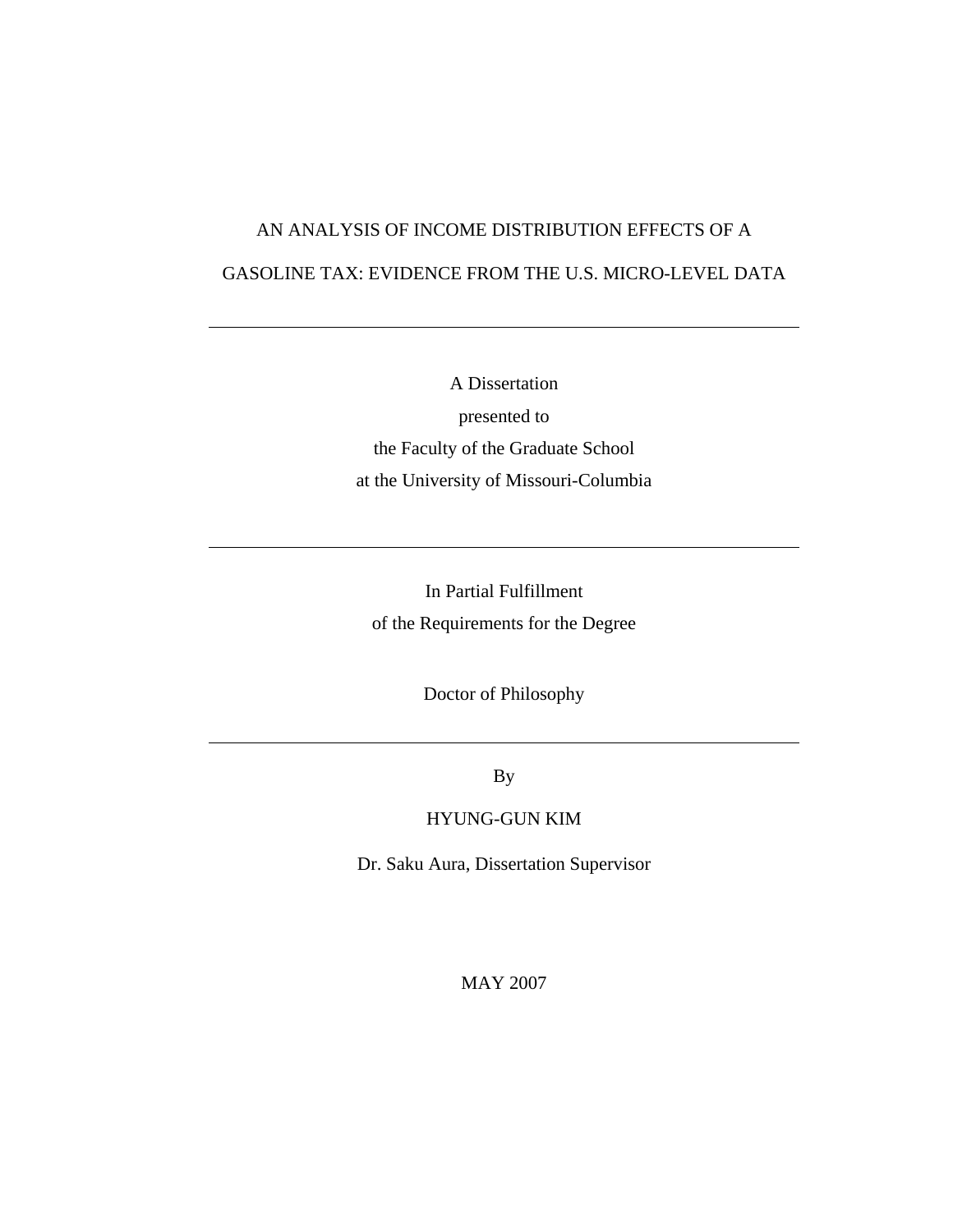# AN ANALYSIS OF INCOME DISTRIBUTION EFFECTS OF A GASOLINE TAX: EVIDENCE FROM THE U.S. MICRO-LEVEL DATA

---

A Dissertation

presented to

the Faculty of the Graduate School

at the University of Missouri-Columbia

---

In Partial Fulfillment

of the Requirements for the Degree

Doctor of Philosophy

---

By

HYUNG-GUN KIM

Dr. Saku Aura, Dissertation Supervisor

MAY 2007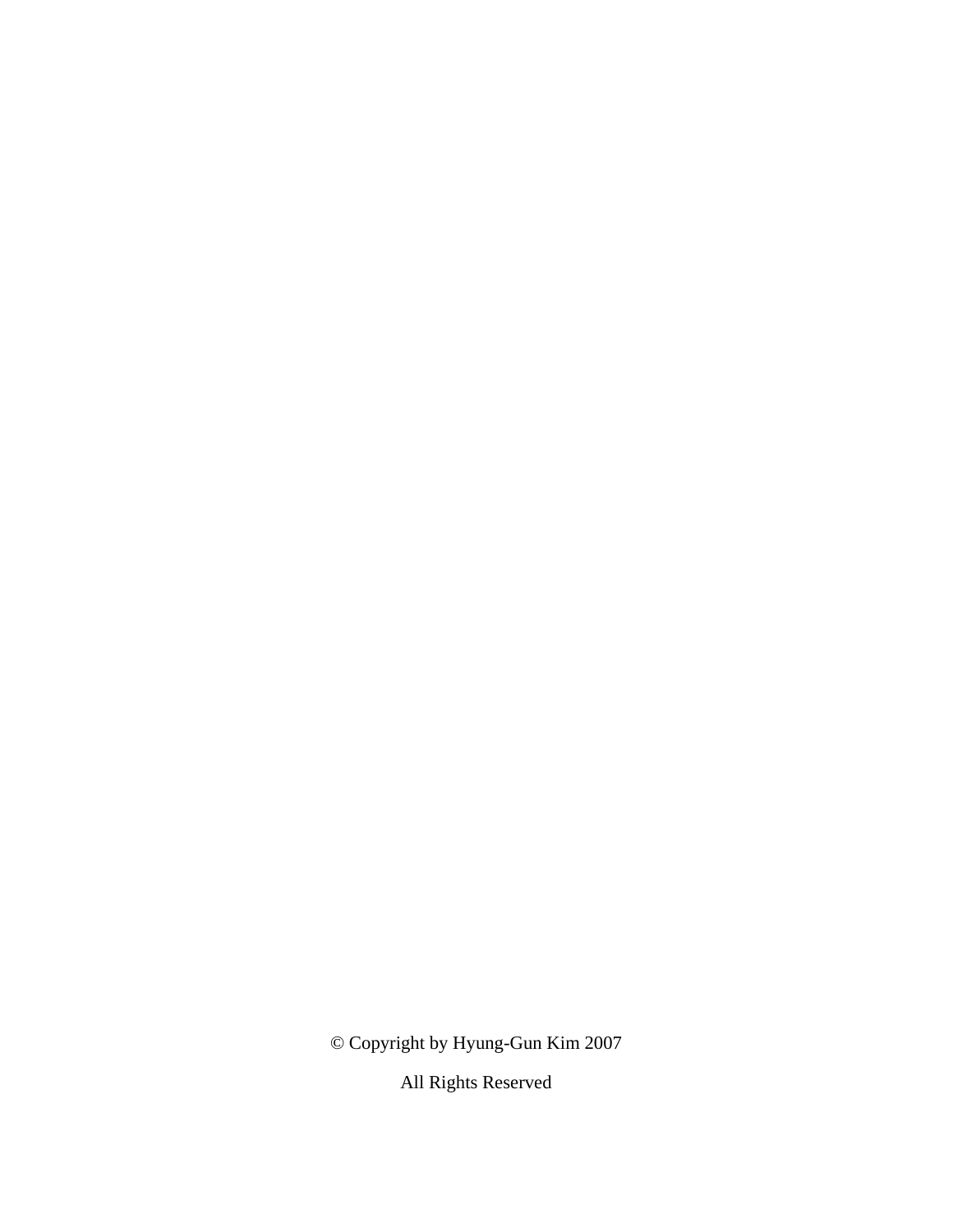© Copyright by Hyung-Gun Kim 2007

All Rights Reserved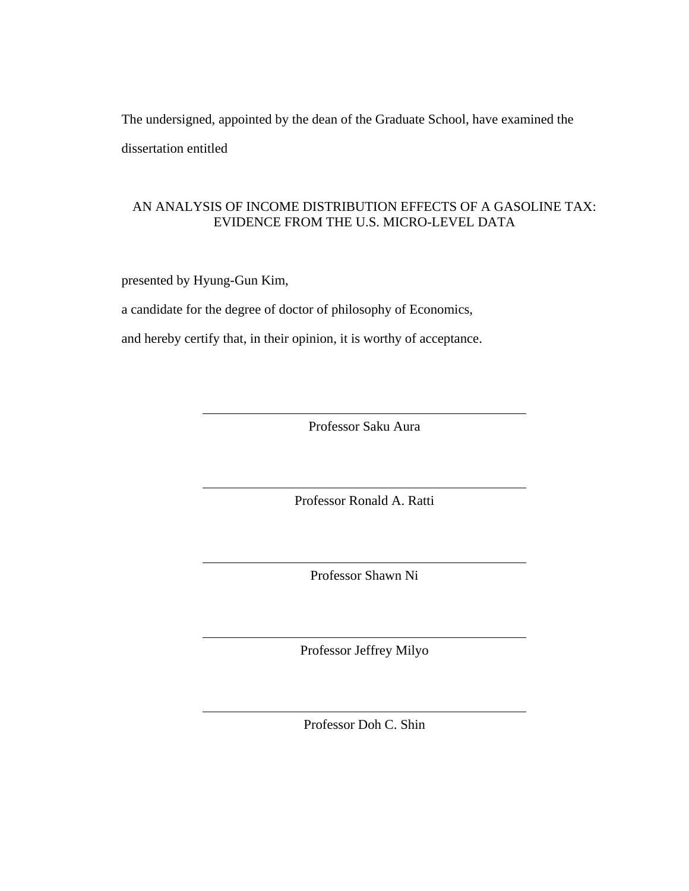The undersigned, appointed by the dean of the Graduate School, have examined the dissertation entitled

AN ANALYSIS OF INCOME DISTRIBUTION EFFECTS OF A GASOLINE TAX: EVIDENCE FROM THE U.S. MICRO-LEVEL DATA

presented by Hyung-Gun Kim,

a candidate for the degree of doctor of philosophy of Economics,

and hereby certify that, in their opinion, it is worthy of acceptance.

Professor Saku Aura

Professor Ronald A. Ratti

Professor Shawn Ni

Professor Jeffrey Milyo

Professor Doh C. Shin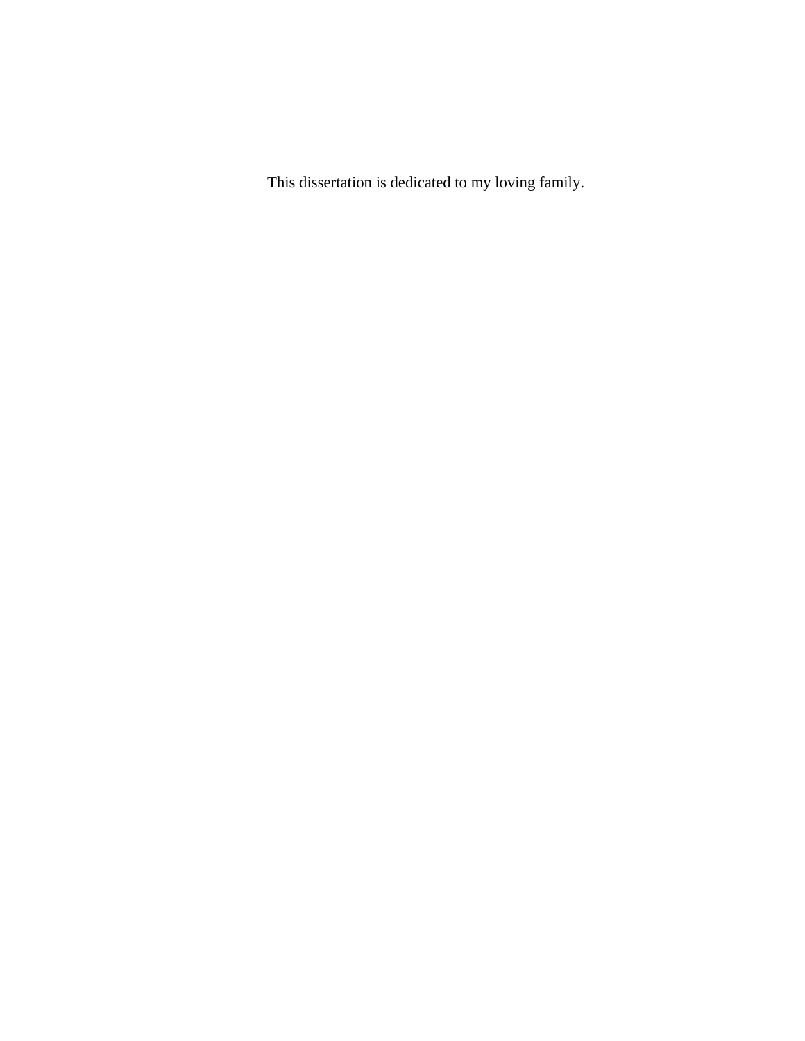This dissertation is dedicated to my loving family.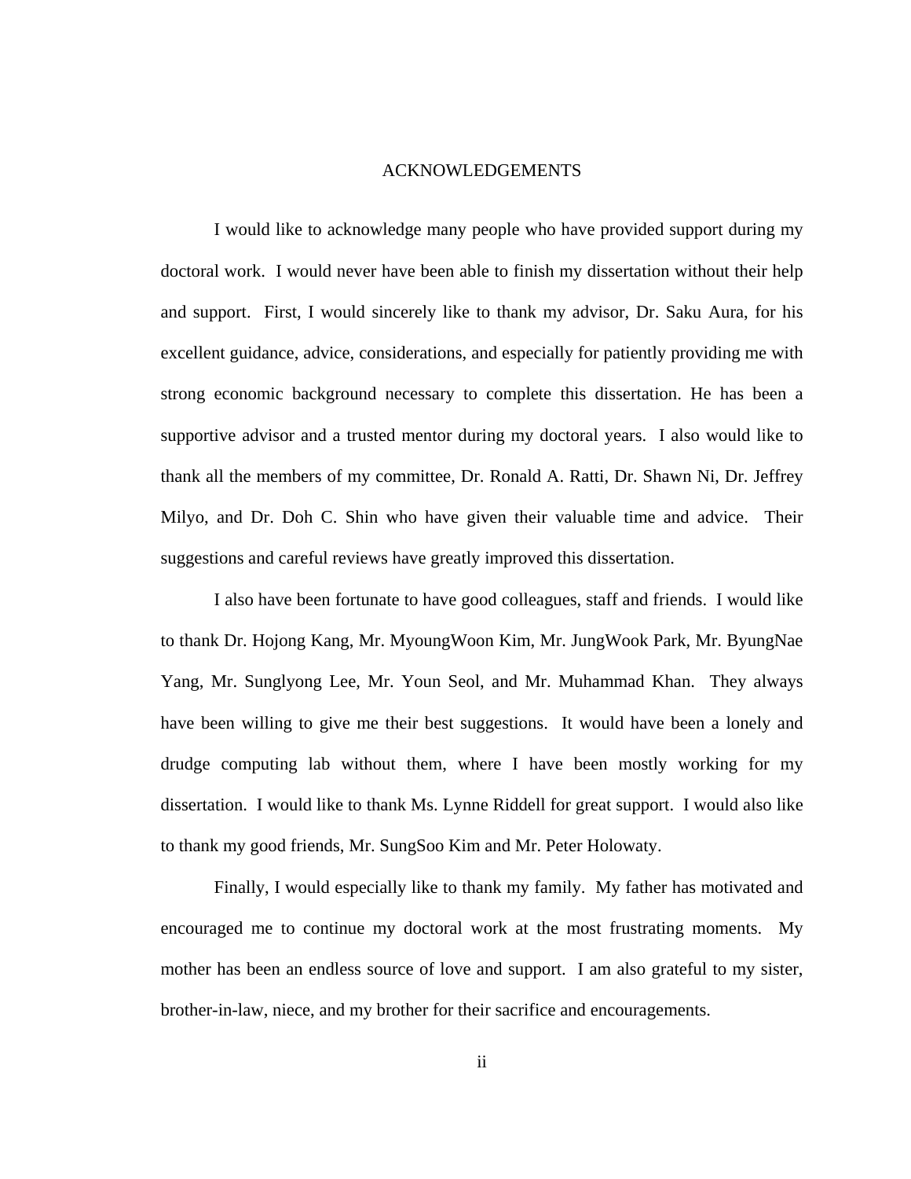# ACKNOWLEDGEMENTS

I would like to acknowledge many people who have provided support during my doctoral work. I would never have been able to finish my dissertation without their help and support. First, I would sincerely like to thank my advisor, Dr. Saku Aura, for his excellent guidance, advice, considerations, and especially for patiently providing me with strong economic background necessary to complete this dissertation. He has been a supportive advisor and a trusted mentor during my doctoral years. I also would like to thank all the members of my committee, Dr. Ronald A. Ratti, Dr. Shawn Ni, Dr. Jeffrey Milyo, and Dr. Doh C. Shin who have given their valuable time and advice. Their suggestions and careful reviews have greatly improved this dissertation.

I also have been fortunate to have good colleagues, staff and friends. I would like to thank Dr. Hojong Kang, Mr. MyoungWoon Kim, Mr. JungWook Park, Mr. ByungNae Yang, Mr. Sunglyong Lee, Mr. Youn Seol, and Mr. Muhammad Khan. They always have been willing to give me their best suggestions. It would have been a lonely and drudge computing lab without them, where I have been mostly working for my dissertation. I would like to thank Ms. Lynne Riddell for great support. I would also like to thank my good friends, Mr. SungSoo Kim and Mr. Peter Holowaty.

Finally, I would especially like to thank my family. My father has motivated and encouraged me to continue my doctoral work at the most frustrating moments. My mother has been an endless source of love and support. I am also grateful to my sister, brother-in-law, niece, and my brother for their sacrifice and encouragements.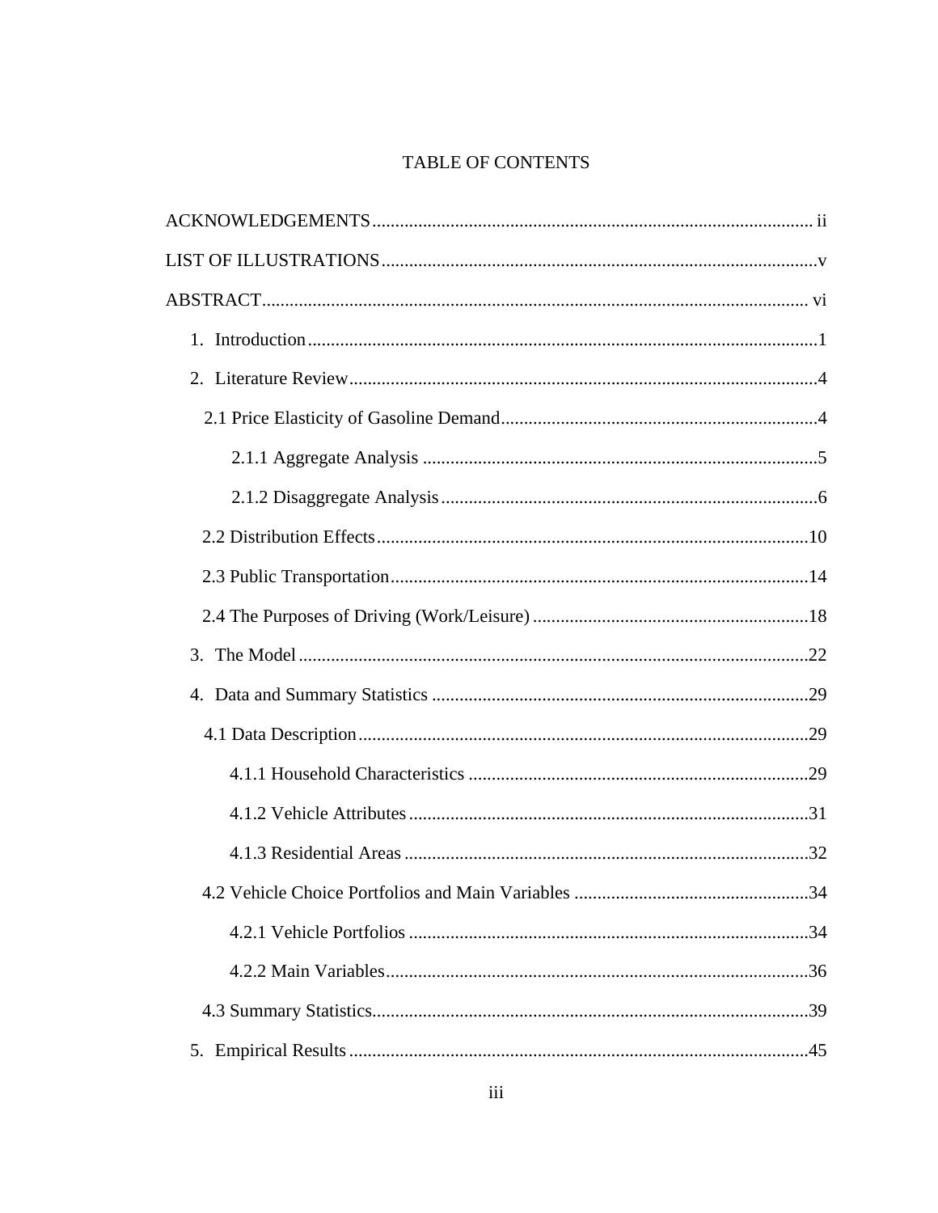# TABLE OF CONTENTS

ACKNOWLEDGEMENTS ..... ii

LIST OF ILLUSTRATIONS ..... v

ABSTRACT ..... vi

1. Introduction ..... 1
2. Literature Review ..... 4
   - 2.1 Price Elasticity of Gasoline Demand ..... 4
     - 2.1.1 Aggregate Analysis ..... 5
     - 2.1.2 Disaggregate Analysis ..... 6
   - 2.2 Distribution Effects ..... 10
   - 2.3 Public Transportation ..... 14
   - 2.4 The Purposes of Driving (Work/Leisure) ..... 18
3. The Model ..... 22
4. Data and Summary Statistics ..... 29
   - 4.1 Data Description ..... 29
     - 4.1.1 Household Characteristics ..... 29
     - 4.1.2 Vehicle Attributes ..... 31
     - 4.1.3 Residential Areas ..... 32
   - 4.2 Vehicle Choice Portfolios and Main Variables ..... 34
     - 4.2.1 Vehicle Portfolios ..... 34
     - 4.2.2 Main Variables ..... 36
   - 4.3 Summary Statistics ..... 39
5. Empirical Results ..... 45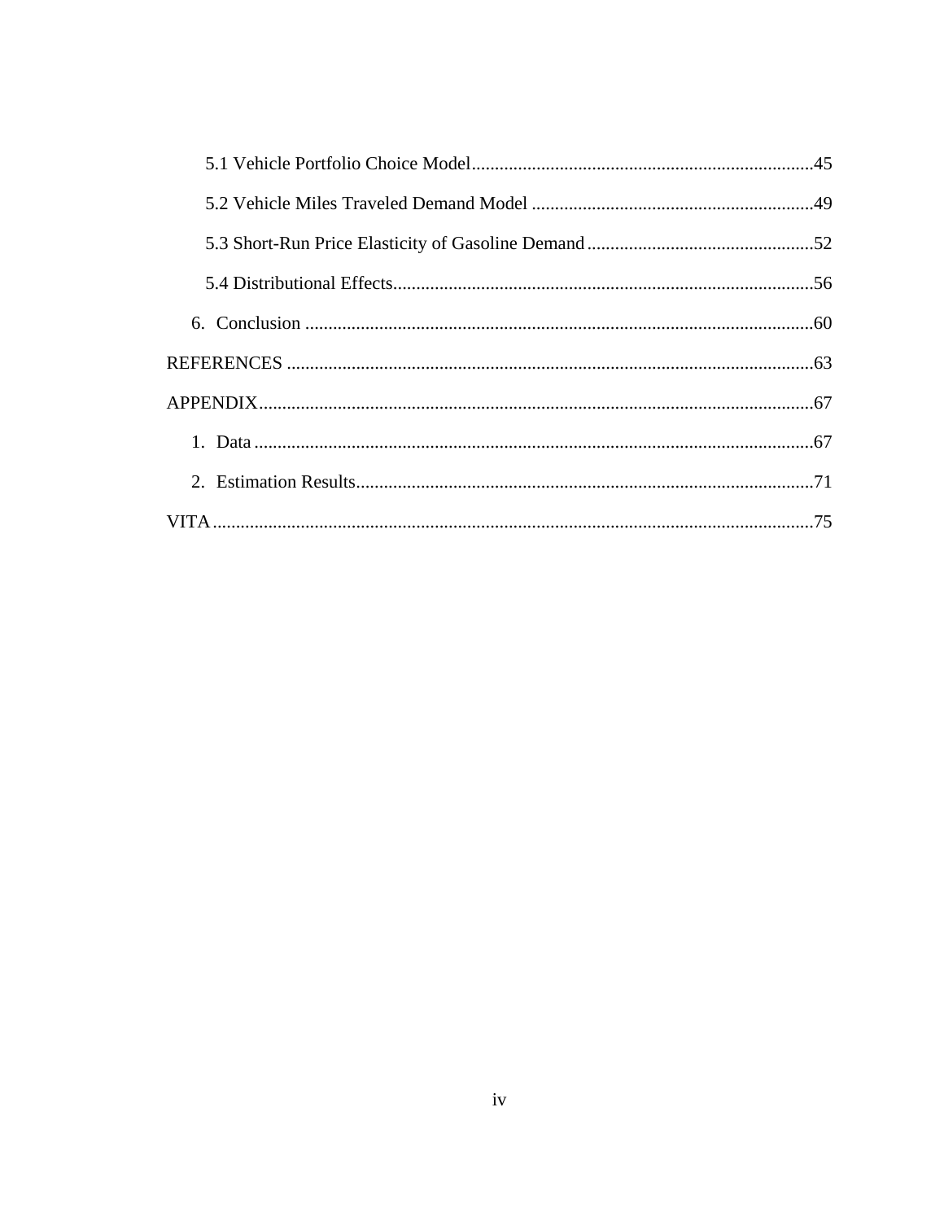5.1 Vehicle Portfolio Choice Model..........................................................................45

5.2 Vehicle Miles Traveled Demand Model .............................................................49

5.3 Short-Run Price Elasticity of Gasoline Demand.................................................52

5.4 Distributional Effects...........................................................................................56

6. Conclusion ..............................................................................................................60

REFERENCES ..................................................................................................................63

APPENDIX........................................................................................................................67

1. Data .........................................................................................................................67

2. Estimation Results...................................................................................................71

VITA..................................................................................................................................75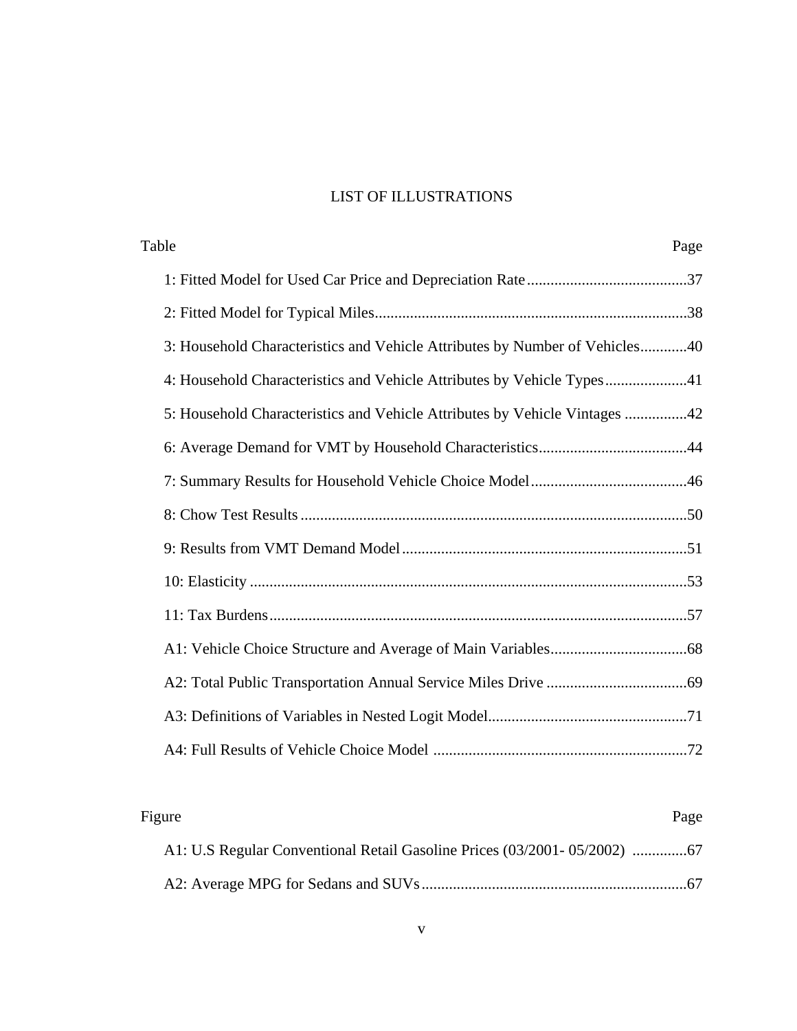# LIST OF ILLUSTRATIONS

| Table | Page |
|---|---|
| 1: Fitted Model for Used Car Price and Depreciation Rate | 37 |
| 2: Fitted Model for Typical Miles | 38 |
| 3: Household Characteristics and Vehicle Attributes by Number of Vehicles | 40 |
| 4: Household Characteristics and Vehicle Attributes by Vehicle Types | 41 |
| 5: Household Characteristics and Vehicle Attributes by Vehicle Vintages | 42 |
| 6: Average Demand for VMT by Household Characteristics | 44 |
| 7: Summary Results for Household Vehicle Choice Model | 46 |
| 8: Chow Test Results | 50 |
| 9: Results from VMT Demand Model | 51 |
| 10: Elasticity | 53 |
| 11: Tax Burdens | 57 |
| A1: Vehicle Choice Structure and Average of Main Variables | 68 |
| A2: Total Public Transportation Annual Service Miles Drive | 69 |
| A3: Definitions of Variables in Nested Logit Model | 71 |
| A4: Full Results of Vehicle Choice Model | 72 |

| Figure | Page |
|---|---|
| A1: U.S Regular Conventional Retail Gasoline Prices (03/2001- 05/2002) | 67 |
| A2: Average MPG for Sedans and SUVs | 67 |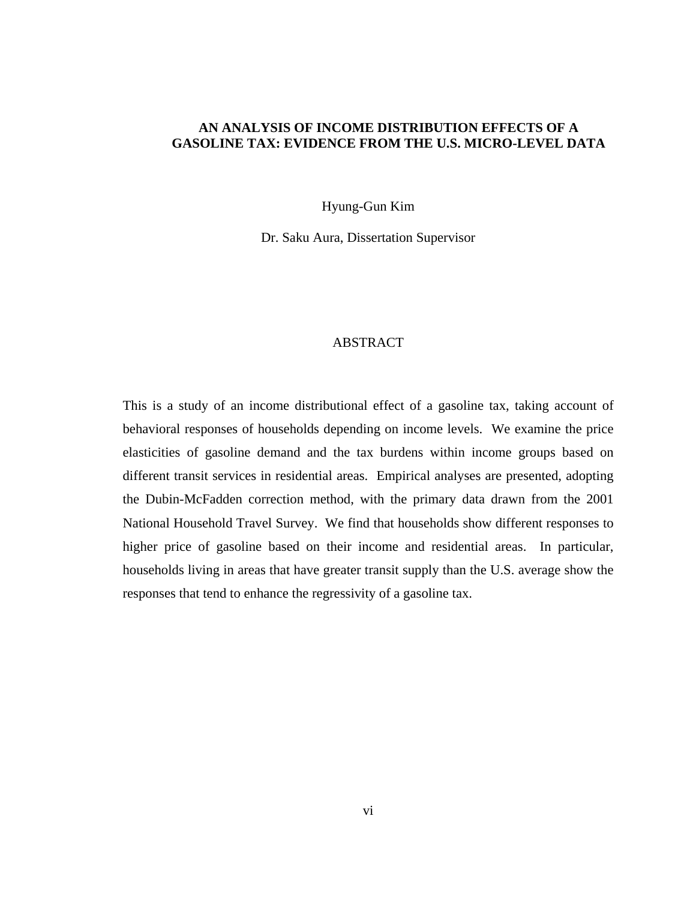# AN ANALYSIS OF INCOME DISTRIBUTION EFFECTS OF A GASOLINE TAX: EVIDENCE FROM THE U.S. MICRO-LEVEL DATA

Hyung-Gun Kim

Dr. Saku Aura, Dissertation Supervisor

## ABSTRACT

This is a study of an income distributional effect of a gasoline tax, taking account of behavioral responses of households depending on income levels. We examine the price elasticities of gasoline demand and the tax burdens within income groups based on different transit services in residential areas. Empirical analyses are presented, adopting the Dubin-McFadden correction method, with the primary data drawn from the 2001 National Household Travel Survey. We find that households show different responses to higher price of gasoline based on their income and residential areas. In particular, households living in areas that have greater transit supply than the U.S. average show the responses that tend to enhance the regressivity of a gasoline tax.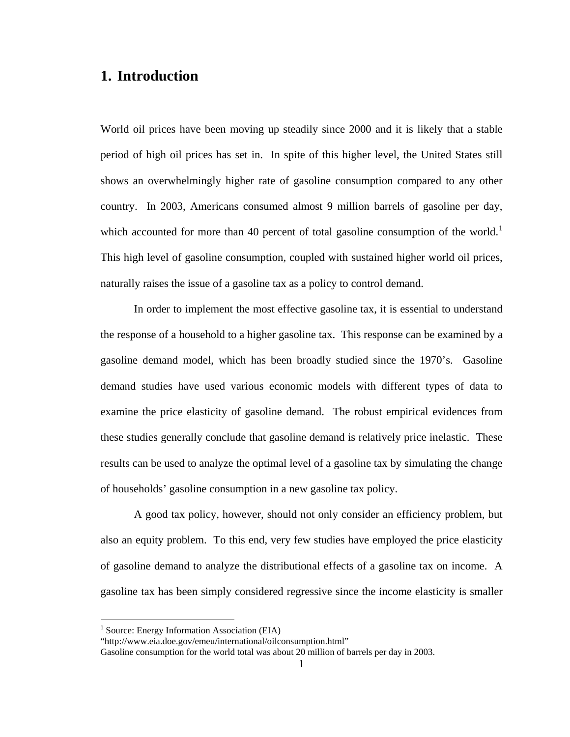# 1. Introduction

World oil prices have been moving up steadily since 2000 and it is likely that a stable period of high oil prices has set in. In spite of this higher level, the United States still shows an overwhelmingly higher rate of gasoline consumption compared to any other country. In 2003, Americans consumed almost 9 million barrels of gasoline per day, which accounted for more than 40 percent of total gasoline consumption of the world.[1] This high level of gasoline consumption, coupled with sustained higher world oil prices, naturally raises the issue of a gasoline tax as a policy to control demand.

In order to implement the most effective gasoline tax, it is essential to understand the response of a household to a higher gasoline tax. This response can be examined by a gasoline demand model, which has been broadly studied since the 1970's. Gasoline demand studies have used various economic models with different types of data to examine the price elasticity of gasoline demand. The robust empirical evidences from these studies generally conclude that gasoline demand is relatively price inelastic. These results can be used to analyze the optimal level of a gasoline tax by simulating the change of households' gasoline consumption in a new gasoline tax policy.

A good tax policy, however, should not only consider an efficiency problem, but also an equity problem. To this end, very few studies have employed the price elasticity of gasoline demand to analyze the distributional effects of a gasoline tax on income. A gasoline tax has been simply considered regressive since the income elasticity is smaller

---

[1] Source: Energy Information Association (EIA)
"http://www.eia.doe.gov/emeu/international/oilconsumption.html"
Gasoline consumption for the world total was about 20 million of barrels per day in 2003.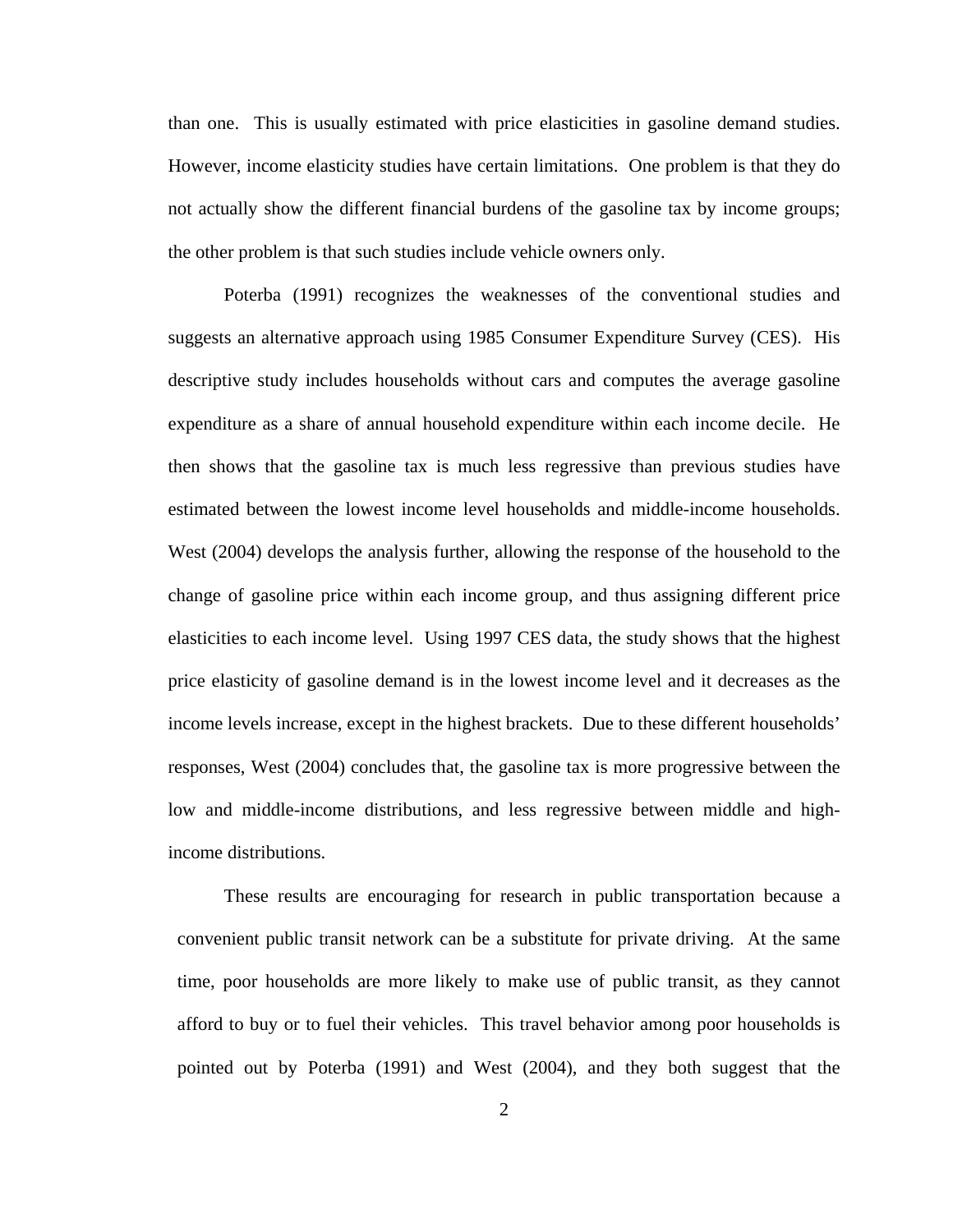than one. This is usually estimated with price elasticities in gasoline demand studies. However, income elasticity studies have certain limitations. One problem is that they do not actually show the different financial burdens of the gasoline tax by income groups; the other problem is that such studies include vehicle owners only.

Poterba (1991) recognizes the weaknesses of the conventional studies and suggests an alternative approach using 1985 Consumer Expenditure Survey (CES). His descriptive study includes households without cars and computes the average gasoline expenditure as a share of annual household expenditure within each income decile. He then shows that the gasoline tax is much less regressive than previous studies have estimated between the lowest income level households and middle-income households. West (2004) develops the analysis further, allowing the response of the household to the change of gasoline price within each income group, and thus assigning different price elasticities to each income level. Using 1997 CES data, the study shows that the highest price elasticity of gasoline demand is in the lowest income level and it decreases as the income levels increase, except in the highest brackets. Due to these different households' responses, West (2004) concludes that, the gasoline tax is more progressive between the low and middle-income distributions, and less regressive between middle and high-income distributions.

These results are encouraging for research in public transportation because a convenient public transit network can be a substitute for private driving. At the same time, poor households are more likely to make use of public transit, as they cannot afford to buy or to fuel their vehicles. This travel behavior among poor households is pointed out by Poterba (1991) and West (2004), and they both suggest that the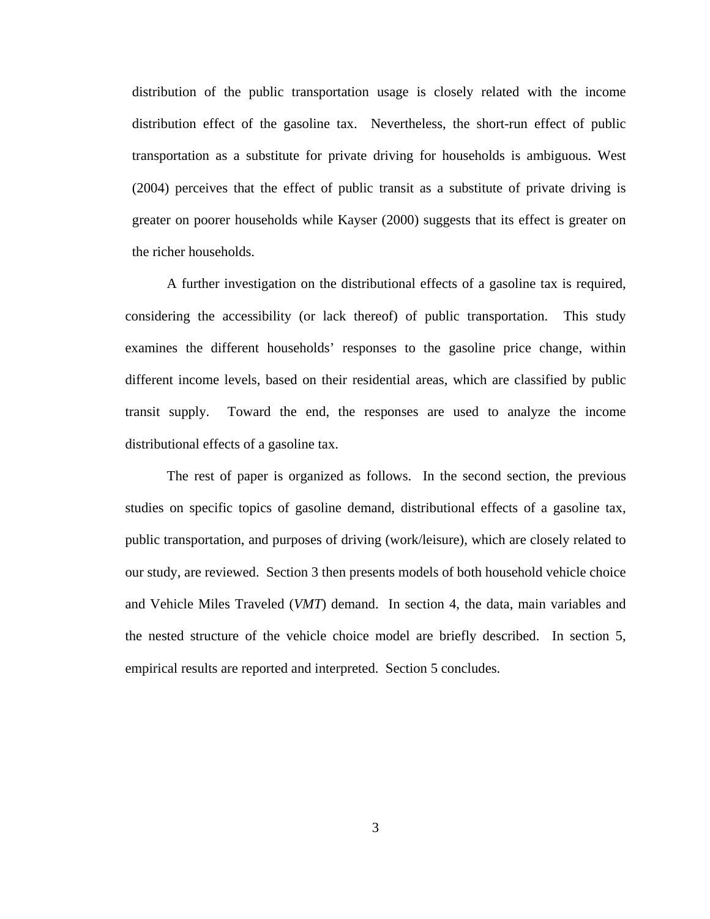distribution of the public transportation usage is closely related with the income distribution effect of the gasoline tax. Nevertheless, the short-run effect of public transportation as a substitute for private driving for households is ambiguous. West (2004) perceives that the effect of public transit as a substitute of private driving is greater on poorer households while Kayser (2000) suggests that its effect is greater on the richer households.

A further investigation on the distributional effects of a gasoline tax is required, considering the accessibility (or lack thereof) of public transportation. This study examines the different households' responses to the gasoline price change, within different income levels, based on their residential areas, which are classified by public transit supply. Toward the end, the responses are used to analyze the income distributional effects of a gasoline tax.

The rest of paper is organized as follows. In the second section, the previous studies on specific topics of gasoline demand, distributional effects of a gasoline tax, public transportation, and purposes of driving (work/leisure), which are closely related to our study, are reviewed. Section 3 then presents models of both household vehicle choice and Vehicle Miles Traveled (*VMT*) demand. In section 4, the data, main variables and the nested structure of the vehicle choice model are briefly described. In section 5, empirical results are reported and interpreted. Section 5 concludes.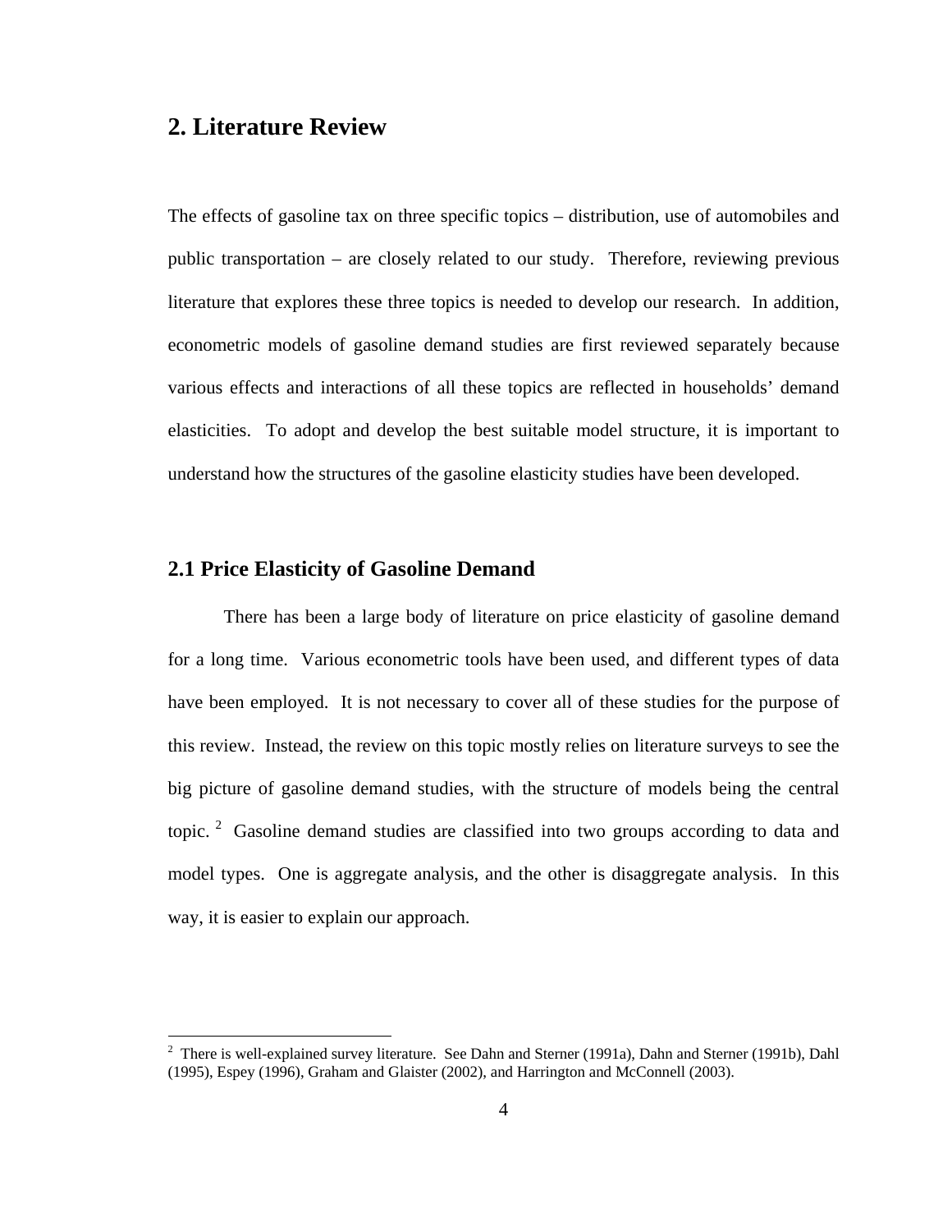## 2. Literature Review

The effects of gasoline tax on three specific topics – distribution, use of automobiles and public transportation – are closely related to our study. Therefore, reviewing previous literature that explores these three topics is needed to develop our research. In addition, econometric models of gasoline demand studies are first reviewed separately because various effects and interactions of all these topics are reflected in households' demand elasticities. To adopt and develop the best suitable model structure, it is important to understand how the structures of the gasoline elasticity studies have been developed.

### 2.1 Price Elasticity of Gasoline Demand

There has been a large body of literature on price elasticity of gasoline demand for a long time. Various econometric tools have been used, and different types of data have been employed. It is not necessary to cover all of these studies for the purpose of this review. Instead, the review on this topic mostly relies on literature surveys to see the big picture of gasoline demand studies, with the structure of models being the central topic.[2] Gasoline demand studies are classified into two groups according to data and model types. One is aggregate analysis, and the other is disaggregate analysis. In this way, it is easier to explain our approach.

---

[2] There is well-explained survey literature. See Dahn and Sterner (1991a), Dahn and Sterner (1991b), Dahl (1995), Espey (1996), Graham and Glaister (2002), and Harrington and McConnell (2003).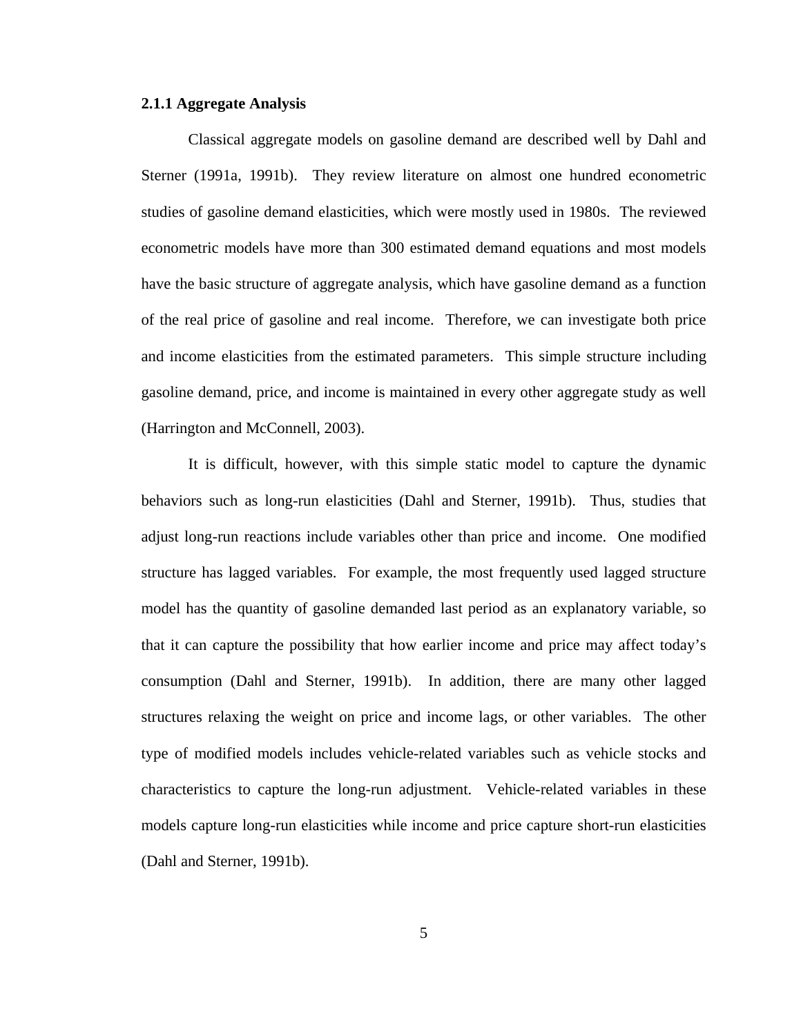### 2.1.1 Aggregate Analysis

Classical aggregate models on gasoline demand are described well by Dahl and Sterner (1991a, 1991b). They review literature on almost one hundred econometric studies of gasoline demand elasticities, which were mostly used in 1980s. The reviewed econometric models have more than 300 estimated demand equations and most models have the basic structure of aggregate analysis, which have gasoline demand as a function of the real price of gasoline and real income. Therefore, we can investigate both price and income elasticities from the estimated parameters. This simple structure including gasoline demand, price, and income is maintained in every other aggregate study as well (Harrington and McConnell, 2003).

It is difficult, however, with this simple static model to capture the dynamic behaviors such as long-run elasticities (Dahl and Sterner, 1991b). Thus, studies that adjust long-run reactions include variables other than price and income. One modified structure has lagged variables. For example, the most frequently used lagged structure model has the quantity of gasoline demanded last period as an explanatory variable, so that it can capture the possibility that how earlier income and price may affect today's consumption (Dahl and Sterner, 1991b). In addition, there are many other lagged structures relaxing the weight on price and income lags, or other variables. The other type of modified models includes vehicle-related variables such as vehicle stocks and characteristics to capture the long-run adjustment. Vehicle-related variables in these models capture long-run elasticities while income and price capture short-run elasticities (Dahl and Sterner, 1991b).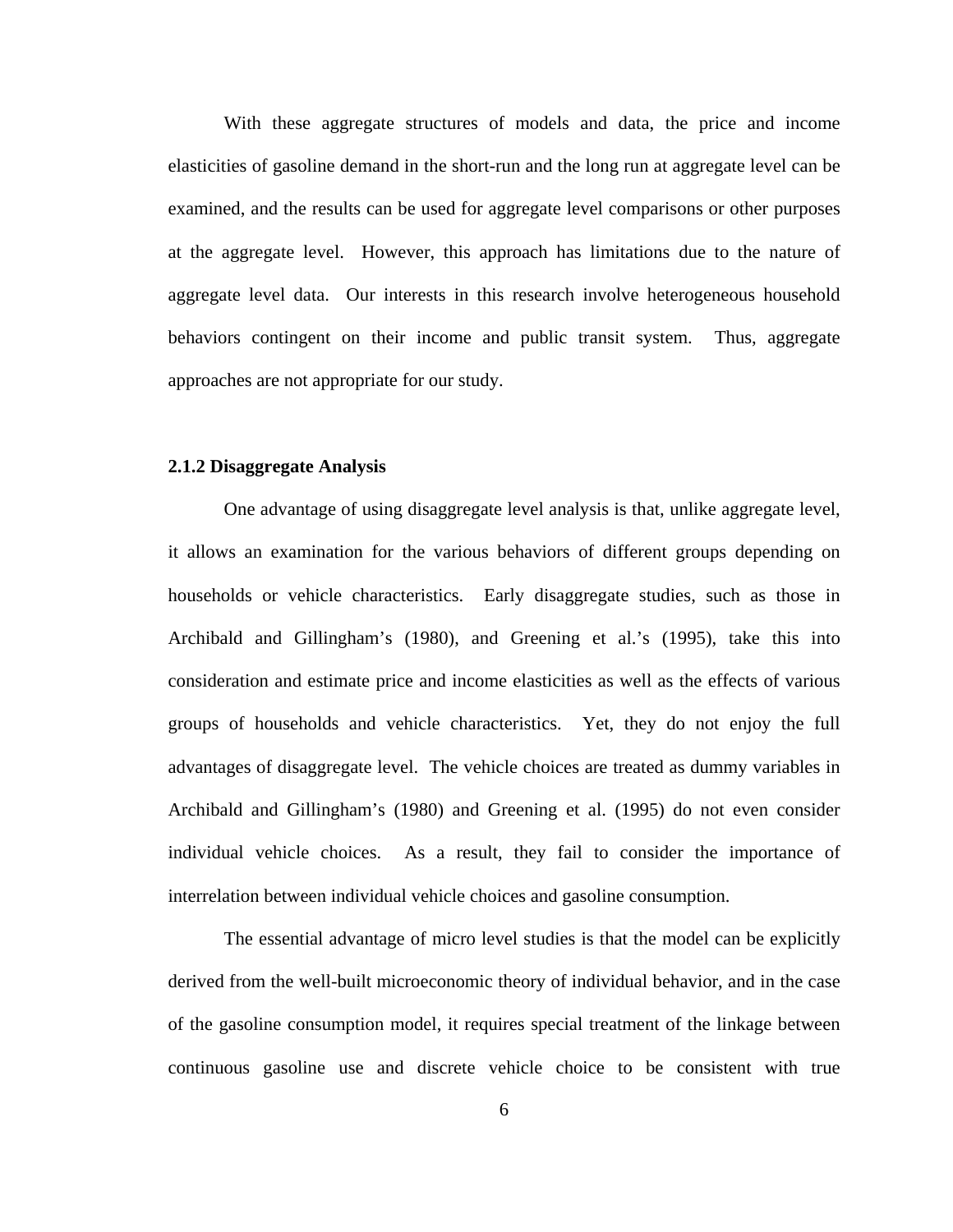With these aggregate structures of models and data, the price and income elasticities of gasoline demand in the short-run and the long run at aggregate level can be examined, and the results can be used for aggregate level comparisons or other purposes at the aggregate level. However, this approach has limitations due to the nature of aggregate level data. Our interests in this research involve heterogeneous household behaviors contingent on their income and public transit system. Thus, aggregate approaches are not appropriate for our study.

### 2.1.2 Disaggregate Analysis

One advantage of using disaggregate level analysis is that, unlike aggregate level, it allows an examination for the various behaviors of different groups depending on households or vehicle characteristics. Early disaggregate studies, such as those in Archibald and Gillingham's (1980), and Greening et al.'s (1995), take this into consideration and estimate price and income elasticities as well as the effects of various groups of households and vehicle characteristics. Yet, they do not enjoy the full advantages of disaggregate level. The vehicle choices are treated as dummy variables in Archibald and Gillingham's (1980) and Greening et al. (1995) do not even consider individual vehicle choices. As a result, they fail to consider the importance of interrelation between individual vehicle choices and gasoline consumption.

The essential advantage of micro level studies is that the model can be explicitly derived from the well-built microeconomic theory of individual behavior, and in the case of the gasoline consumption model, it requires special treatment of the linkage between continuous gasoline use and discrete vehicle choice to be consistent with true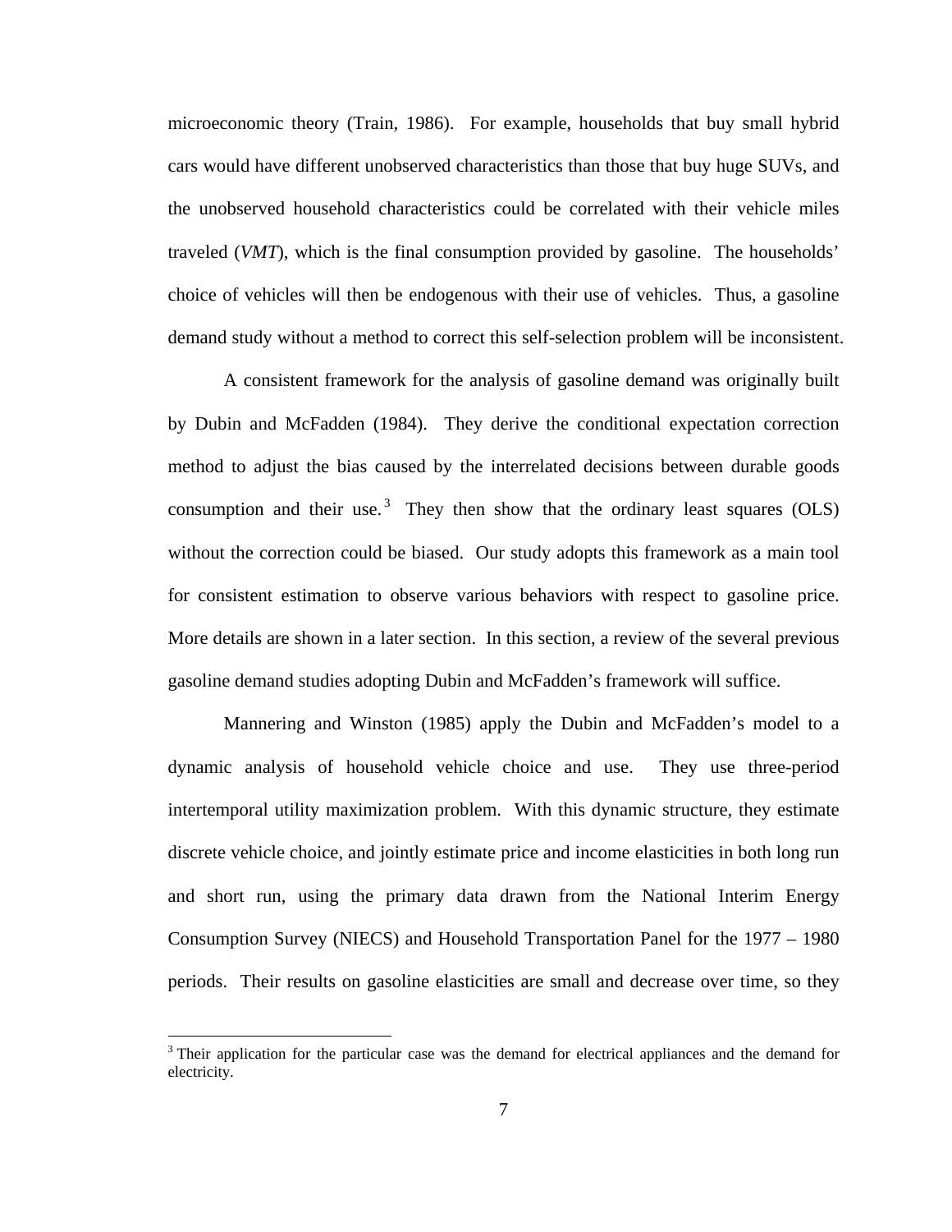microeconomic theory (Train, 1986). For example, households that buy small hybrid cars would have different unobserved characteristics than those that buy huge SUVs, and the unobserved household characteristics could be correlated with their vehicle miles traveled (*VMT*), which is the final consumption provided by gasoline. The households' choice of vehicles will then be endogenous with their use of vehicles. Thus, a gasoline demand study without a method to correct this self-selection problem will be inconsistent.

A consistent framework for the analysis of gasoline demand was originally built by Dubin and McFadden (1984). They derive the conditional expectation correction method to adjust the bias caused by the interrelated decisions between durable goods consumption and their use.[3] They then show that the ordinary least squares (OLS) without the correction could be biased. Our study adopts this framework as a main tool for consistent estimation to observe various behaviors with respect to gasoline price. More details are shown in a later section. In this section, a review of the several previous gasoline demand studies adopting Dubin and McFadden's framework will suffice.

Mannering and Winston (1985) apply the Dubin and McFadden's model to a dynamic analysis of household vehicle choice and use. They use three-period intertemporal utility maximization problem. With this dynamic structure, they estimate discrete vehicle choice, and jointly estimate price and income elasticities in both long run and short run, using the primary data drawn from the National Interim Energy Consumption Survey (NIECS) and Household Transportation Panel for the 1977 – 1980 periods. Their results on gasoline elasticities are small and decrease over time, so they

---

[3] Their application for the particular case was the demand for electrical appliances and the demand for electricity.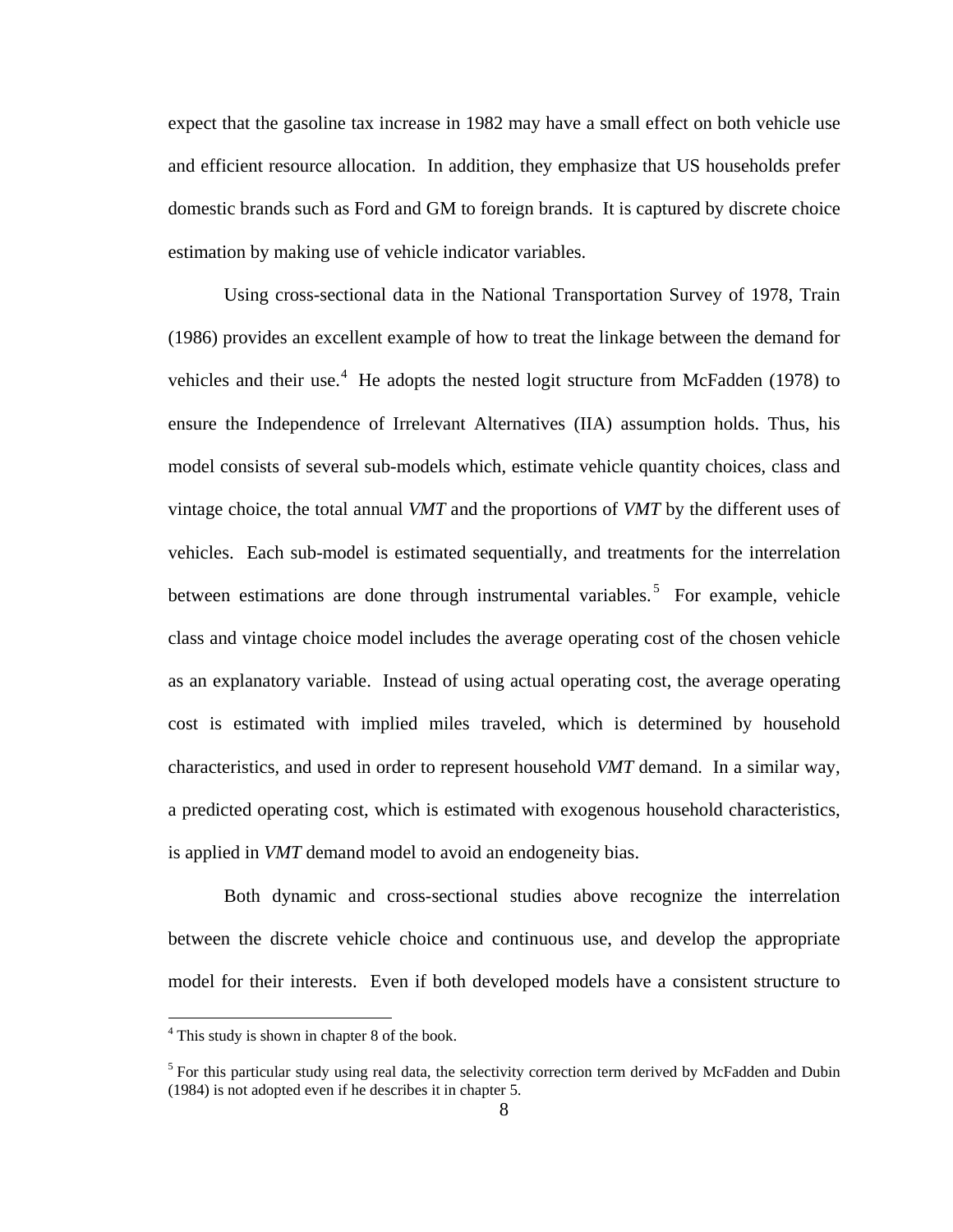expect that the gasoline tax increase in 1982 may have a small effect on both vehicle use and efficient resource allocation. In addition, they emphasize that US households prefer domestic brands such as Ford and GM to foreign brands. It is captured by discrete choice estimation by making use of vehicle indicator variables.

Using cross-sectional data in the National Transportation Survey of 1978, Train (1986) provides an excellent example of how to treat the linkage between the demand for vehicles and their use.[4] He adopts the nested logit structure from McFadden (1978) to ensure the Independence of Irrelevant Alternatives (IIA) assumption holds. Thus, his model consists of several sub-models which, estimate vehicle quantity choices, class and vintage choice, the total annual *VMT* and the proportions of *VMT* by the different uses of vehicles. Each sub-model is estimated sequentially, and treatments for the interrelation between estimations are done through instrumental variables.[5] For example, vehicle class and vintage choice model includes the average operating cost of the chosen vehicle as an explanatory variable. Instead of using actual operating cost, the average operating cost is estimated with implied miles traveled, which is determined by household characteristics, and used in order to represent household *VMT* demand. In a similar way, a predicted operating cost, which is estimated with exogenous household characteristics, is applied in *VMT* demand model to avoid an endogeneity bias.

Both dynamic and cross-sectional studies above recognize the interrelation between the discrete vehicle choice and continuous use, and develop the appropriate model for their interests. Even if both developed models have a consistent structure to

---

[4] This study is shown in chapter 8 of the book.

[5] For this particular study using real data, the selectivity correction term derived by McFadden and Dubin (1984) is not adopted even if he describes it in chapter 5.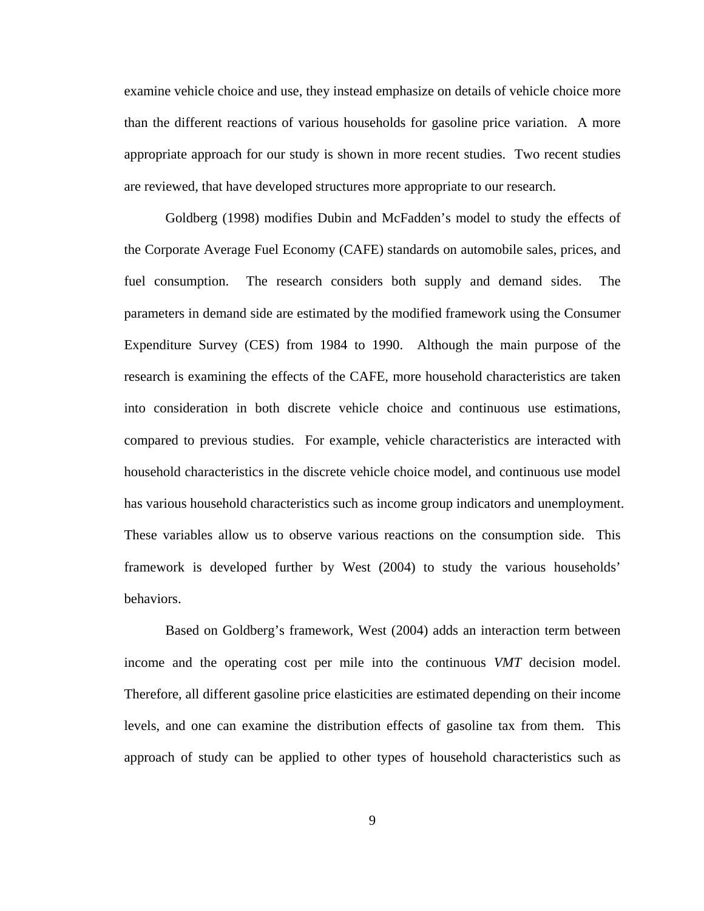examine vehicle choice and use, they instead emphasize on details of vehicle choice more than the different reactions of various households for gasoline price variation. A more appropriate approach for our study is shown in more recent studies. Two recent studies are reviewed, that have developed structures more appropriate to our research.

Goldberg (1998) modifies Dubin and McFadden's model to study the effects of the Corporate Average Fuel Economy (CAFE) standards on automobile sales, prices, and fuel consumption. The research considers both supply and demand sides. The parameters in demand side are estimated by the modified framework using the Consumer Expenditure Survey (CES) from 1984 to 1990. Although the main purpose of the research is examining the effects of the CAFE, more household characteristics are taken into consideration in both discrete vehicle choice and continuous use estimations, compared to previous studies. For example, vehicle characteristics are interacted with household characteristics in the discrete vehicle choice model, and continuous use model has various household characteristics such as income group indicators and unemployment. These variables allow us to observe various reactions on the consumption side. This framework is developed further by West (2004) to study the various households' behaviors.

Based on Goldberg's framework, West (2004) adds an interaction term between income and the operating cost per mile into the continuous *VMT* decision model. Therefore, all different gasoline price elasticities are estimated depending on their income levels, and one can examine the distribution effects of gasoline tax from them. This approach of study can be applied to other types of household characteristics such as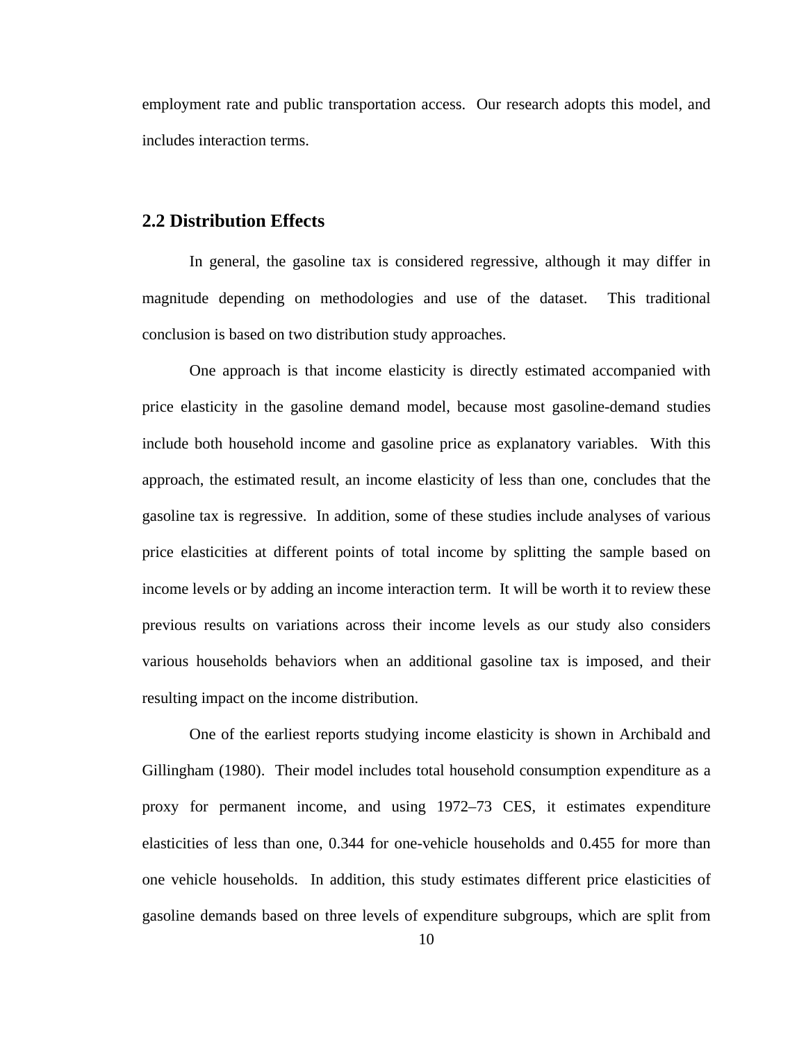employment rate and public transportation access. Our research adopts this model, and includes interaction terms.

## 2.2 Distribution Effects

In general, the gasoline tax is considered regressive, although it may differ in magnitude depending on methodologies and use of the dataset. This traditional conclusion is based on two distribution study approaches.

One approach is that income elasticity is directly estimated accompanied with price elasticity in the gasoline demand model, because most gasoline-demand studies include both household income and gasoline price as explanatory variables. With this approach, the estimated result, an income elasticity of less than one, concludes that the gasoline tax is regressive. In addition, some of these studies include analyses of various price elasticities at different points of total income by splitting the sample based on income levels or by adding an income interaction term. It will be worth it to review these previous results on variations across their income levels as our study also considers various households behaviors when an additional gasoline tax is imposed, and their resulting impact on the income distribution.

One of the earliest reports studying income elasticity is shown in Archibald and Gillingham (1980). Their model includes total household consumption expenditure as a proxy for permanent income, and using 1972–73 CES, it estimates expenditure elasticities of less than one, 0.344 for one-vehicle households and 0.455 for more than one vehicle households. In addition, this study estimates different price elasticities of gasoline demands based on three levels of expenditure subgroups, which are split from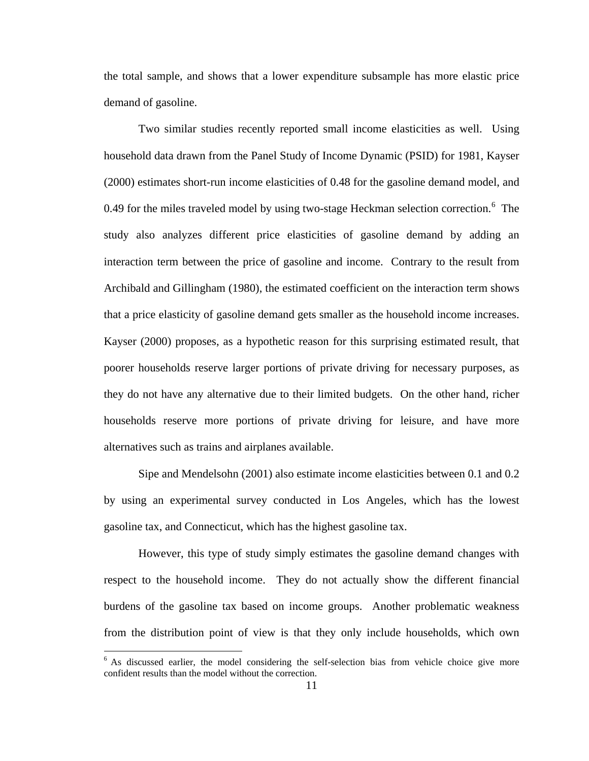the total sample, and shows that a lower expenditure subsample has more elastic price demand of gasoline.

Two similar studies recently reported small income elasticities as well. Using household data drawn from the Panel Study of Income Dynamic (PSID) for 1981, Kayser (2000) estimates short-run income elasticities of 0.48 for the gasoline demand model, and 0.49 for the miles traveled model by using two-stage Heckman selection correction.[6] The study also analyzes different price elasticities of gasoline demand by adding an interaction term between the price of gasoline and income. Contrary to the result from Archibald and Gillingham (1980), the estimated coefficient on the interaction term shows that a price elasticity of gasoline demand gets smaller as the household income increases. Kayser (2000) proposes, as a hypothetic reason for this surprising estimated result, that poorer households reserve larger portions of private driving for necessary purposes, as they do not have any alternative due to their limited budgets. On the other hand, richer households reserve more portions of private driving for leisure, and have more alternatives such as trains and airplanes available.

Sipe and Mendelsohn (2001) also estimate income elasticities between 0.1 and 0.2 by using an experimental survey conducted in Los Angeles, which has the lowest gasoline tax, and Connecticut, which has the highest gasoline tax.

However, this type of study simply estimates the gasoline demand changes with respect to the household income. They do not actually show the different financial burdens of the gasoline tax based on income groups. Another problematic weakness from the distribution point of view is that they only include households, which own

[6] As discussed earlier, the model considering the self-selection bias from vehicle choice give more confident results than the model without the correction.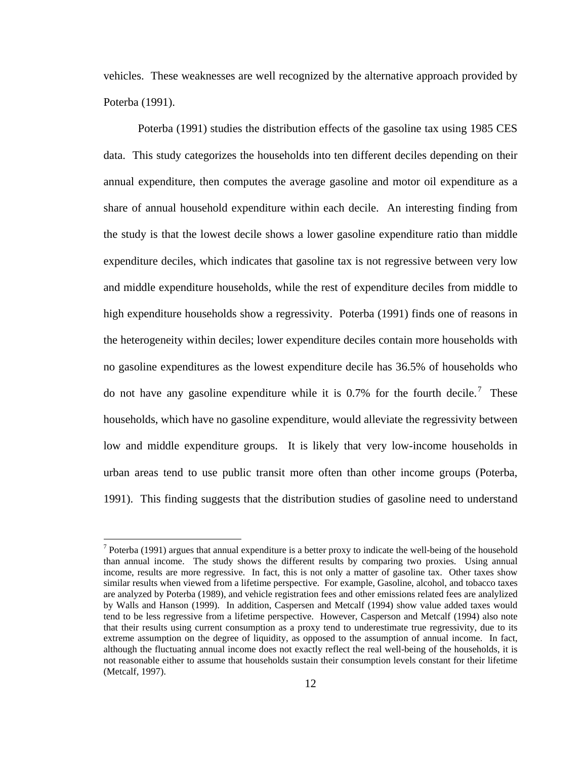vehicles. These weaknesses are well recognized by the alternative approach provided by Poterba (1991).

Poterba (1991) studies the distribution effects of the gasoline tax using 1985 CES data. This study categorizes the households into ten different deciles depending on their annual expenditure, then computes the average gasoline and motor oil expenditure as a share of annual household expenditure within each decile. An interesting finding from the study is that the lowest decile shows a lower gasoline expenditure ratio than middle expenditure deciles, which indicates that gasoline tax is not regressive between very low and middle expenditure households, while the rest of expenditure deciles from middle to high expenditure households show a regressivity. Poterba (1991) finds one of reasons in the heterogeneity within deciles; lower expenditure deciles contain more households with no gasoline expenditures as the lowest expenditure decile has 36.5% of households who do not have any gasoline expenditure while it is 0.7% for the fourth decile.[7] These households, which have no gasoline expenditure, would alleviate the regressivity between low and middle expenditure groups. It is likely that very low-income households in urban areas tend to use public transit more often than other income groups (Poterba, 1991). This finding suggests that the distribution studies of gasoline need to understand

---

[7] Poterba (1991) argues that annual expenditure is a better proxy to indicate the well-being of the household than annual income. The study shows the different results by comparing two proxies. Using annual income, results are more regressive. In fact, this is not only a matter of gasoline tax. Other taxes show similar results when viewed from a lifetime perspective. For example, Gasoline, alcohol, and tobacco taxes are analyzed by Poterba (1989), and vehicle registration fees and other emissions related fees are analylized by Walls and Hanson (1999). In addition, Caspersen and Metcalf (1994) show value added taxes would tend to be less regressive from a lifetime perspective. However, Casperson and Metcalf (1994) also note that their results using current consumption as a proxy tend to underestimate true regressivity, due to its extreme assumption on the degree of liquidity, as opposed to the assumption of annual income. In fact, although the fluctuating annual income does not exactly reflect the real well-being of the households, it is not reasonable either to assume that households sustain their consumption levels constant for their lifetime (Metcalf, 1997).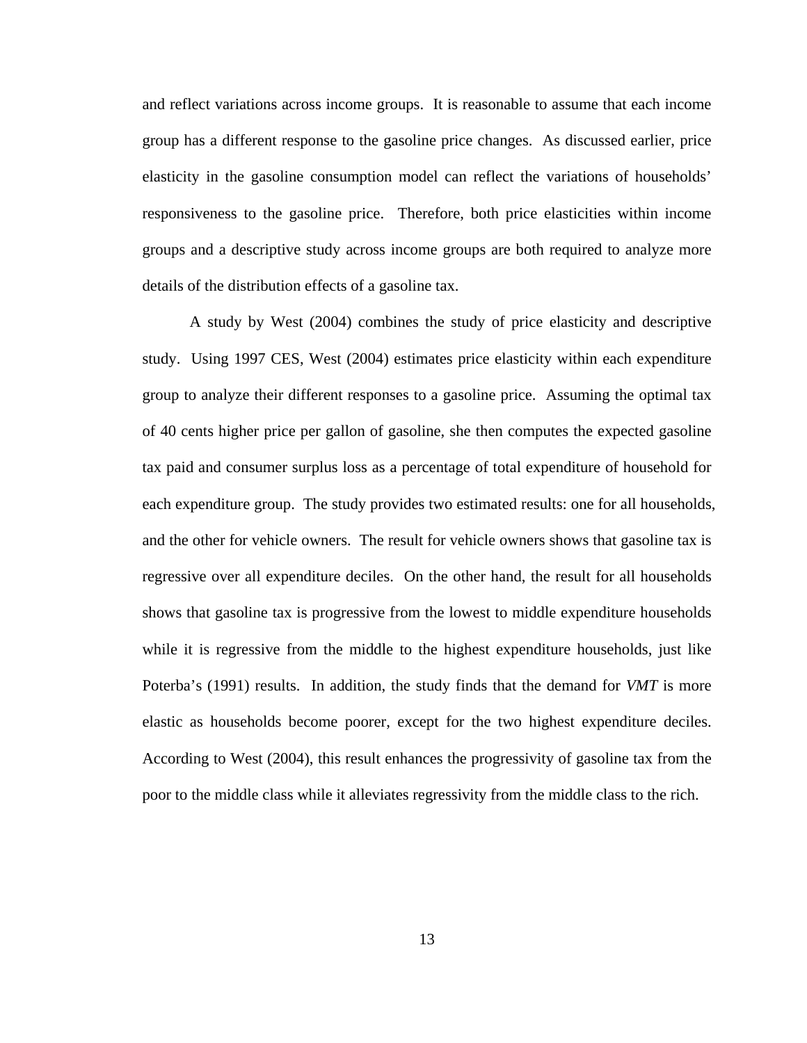and reflect variations across income groups. It is reasonable to assume that each income group has a different response to the gasoline price changes. As discussed earlier, price elasticity in the gasoline consumption model can reflect the variations of households' responsiveness to the gasoline price. Therefore, both price elasticities within income groups and a descriptive study across income groups are both required to analyze more details of the distribution effects of a gasoline tax.

A study by West (2004) combines the study of price elasticity and descriptive study. Using 1997 CES, West (2004) estimates price elasticity within each expenditure group to analyze their different responses to a gasoline price. Assuming the optimal tax of 40 cents higher price per gallon of gasoline, she then computes the expected gasoline tax paid and consumer surplus loss as a percentage of total expenditure of household for each expenditure group. The study provides two estimated results: one for all households, and the other for vehicle owners. The result for vehicle owners shows that gasoline tax is regressive over all expenditure deciles. On the other hand, the result for all households shows that gasoline tax is progressive from the lowest to middle expenditure households while it is regressive from the middle to the highest expenditure households, just like Poterba's (1991) results. In addition, the study finds that the demand for *VMT* is more elastic as households become poorer, except for the two highest expenditure deciles. According to West (2004), this result enhances the progressivity of gasoline tax from the poor to the middle class while it alleviates regressivity from the middle class to the rich.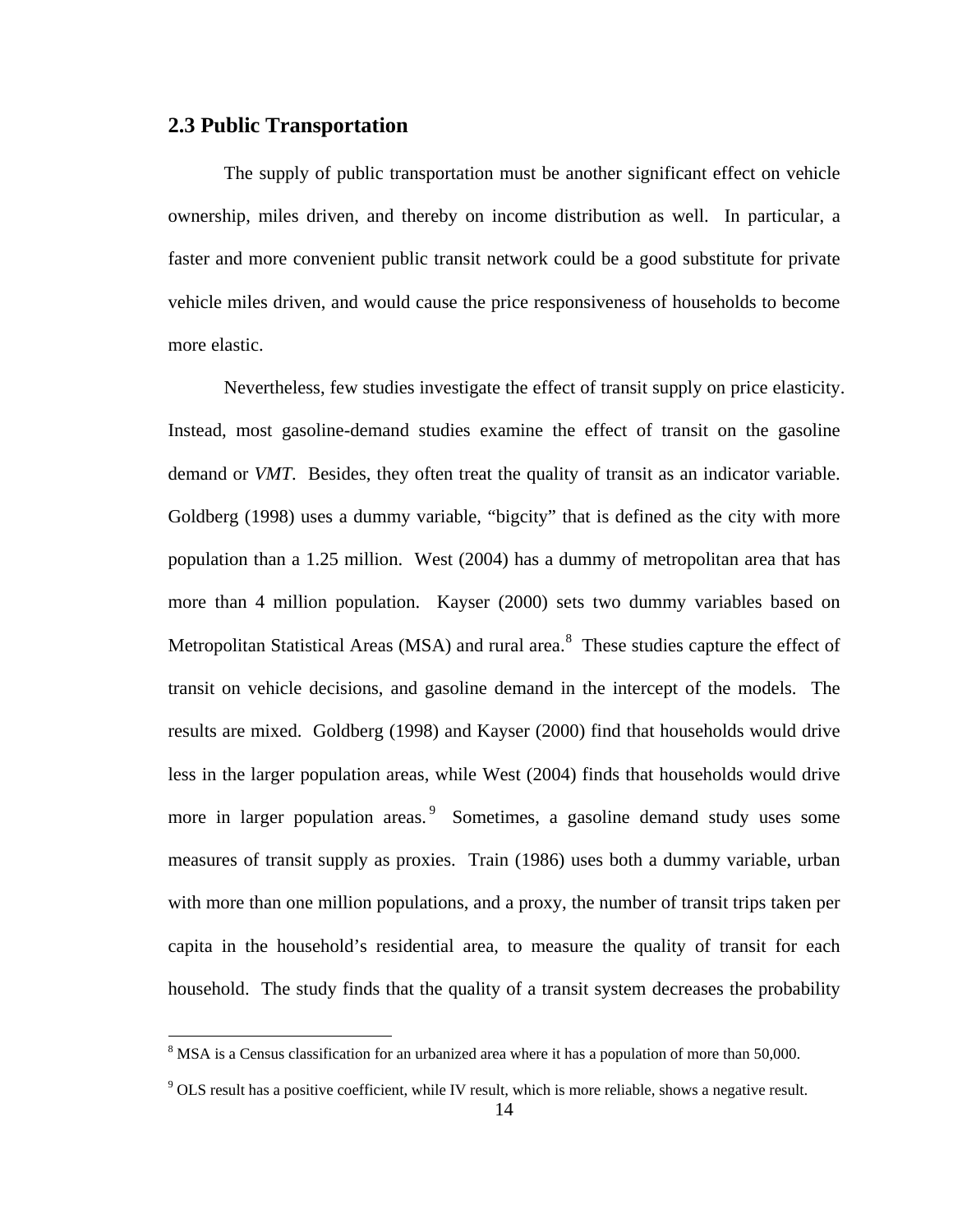## 2.3 Public Transportation

The supply of public transportation must be another significant effect on vehicle ownership, miles driven, and thereby on income distribution as well. In particular, a faster and more convenient public transit network could be a good substitute for private vehicle miles driven, and would cause the price responsiveness of households to become more elastic.

Nevertheless, few studies investigate the effect of transit supply on price elasticity. Instead, most gasoline-demand studies examine the effect of transit on the gasoline demand or *VMT*. Besides, they often treat the quality of transit as an indicator variable. Goldberg (1998) uses a dummy variable, "bigcity" that is defined as the city with more population than a 1.25 million. West (2004) has a dummy of metropolitan area that has more than 4 million population. Kayser (2000) sets two dummy variables based on Metropolitan Statistical Areas (MSA) and rural area.[8] These studies capture the effect of transit on vehicle decisions, and gasoline demand in the intercept of the models. The results are mixed. Goldberg (1998) and Kayser (2000) find that households would drive less in the larger population areas, while West (2004) finds that households would drive more in larger population areas.[9] Sometimes, a gasoline demand study uses some measures of transit supply as proxies. Train (1986) uses both a dummy variable, urban with more than one million populations, and a proxy, the number of transit trips taken per capita in the household's residential area, to measure the quality of transit for each household. The study finds that the quality of a transit system decreases the probability

---

[8] MSA is a Census classification for an urbanized area where it has a population of more than 50,000.

[9] OLS result has a positive coefficient, while IV result, which is more reliable, shows a negative result.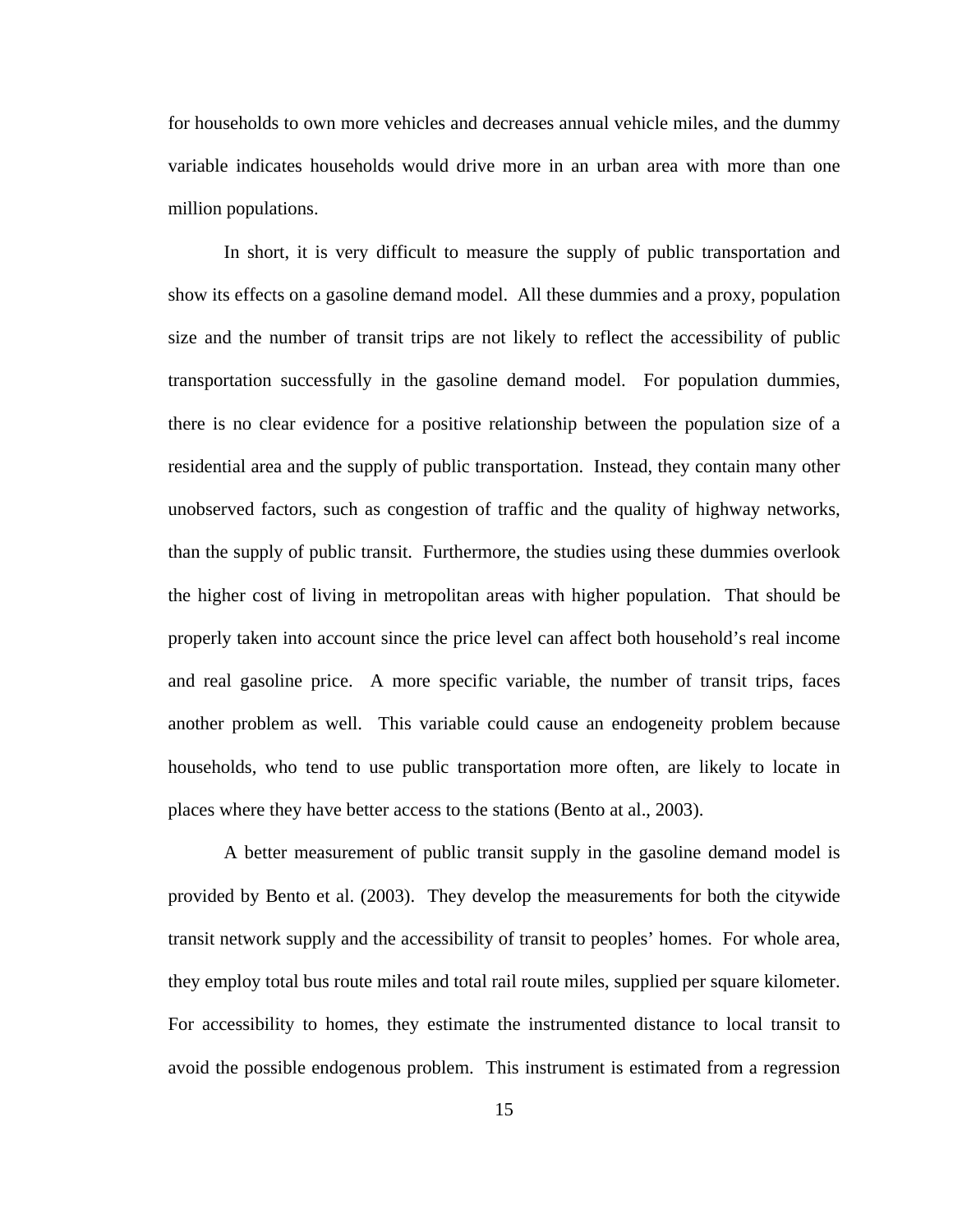for households to own more vehicles and decreases annual vehicle miles, and the dummy variable indicates households would drive more in an urban area with more than one million populations.

In short, it is very difficult to measure the supply of public transportation and show its effects on a gasoline demand model. All these dummies and a proxy, population size and the number of transit trips are not likely to reflect the accessibility of public transportation successfully in the gasoline demand model. For population dummies, there is no clear evidence for a positive relationship between the population size of a residential area and the supply of public transportation. Instead, they contain many other unobserved factors, such as congestion of traffic and the quality of highway networks, than the supply of public transit. Furthermore, the studies using these dummies overlook the higher cost of living in metropolitan areas with higher population. That should be properly taken into account since the price level can affect both household's real income and real gasoline price. A more specific variable, the number of transit trips, faces another problem as well. This variable could cause an endogeneity problem because households, who tend to use public transportation more often, are likely to locate in places where they have better access to the stations (Bento at al., 2003).

A better measurement of public transit supply in the gasoline demand model is provided by Bento et al. (2003). They develop the measurements for both the citywide transit network supply and the accessibility of transit to peoples' homes. For whole area, they employ total bus route miles and total rail route miles, supplied per square kilometer. For accessibility to homes, they estimate the instrumented distance to local transit to avoid the possible endogenous problem. This instrument is estimated from a regression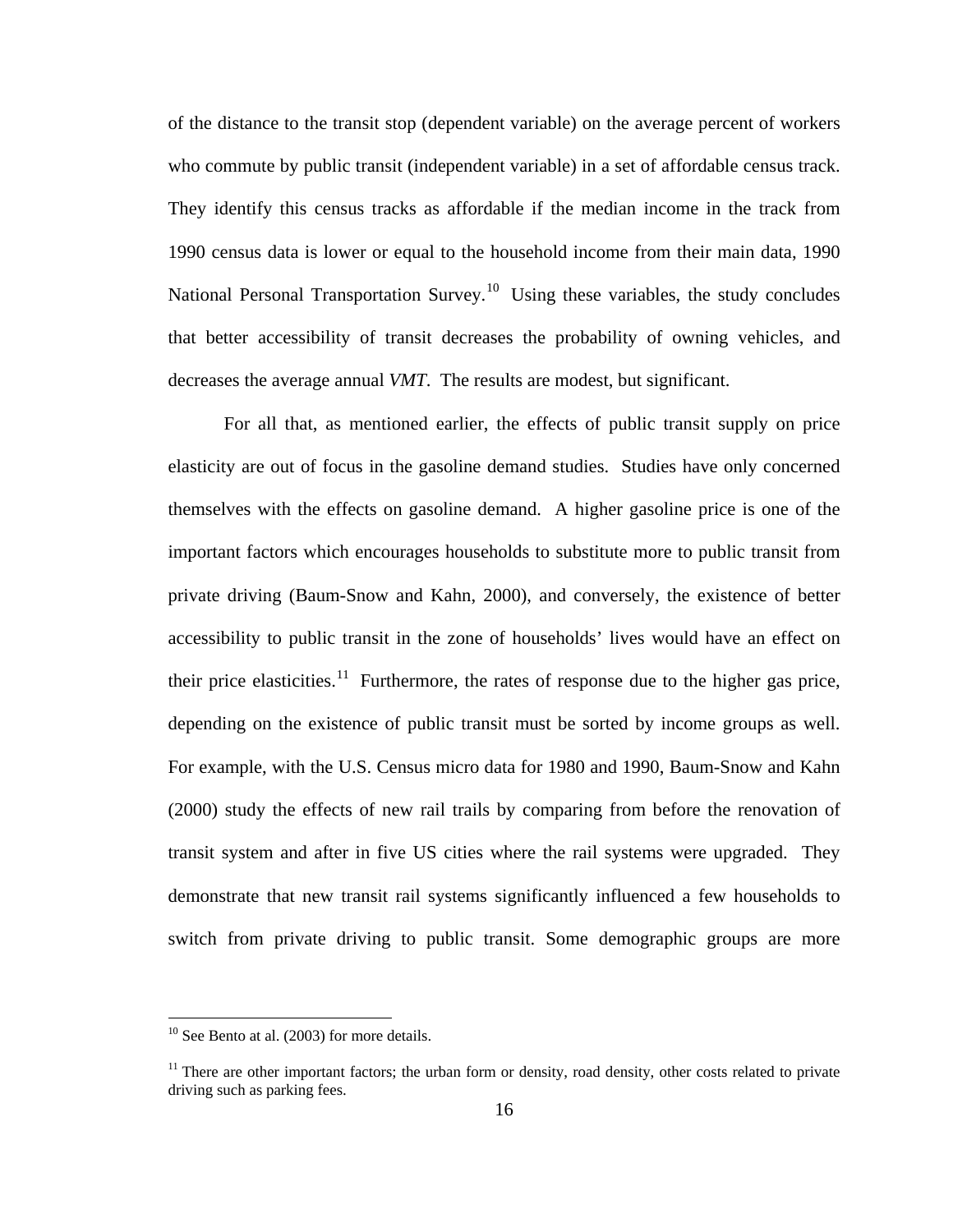of the distance to the transit stop (dependent variable) on the average percent of workers who commute by public transit (independent variable) in a set of affordable census track. They identify this census tracks as affordable if the median income in the track from 1990 census data is lower or equal to the household income from their main data, 1990 National Personal Transportation Survey.[10] Using these variables, the study concludes that better accessibility of transit decreases the probability of owning vehicles, and decreases the average annual *VMT*. The results are modest, but significant.

For all that, as mentioned earlier, the effects of public transit supply on price elasticity are out of focus in the gasoline demand studies. Studies have only concerned themselves with the effects on gasoline demand. A higher gasoline price is one of the important factors which encourages households to substitute more to public transit from private driving (Baum-Snow and Kahn, 2000), and conversely, the existence of better accessibility to public transit in the zone of households' lives would have an effect on their price elasticities.[11] Furthermore, the rates of response due to the higher gas price, depending on the existence of public transit must be sorted by income groups as well. For example, with the U.S. Census micro data for 1980 and 1990, Baum-Snow and Kahn (2000) study the effects of new rail trails by comparing from before the renovation of transit system and after in five US cities where the rail systems were upgraded. They demonstrate that new transit rail systems significantly influenced a few households to switch from private driving to public transit. Some demographic groups are more

---

[10] See Bento at al. (2003) for more details.

[11] There are other important factors; the urban form or density, road density, other costs related to private driving such as parking fees.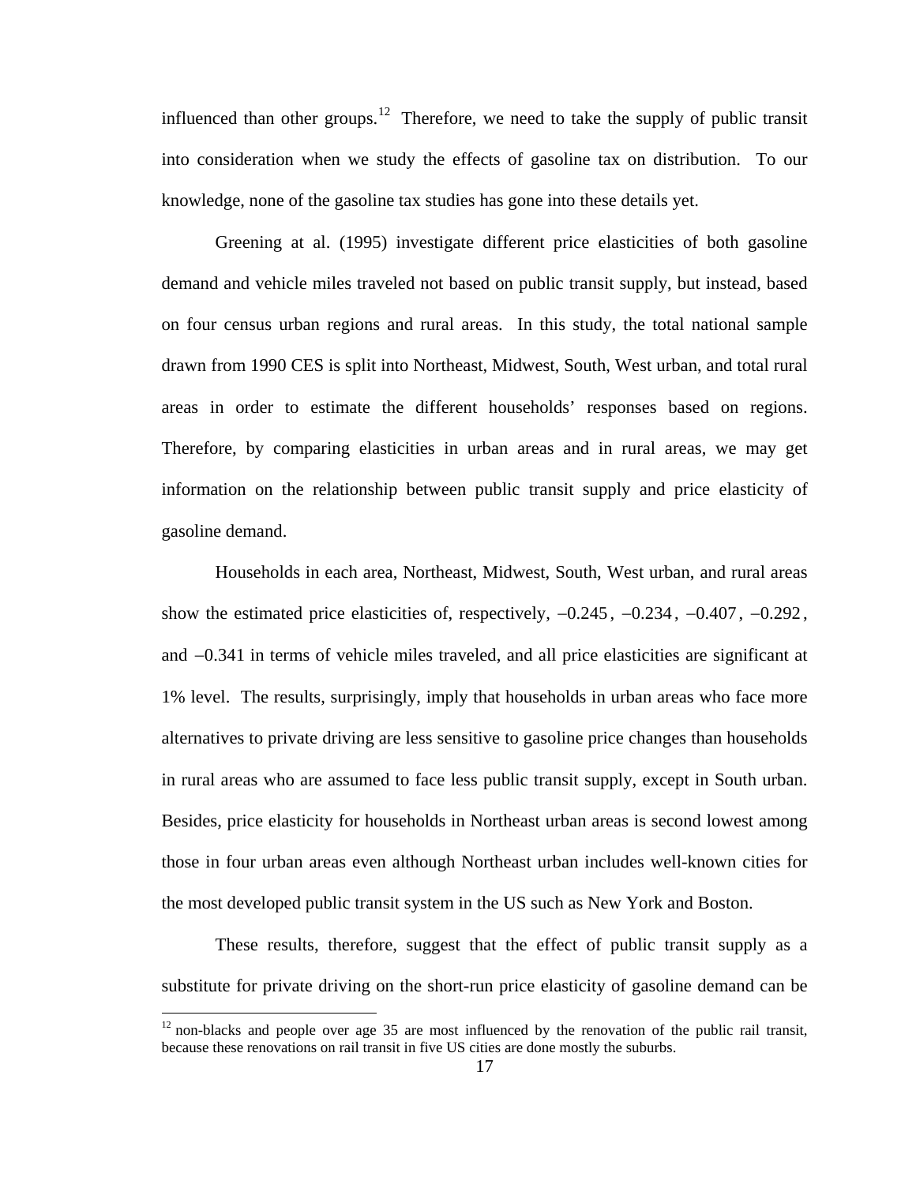influenced than other groups.[12] Therefore, we need to take the supply of public transit into consideration when we study the effects of gasoline tax on distribution. To our knowledge, none of the gasoline tax studies has gone into these details yet.

Greening at al. (1995) investigate different price elasticities of both gasoline demand and vehicle miles traveled not based on public transit supply, but instead, based on four census urban regions and rural areas. In this study, the total national sample drawn from 1990 CES is split into Northeast, Midwest, South, West urban, and total rural areas in order to estimate the different households' responses based on regions. Therefore, by comparing elasticities in urban areas and in rural areas, we may get information on the relationship between public transit supply and price elasticity of gasoline demand.

Households in each area, Northeast, Midwest, South, West urban, and rural areas show the estimated price elasticities of, respectively, $-0.245$, $-0.234$, $-0.407$, $-0.292$, and $-0.341$ in terms of vehicle miles traveled, and all price elasticities are significant at 1% level. The results, surprisingly, imply that households in urban areas who face more alternatives to private driving are less sensitive to gasoline price changes than households in rural areas who are assumed to face less public transit supply, except in South urban. Besides, price elasticity for households in Northeast urban areas is second lowest among those in four urban areas even although Northeast urban includes well-known cities for the most developed public transit system in the US such as New York and Boston.

These results, therefore, suggest that the effect of public transit supply as a substitute for private driving on the short-run price elasticity of gasoline demand can be

[12] non-blacks and people over age 35 are most influenced by the renovation of the public rail transit, because these renovations on rail transit in five US cities are done mostly the suburbs.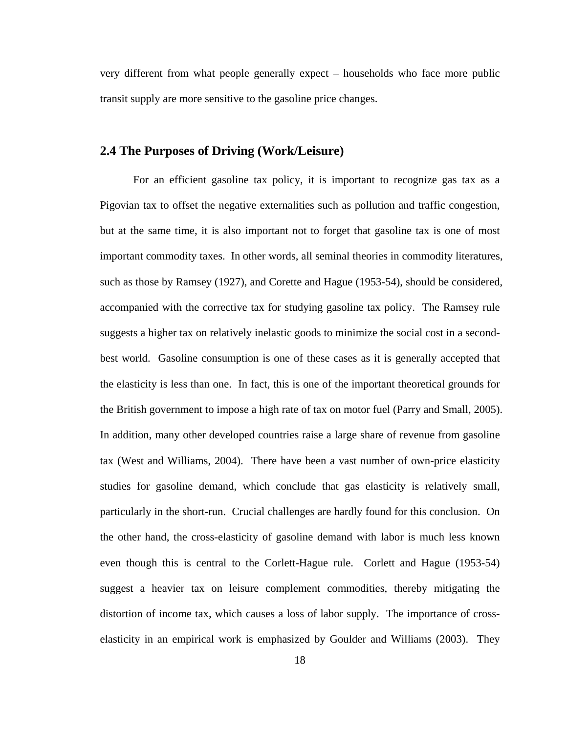very different from what people generally expect – households who face more public transit supply are more sensitive to the gasoline price changes.

## 2.4 The Purposes of Driving (Work/Leisure)

For an efficient gasoline tax policy, it is important to recognize gas tax as a Pigovian tax to offset the negative externalities such as pollution and traffic congestion, but at the same time, it is also important not to forget that gasoline tax is one of most important commodity taxes. In other words, all seminal theories in commodity literatures, such as those by Ramsey (1927), and Corette and Hague (1953-54), should be considered, accompanied with the corrective tax for studying gasoline tax policy. The Ramsey rule suggests a higher tax on relatively inelastic goods to minimize the social cost in a second-best world. Gasoline consumption is one of these cases as it is generally accepted that the elasticity is less than one. In fact, this is one of the important theoretical grounds for the British government to impose a high rate of tax on motor fuel (Parry and Small, 2005). In addition, many other developed countries raise a large share of revenue from gasoline tax (West and Williams, 2004). There have been a vast number of own-price elasticity studies for gasoline demand, which conclude that gas elasticity is relatively small, particularly in the short-run. Crucial challenges are hardly found for this conclusion. On the other hand, the cross-elasticity of gasoline demand with labor is much less known even though this is central to the Corlett-Hague rule. Corlett and Hague (1953-54) suggest a heavier tax on leisure complement commodities, thereby mitigating the distortion of income tax, which causes a loss of labor supply. The importance of cross-elasticity in an empirical work is emphasized by Goulder and Williams (2003). They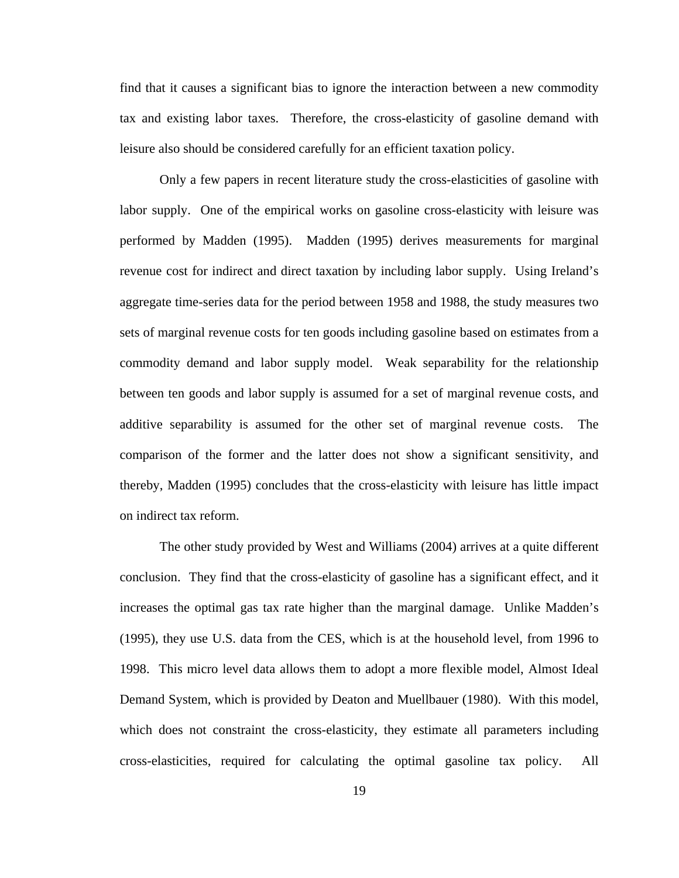find that it causes a significant bias to ignore the interaction between a new commodity tax and existing labor taxes. Therefore, the cross-elasticity of gasoline demand with leisure also should be considered carefully for an efficient taxation policy.

Only a few papers in recent literature study the cross-elasticities of gasoline with labor supply. One of the empirical works on gasoline cross-elasticity with leisure was performed by Madden (1995). Madden (1995) derives measurements for marginal revenue cost for indirect and direct taxation by including labor supply. Using Ireland's aggregate time-series data for the period between 1958 and 1988, the study measures two sets of marginal revenue costs for ten goods including gasoline based on estimates from a commodity demand and labor supply model. Weak separability for the relationship between ten goods and labor supply is assumed for a set of marginal revenue costs, and additive separability is assumed for the other set of marginal revenue costs. The comparison of the former and the latter does not show a significant sensitivity, and thereby, Madden (1995) concludes that the cross-elasticity with leisure has little impact on indirect tax reform.

The other study provided by West and Williams (2004) arrives at a quite different conclusion. They find that the cross-elasticity of gasoline has a significant effect, and it increases the optimal gas tax rate higher than the marginal damage. Unlike Madden's (1995), they use U.S. data from the CES, which is at the household level, from 1996 to 1998. This micro level data allows them to adopt a more flexible model, Almost Ideal Demand System, which is provided by Deaton and Muellbauer (1980). With this model, which does not constraint the cross-elasticity, they estimate all parameters including cross-elasticities, required for calculating the optimal gasoline tax policy. All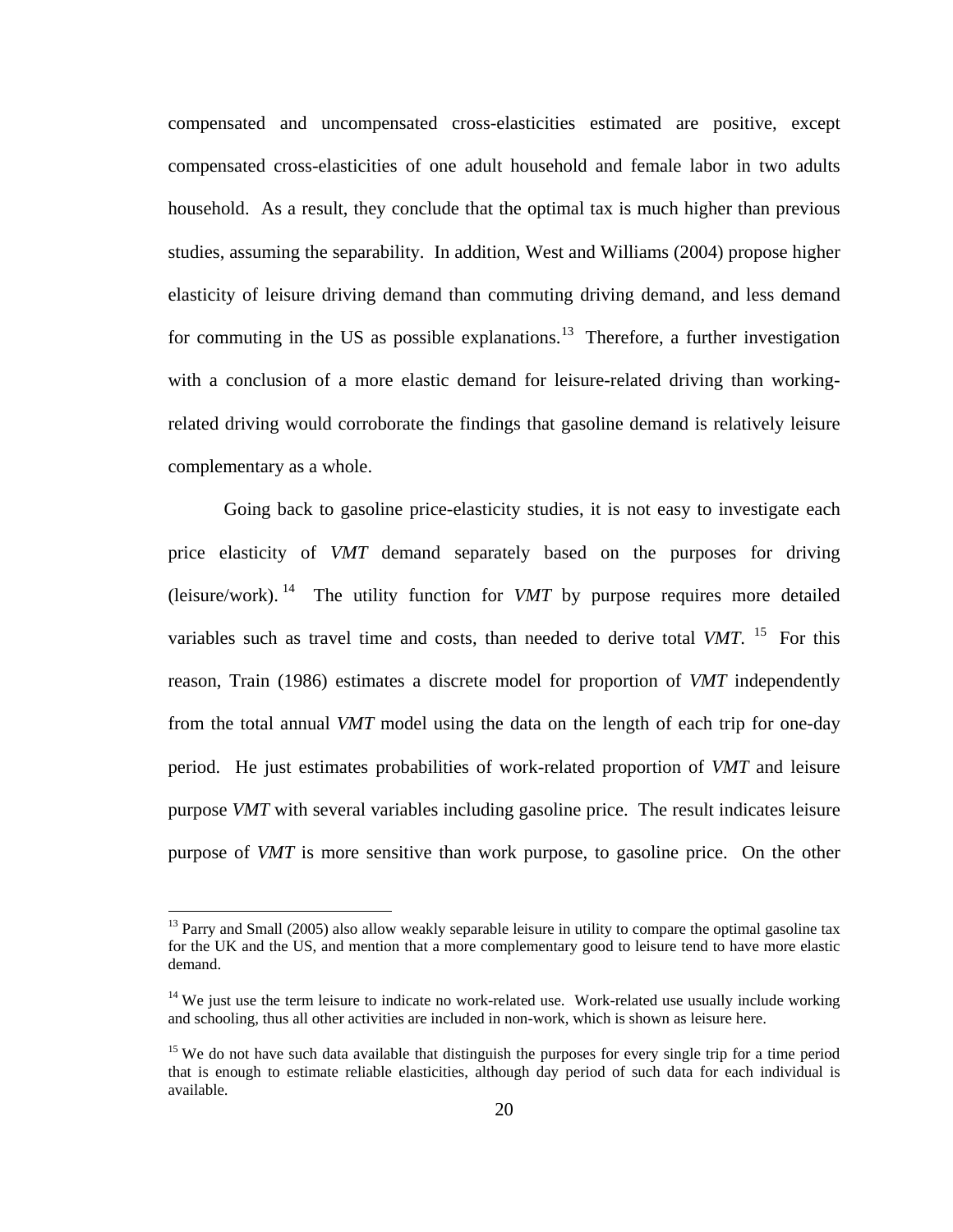compensated and uncompensated cross-elasticities estimated are positive, except compensated cross-elasticities of one adult household and female labor in two adults household. As a result, they conclude that the optimal tax is much higher than previous studies, assuming the separability. In addition, West and Williams (2004) propose higher elasticity of leisure driving demand than commuting driving demand, and less demand for commuting in the US as possible explanations.[13] Therefore, a further investigation with a conclusion of a more elastic demand for leisure-related driving than working-related driving would corroborate the findings that gasoline demand is relatively leisure complementary as a whole.

Going back to gasoline price-elasticity studies, it is not easy to investigate each price elasticity of *VMT* demand separately based on the purposes for driving (leisure/work).[14] The utility function for *VMT* by purpose requires more detailed variables such as travel time and costs, than needed to derive total *VMT*.[15] For this reason, Train (1986) estimates a discrete model for proportion of *VMT* independently from the total annual *VMT* model using the data on the length of each trip for one-day period. He just estimates probabilities of work-related proportion of *VMT* and leisure purpose *VMT* with several variables including gasoline price. The result indicates leisure purpose of *VMT* is more sensitive than work purpose, to gasoline price. On the other

---

[13] Parry and Small (2005) also allow weakly separable leisure in utility to compare the optimal gasoline tax for the UK and the US, and mention that a more complementary good to leisure tend to have more elastic demand.

[14] We just use the term leisure to indicate no work-related use. Work-related use usually include working and schooling, thus all other activities are included in non-work, which is shown as leisure here.

[15] We do not have such data available that distinguish the purposes for every single trip for a time period that is enough to estimate reliable elasticities, although day period of such data for each individual is available.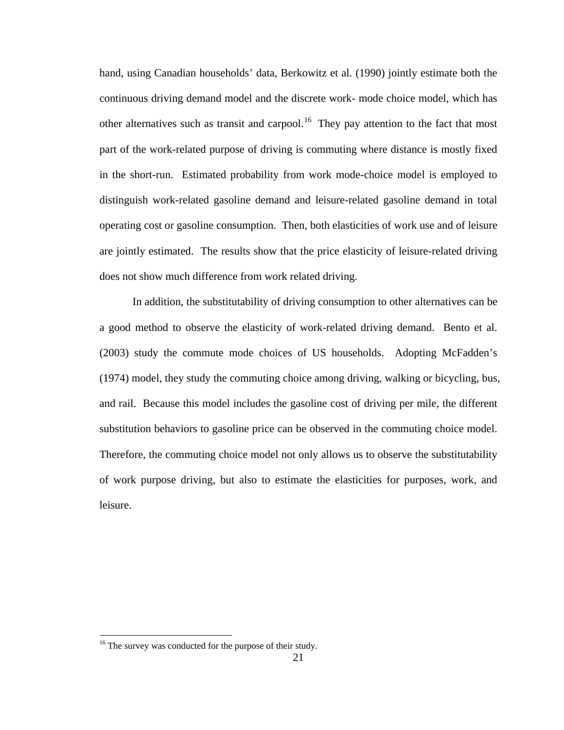hand, using Canadian households' data, Berkowitz et al. (1990) jointly estimate both the continuous driving demand model and the discrete work- mode choice model, which has other alternatives such as transit and carpool.[16] They pay attention to the fact that most part of the work-related purpose of driving is commuting where distance is mostly fixed in the short-run. Estimated probability from work mode-choice model is employed to distinguish work-related gasoline demand and leisure-related gasoline demand in total operating cost or gasoline consumption. Then, both elasticities of work use and of leisure are jointly estimated. The results show that the price elasticity of leisure-related driving does not show much difference from work related driving.

In addition, the substitutability of driving consumption to other alternatives can be a good method to observe the elasticity of work-related driving demand. Bento et al. (2003) study the commute mode choices of US households. Adopting McFadden's (1974) model, they study the commuting choice among driving, walking or bicycling, bus, and rail. Because this model includes the gasoline cost of driving per mile, the different substitution behaviors to gasoline price can be observed in the commuting choice model. Therefore, the commuting choice model not only allows us to observe the substitutability of work purpose driving, but also to estimate the elasticities for purposes, work, and leisure.

[16] The survey was conducted for the purpose of their study.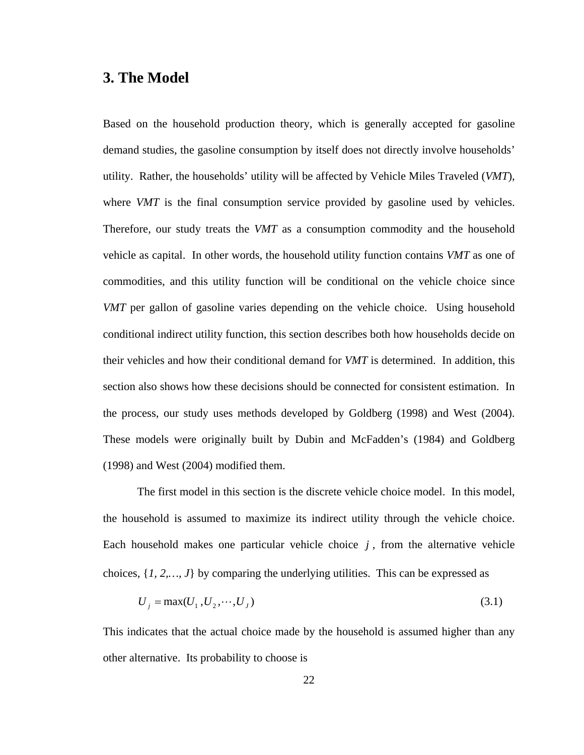# 3. The Model

Based on the household production theory, which is generally accepted for gasoline demand studies, the gasoline consumption by itself does not directly involve households' utility. Rather, the households' utility will be affected by Vehicle Miles Traveled (*VMT*), where *VMT* is the final consumption service provided by gasoline used by vehicles. Therefore, our study treats the *VMT* as a consumption commodity and the household vehicle as capital. In other words, the household utility function contains *VMT* as one of commodities, and this utility function will be conditional on the vehicle choice since *VMT* per gallon of gasoline varies depending on the vehicle choice. Using household conditional indirect utility function, this section describes both how households decide on their vehicles and how their conditional demand for *VMT* is determined. In addition, this section also shows how these decisions should be connected for consistent estimation. In the process, our study uses methods developed by Goldberg (1998) and West (2004). These models were originally built by Dubin and McFadden's (1984) and Goldberg (1998) and West (2004) modified them.

The first model in this section is the discrete vehicle choice model. In this model, the household is assumed to maximize its indirect utility through the vehicle choice. Each household makes one particular vehicle choice $j$, from the alternative vehicle choices, {*1, 2,…, J*} by comparing the underlying utilities. This can be expressed as

$$U_j = \max(U_1, U_2, \cdots, U_J) \tag{3.1}$$

This indicates that the actual choice made by the household is assumed higher than any other alternative. Its probability to choose is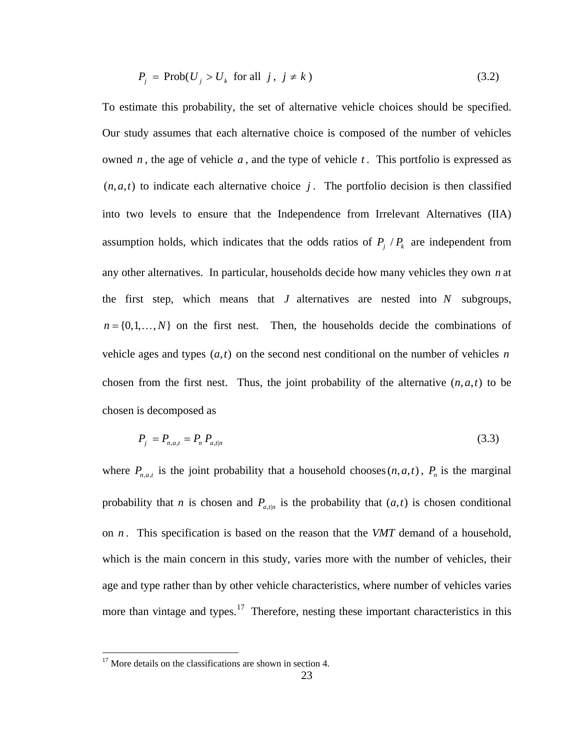$$P_j = \text{Prob}(U_j > U_k \text{ for all } j,\ j \neq k) \tag{3.2}$$

To estimate this probability, the set of alternative vehicle choices should be specified. Our study assumes that each alternative choice is composed of the number of vehicles owned $n$, the age of vehicle $a$, and the type of vehicle $t$. This portfolio is expressed as $(n, a, t)$ to indicate each alternative choice $j$. The portfolio decision is then classified into two levels to ensure that the Independence from Irrelevant Alternatives (IIA) assumption holds, which indicates that the odds ratios of $P_j / P_k$ are independent from any other alternatives. In particular, households decide how many vehicles they own $n$ at the first step, which means that $J$ alternatives are nested into $N$ subgroups, $n = \{0,1,\ldots,N\}$ on the first nest. Then, the households decide the combinations of vehicle ages and types $(a,t)$ on the second nest conditional on the number of vehicles $n$ chosen from the first nest. Thus, the joint probability of the alternative $(n, a, t)$ to be chosen is decomposed as

$$P_j = P_{n,a,t} = P_n P_{a,t|n} \tag{3.3}$$

where $P_{n,a,t}$ is the joint probability that a household chooses $(n, a, t)$, $P_n$ is the marginal probability that $n$ is chosen and $P_{a,t|n}$ is the probability that $(a,t)$ is chosen conditional on $n$. This specification is based on the reason that the *VMT* demand of a household, which is the main concern in this study, varies more with the number of vehicles, their age and type rather than by other vehicle characteristics, where number of vehicles varies more than vintage and types.[17] Therefore, nesting these important characteristics in this

[17] More details on the classifications are shown in section 4.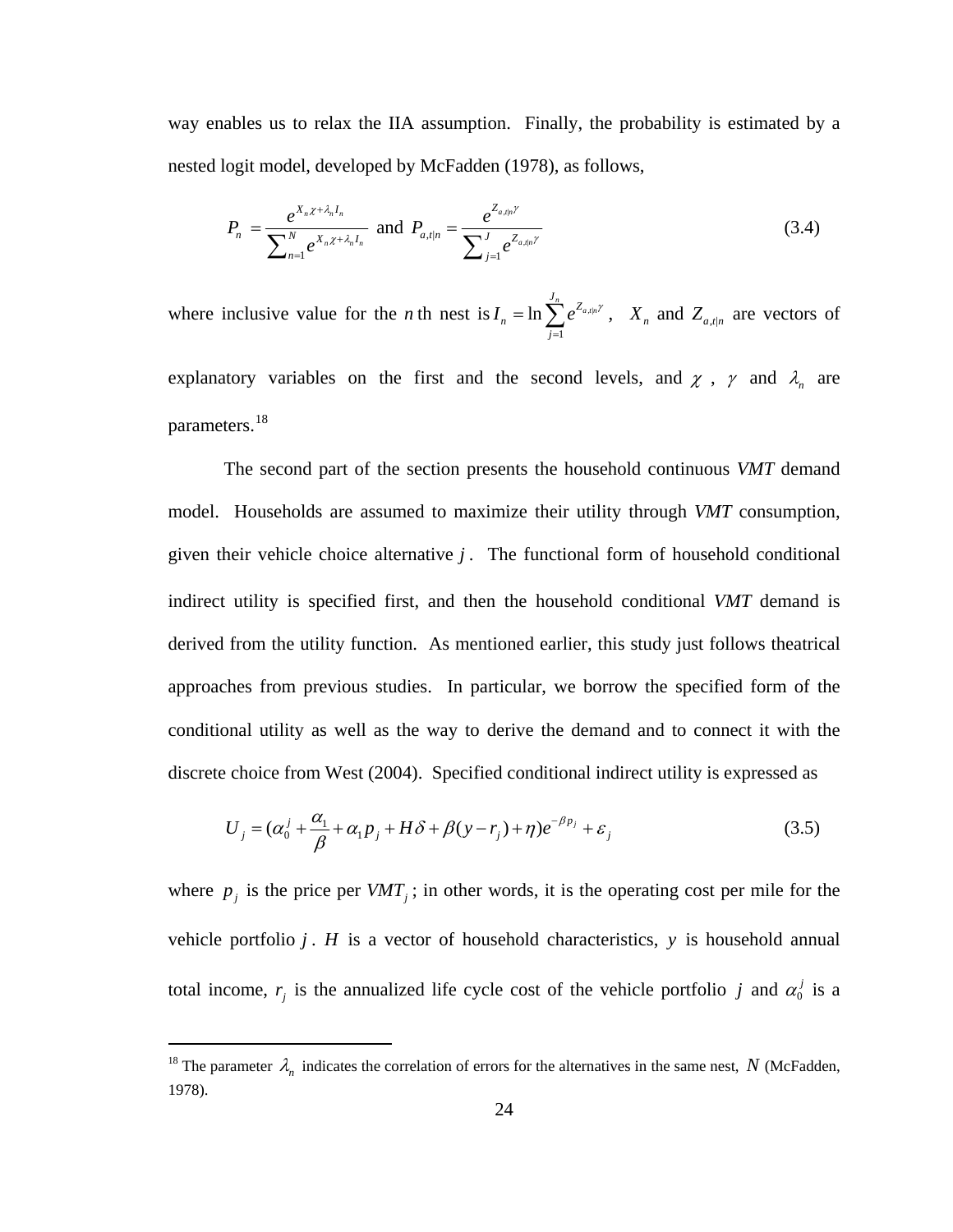way enables us to relax the IIA assumption. Finally, the probability is estimated by a nested logit model, developed by McFadden (1978), as follows,

$$P_n = \frac{e^{X_n \chi + \lambda_n I_n}}{\sum_{n=1}^{N} e^{X_n \chi + \lambda_n I_n}} \text{ and } P_{a,t|n} = \frac{e^{Z_{a,t|n}\gamma}}{\sum_{j=1}^{J} e^{Z_{a,t|n}\gamma}} \tag{3.4}$$

where inclusive value for the $n$ th nest is $I_n = \ln \sum_{j=1}^{J_n} e^{Z_{a,t|n}\gamma}$, $X_n$ and $Z_{a,t|n}$ are vectors of explanatory variables on the first and the second levels, and $\chi$, $\gamma$ and $\lambda_n$ are parameters.[18]

The second part of the section presents the household continuous *VMT* demand model. Households are assumed to maximize their utility through *VMT* consumption, given their vehicle choice alternative $j$. The functional form of household conditional indirect utility is specified first, and then the household conditional *VMT* demand is derived from the utility function. As mentioned earlier, this study just follows theatrical approaches from previous studies. In particular, we borrow the specified form of the conditional utility as well as the way to derive the demand and to connect it with the discrete choice from West (2004). Specified conditional indirect utility is expressed as

$$U_j = (\alpha_0^j + \frac{\alpha_1}{\beta} + \alpha_1 p_j + H\delta + \beta(y - r_j) + \eta)e^{-\beta p_j} + \varepsilon_j \tag{3.5}$$

where $p_j$ is the price per $VMT_j$; in other words, it is the operating cost per mile for the vehicle portfolio $j$. $H$ is a vector of household characteristics, $y$ is household annual total income, $r_j$ is the annualized life cycle cost of the vehicle portfolio $j$ and $\alpha_0^j$ is a

[18] The parameter $\lambda_n$ indicates the correlation of errors for the alternatives in the same nest, $N$ (McFadden, 1978).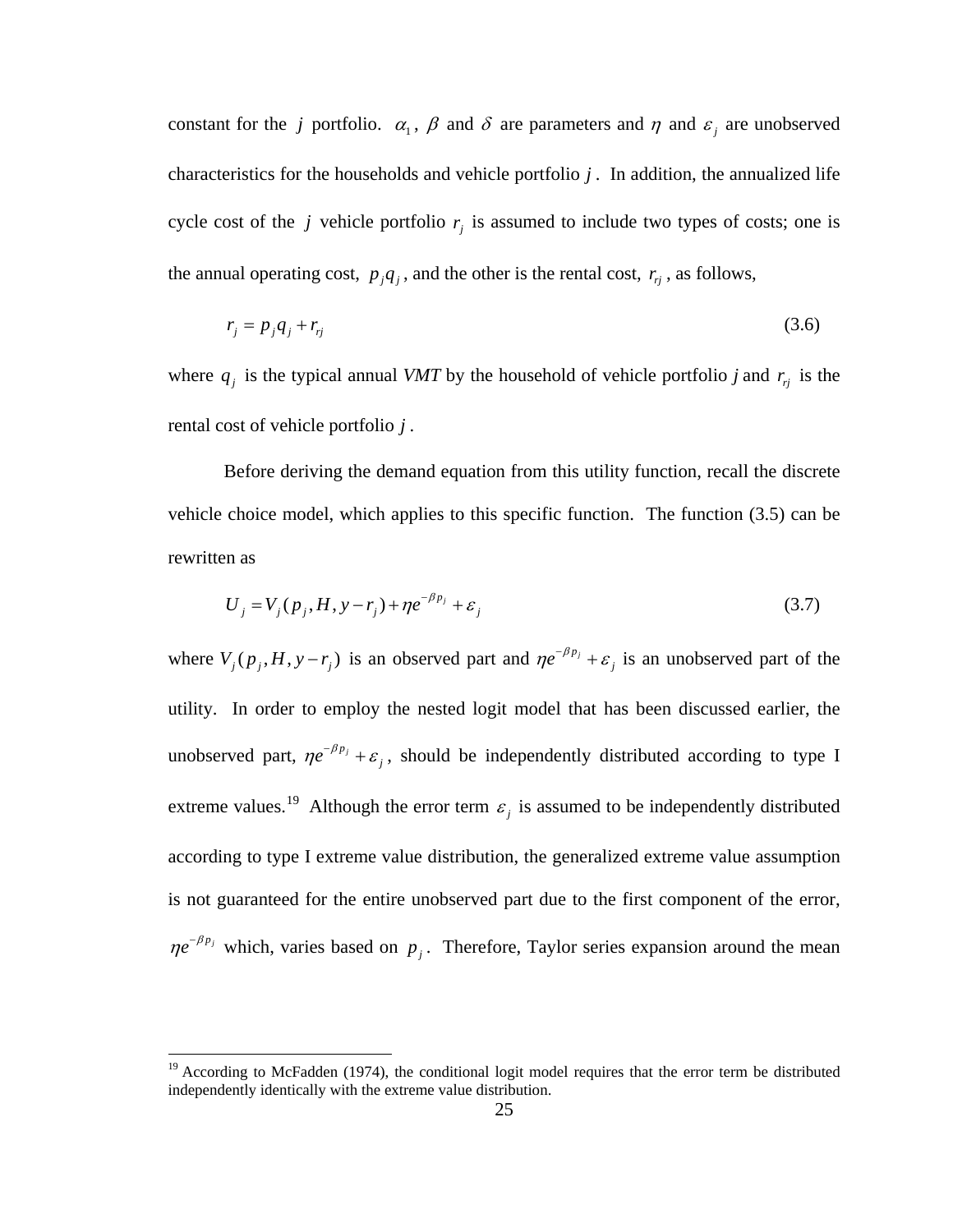constant for the $j$ portfolio. $\alpha_1$, $\beta$ and $\delta$ are parameters and $\eta$ and $\varepsilon_j$ are unobserved characteristics for the households and vehicle portfolio $j$. In addition, the annualized life cycle cost of the $j$ vehicle portfolio $r_j$ is assumed to include two types of costs; one is the annual operating cost, $p_j q_j$, and the other is the rental cost, $r_{rj}$, as follows,

$$r_j = p_j q_j + r_{rj} \tag{3.6}$$

where $q_j$ is the typical annual *VMT* by the household of vehicle portfolio *j* and $r_{rj}$ is the rental cost of vehicle portfolio $j$.

Before deriving the demand equation from this utility function, recall the discrete vehicle choice model, which applies to this specific function. The function (3.5) can be rewritten as

$$U_j = V_j(p_j, H, y - r_j) + \eta e^{-\beta p_j} + \varepsilon_j \tag{3.7}$$

where $V_j(p_j, H, y - r_j)$ is an observed part and $\eta e^{-\beta p_j} + \varepsilon_j$ is an unobserved part of the utility. In order to employ the nested logit model that has been discussed earlier, the unobserved part, $\eta e^{-\beta p_j} + \varepsilon_j$, should be independently distributed according to type I extreme values.[19] Although the error term $\varepsilon_j$ is assumed to be independently distributed according to type I extreme value distribution, the generalized extreme value assumption is not guaranteed for the entire unobserved part due to the first component of the error, $\eta e^{-\beta p_j}$ which, varies based on $p_j$. Therefore, Taylor series expansion around the mean

[19] According to McFadden (1974), the conditional logit model requires that the error term be distributed independently identically with the extreme value distribution.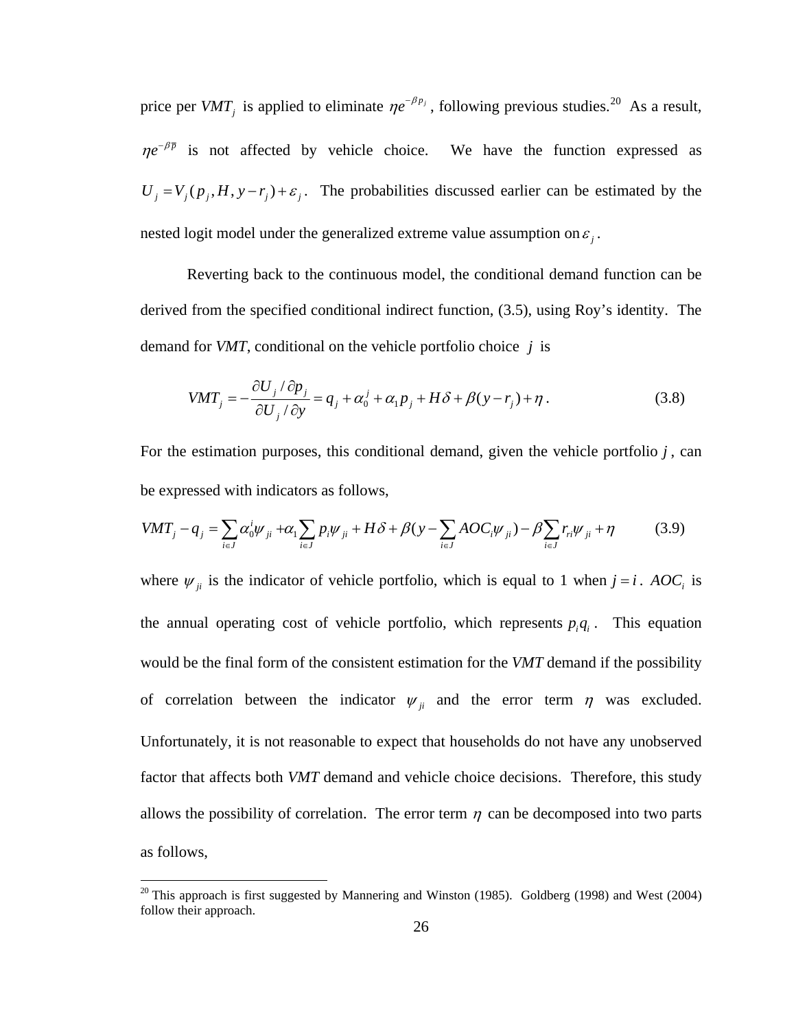price per $VMT_j$ is applied to eliminate $\eta e^{-\beta p_j}$, following previous studies.[20] As a result, $\eta e^{-\beta \bar{p}}$ is not affected by vehicle choice. We have the function expressed as $U_j = V_j(p_j, H, y - r_j) + \varepsilon_j$. The probabilities discussed earlier can be estimated by the nested logit model under the generalized extreme value assumption on $\varepsilon_j$.

Reverting back to the continuous model, the conditional demand function can be derived from the specified conditional indirect function, (3.5), using Roy's identity. The demand for *VMT*, conditional on the vehicle portfolio choice $j$ is

$$VMT_j = -\frac{\partial U_j / \partial p_j}{\partial U_j / \partial y} = q_j + \alpha_0^j + \alpha_1 p_j + H\delta + \beta(y - r_j) + \eta \,. \tag{3.8}$$

For the estimation purposes, this conditional demand, given the vehicle portfolio $j$, can be expressed with indicators as follows,

$$VMT_j - q_j = \sum_{i \in J} \alpha_0^i \psi_{ji} + \alpha_1 \sum_{i \in J} p_i \psi_{ji} + H\delta + \beta(y - \sum_{i \in J} AOC_i \psi_{ji}) - \beta \sum_{i \in J} r_{ri} \psi_{ji} + \eta \tag{3.9}$$

where $\psi_{ji}$ is the indicator of vehicle portfolio, which is equal to 1 when $j = i$. $AOC_i$ is the annual operating cost of vehicle portfolio, which represents $p_i q_i$. This equation would be the final form of the consistent estimation for the *VMT* demand if the possibility of correlation between the indicator $\psi_{ji}$ and the error term $\eta$ was excluded. Unfortunately, it is not reasonable to expect that households do not have any unobserved factor that affects both *VMT* demand and vehicle choice decisions. Therefore, this study allows the possibility of correlation. The error term $\eta$ can be decomposed into two parts as follows,

---

[20] This approach is first suggested by Mannering and Winston (1985). Goldberg (1998) and West (2004) follow their approach.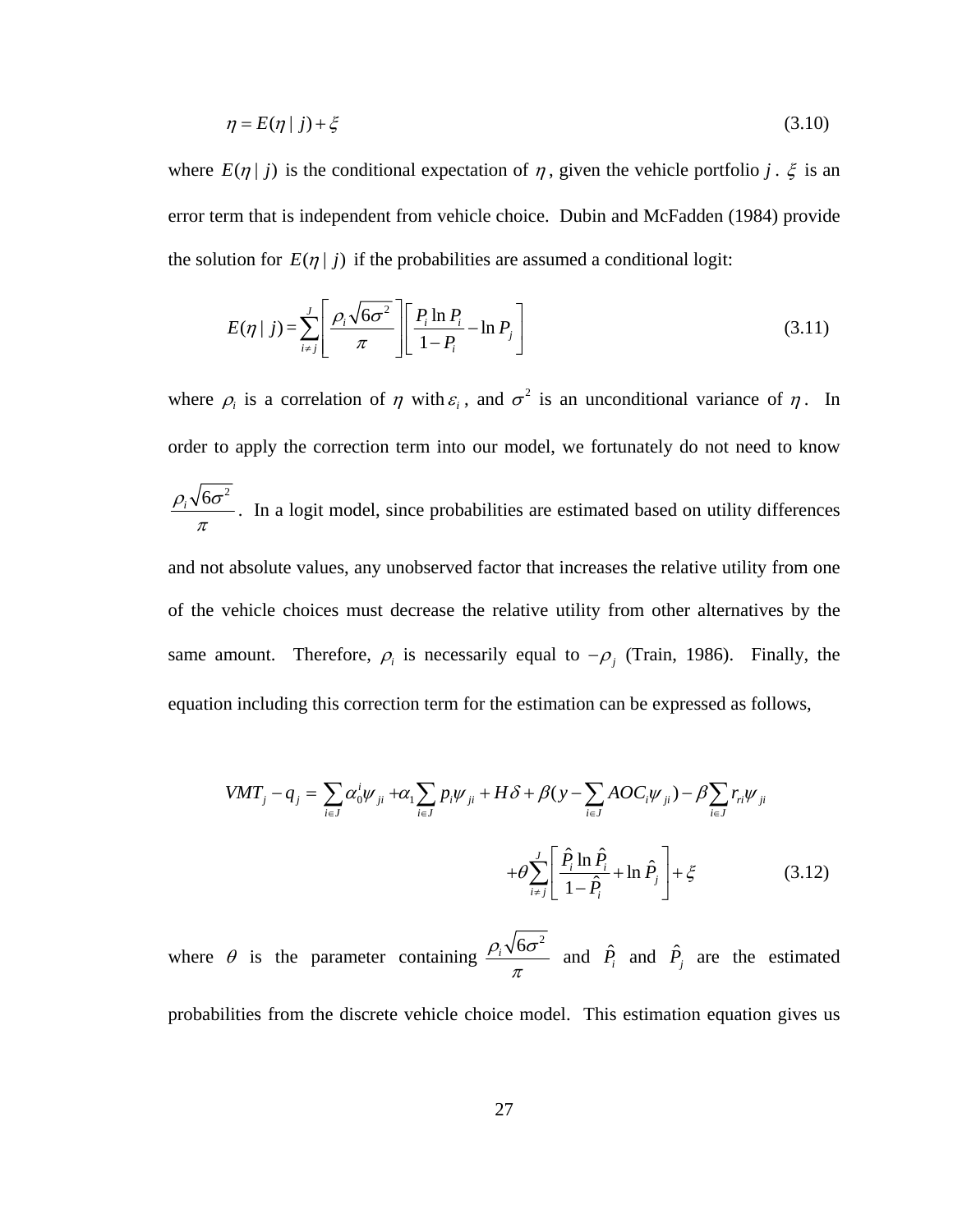$$\eta = E(\eta \mid j) + \xi \tag{3.10}$$

where $E(\eta \mid j)$ is the conditional expectation of $\eta$, given the vehicle portfolio $j$. $\xi$ is an error term that is independent from vehicle choice. Dubin and McFadden (1984) provide the solution for $E(\eta \mid j)$ if the probabilities are assumed a conditional logit:

$$E(\eta \mid j) = \sum_{i \neq j}^{J} \left[ \frac{\rho_i \sqrt{6\sigma^2}}{\pi} \right] \left[ \frac{P_i \ln P_i}{1 - P_i} - \ln P_j \right] \tag{3.11}$$

where $\rho_i$ is a correlation of $\eta$ with $\varepsilon_i$, and $\sigma^2$ is an unconditional variance of $\eta$. In order to apply the correction term into our model, we fortunately do not need to know $\frac{\rho_i \sqrt{6\sigma^2}}{\pi}$. In a logit model, since probabilities are estimated based on utility differences and not absolute values, any unobserved factor that increases the relative utility from one of the vehicle choices must decrease the relative utility from other alternatives by the same amount. Therefore, $\rho_i$ is necessarily equal to $-\rho_j$ (Train, 1986). Finally, the equation including this correction term for the estimation can be expressed as follows,

$$VMT_j - q_j = \sum_{i \in J} \alpha_0^i \psi_{ji} + \alpha_1 \sum_{i \in J} p_i \psi_{ji} + H\delta + \beta(y - \sum_{i \in J} AOC_i \psi_{ji}) - \beta \sum_{i \in J} r_{ri} \psi_{ji} + \theta \sum_{i \neq j}^{J} \left[ \frac{\hat{P}_i \ln \hat{P}_i}{1 - \hat{P}_i} + \ln \hat{P}_j \right] + \xi \tag{3.12}$$

where $\theta$ is the parameter containing $\frac{\rho_i \sqrt{6\sigma^2}}{\pi}$ and $\hat{P}_i$ and $\hat{P}_j$ are the estimated probabilities from the discrete vehicle choice model. This estimation equation gives us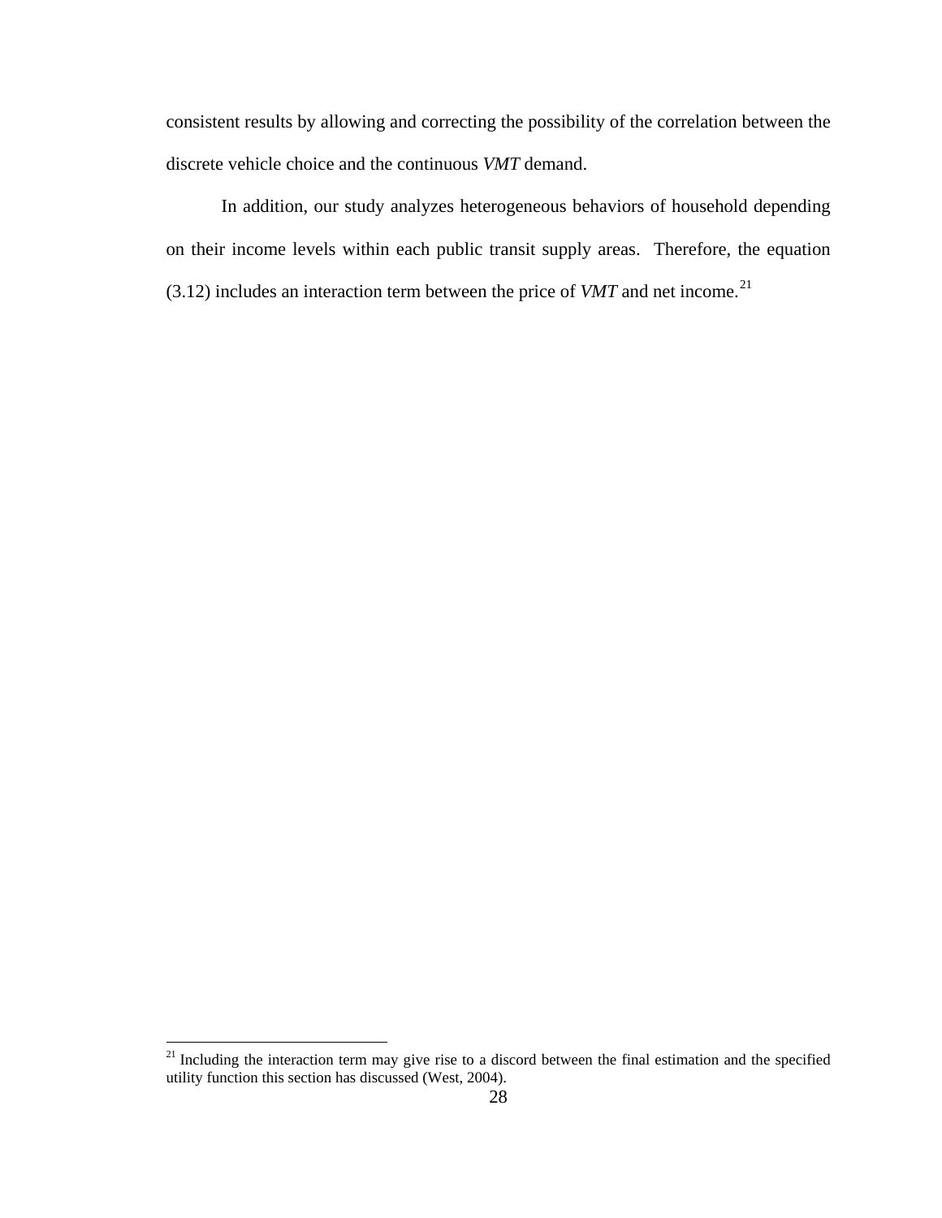consistent results by allowing and correcting the possibility of the correlation between the discrete vehicle choice and the continuous *VMT* demand.

In addition, our study analyzes heterogeneous behaviors of household depending on their income levels within each public transit supply areas. Therefore, the equation (3.12) includes an interaction term between the price of *VMT* and net income.[21]

---

[21] Including the interaction term may give rise to a discord between the final estimation and the specified utility function this section has discussed (West, 2004).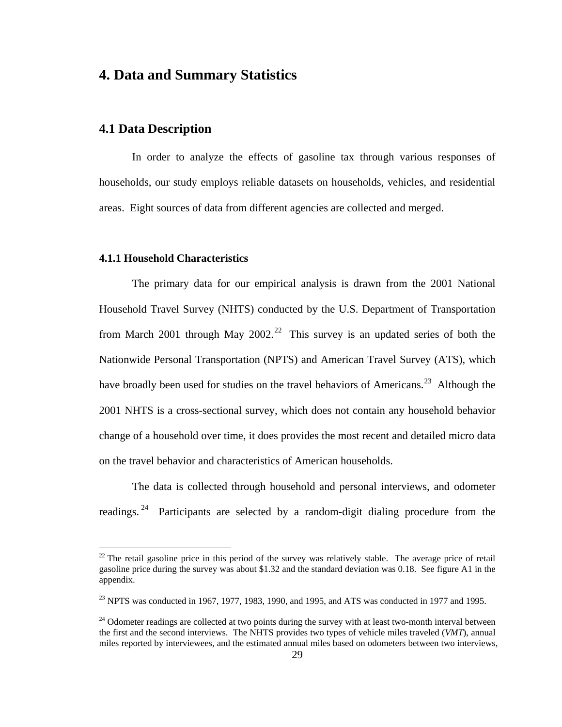# 4. Data and Summary Statistics

## 4.1 Data Description

In order to analyze the effects of gasoline tax through various responses of households, our study employs reliable datasets on households, vehicles, and residential areas. Eight sources of data from different agencies are collected and merged.

### 4.1.1 Household Characteristics

The primary data for our empirical analysis is drawn from the 2001 National Household Travel Survey (NHTS) conducted by the U.S. Department of Transportation from March 2001 through May 2002.[22] This survey is an updated series of both the Nationwide Personal Transportation (NPTS) and American Travel Survey (ATS), which have broadly been used for studies on the travel behaviors of Americans.[23] Although the 2001 NHTS is a cross-sectional survey, which does not contain any household behavior change of a household over time, it does provides the most recent and detailed micro data on the travel behavior and characteristics of American households.

The data is collected through household and personal interviews, and odometer readings.[24] Participants are selected by a random-digit dialing procedure from the

---

[22] The retail gasoline price in this period of the survey was relatively stable. The average price of retail gasoline price during the survey was about \$1.32 and the standard deviation was 0.18. See figure A1 in the appendix.

[23] NPTS was conducted in 1967, 1977, 1983, 1990, and 1995, and ATS was conducted in 1977 and 1995.

[24] Odometer readings are collected at two points during the survey with at least two-month interval between the first and the second interviews. The NHTS provides two types of vehicle miles traveled (*VMT*), annual miles reported by interviewees, and the estimated annual miles based on odometers between two interviews,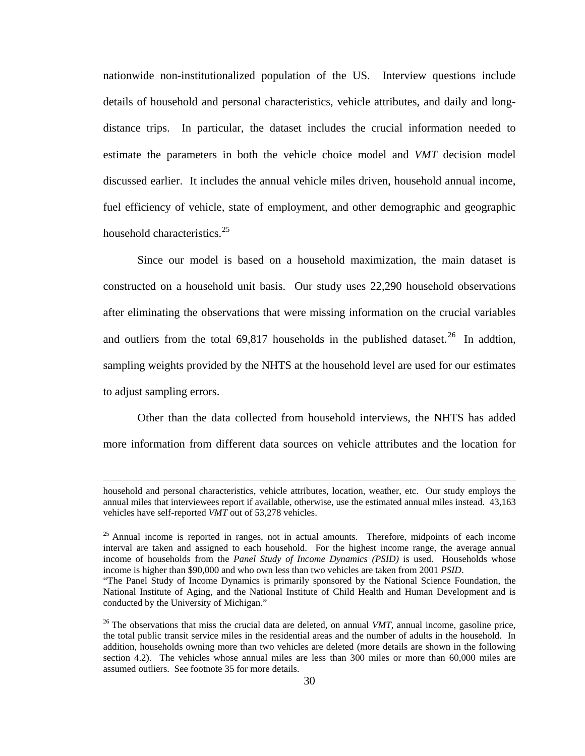nationwide non-institutionalized population of the US. Interview questions include details of household and personal characteristics, vehicle attributes, and daily and long-distance trips. In particular, the dataset includes the crucial information needed to estimate the parameters in both the vehicle choice model and *VMT* decision model discussed earlier. It includes the annual vehicle miles driven, household annual income, fuel efficiency of vehicle, state of employment, and other demographic and geographic household characteristics.[25]

Since our model is based on a household maximization, the main dataset is constructed on a household unit basis. Our study uses 22,290 household observations after eliminating the observations that were missing information on the crucial variables and outliers from the total 69,817 households in the published dataset.[26] In addtion, sampling weights provided by the NHTS at the household level are used for our estimates to adjust sampling errors.

Other than the data collected from household interviews, the NHTS has added more information from different data sources on vehicle attributes and the location for

---

household and personal characteristics, vehicle attributes, location, weather, etc. Our study employs the annual miles that interviewees report if available, otherwise, use the estimated annual miles instead. 43,163 vehicles have self-reported *VMT* out of 53,278 vehicles.

[25] Annual income is reported in ranges, not in actual amounts. Therefore, midpoints of each income interval are taken and assigned to each household. For the highest income range, the average annual income of households from the *Panel Study of Income Dynamics (PSID)* is used. Households whose income is higher than $90,000 and who own less than two vehicles are taken from 2001 *PSID*.
"The Panel Study of Income Dynamics is primarily sponsored by the National Science Foundation, the National Institute of Aging, and the National Institute of Child Health and Human Development and is conducted by the University of Michigan."

[26] The observations that miss the crucial data are deleted, on annual *VMT*, annual income, gasoline price, the total public transit service miles in the residential areas and the number of adults in the household. In addition, households owning more than two vehicles are deleted (more details are shown in the following section 4.2). The vehicles whose annual miles are less than 300 miles or more than 60,000 miles are assumed outliers. See footnote 35 for more details.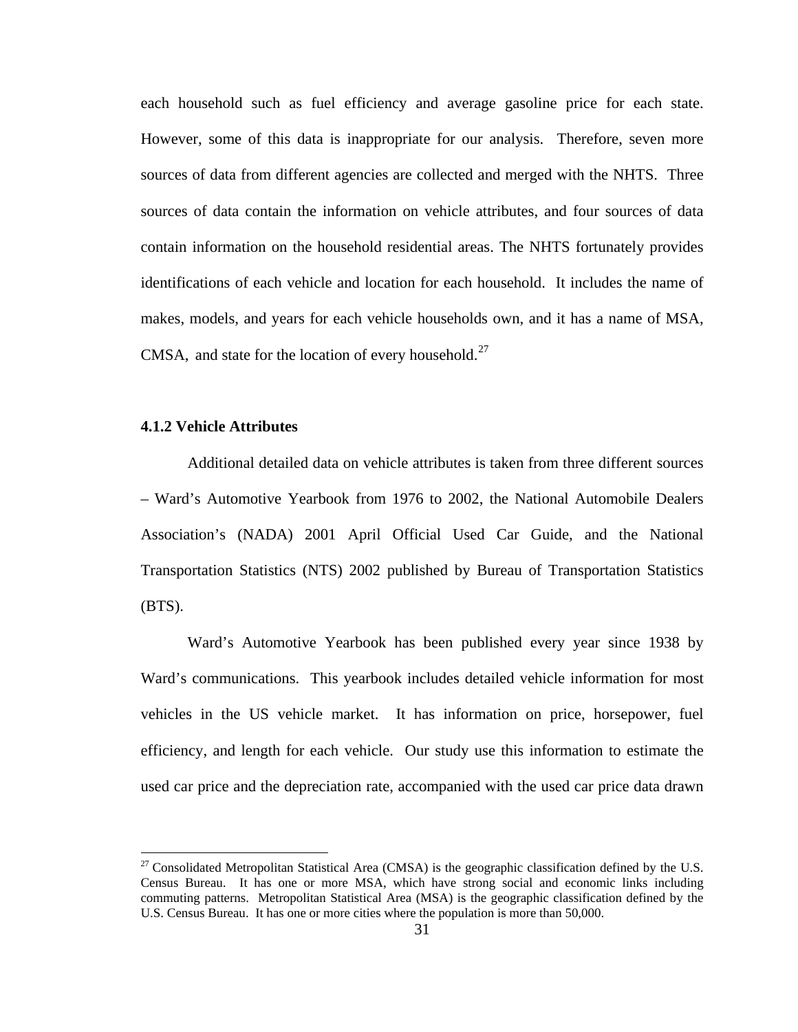each household such as fuel efficiency and average gasoline price for each state. However, some of this data is inappropriate for our analysis. Therefore, seven more sources of data from different agencies are collected and merged with the NHTS. Three sources of data contain the information on vehicle attributes, and four sources of data contain information on the household residential areas. The NHTS fortunately provides identifications of each vehicle and location for each household. It includes the name of makes, models, and years for each vehicle households own, and it has a name of MSA, CMSA, and state for the location of every household.[27]

### 4.1.2 Vehicle Attributes

Additional detailed data on vehicle attributes is taken from three different sources – Ward's Automotive Yearbook from 1976 to 2002, the National Automobile Dealers Association's (NADA) 2001 April Official Used Car Guide, and the National Transportation Statistics (NTS) 2002 published by Bureau of Transportation Statistics (BTS).

Ward's Automotive Yearbook has been published every year since 1938 by Ward's communications. This yearbook includes detailed vehicle information for most vehicles in the US vehicle market. It has information on price, horsepower, fuel efficiency, and length for each vehicle. Our study use this information to estimate the used car price and the depreciation rate, accompanied with the used car price data drawn

---

[27] Consolidated Metropolitan Statistical Area (CMSA) is the geographic classification defined by the U.S. Census Bureau. It has one or more MSA, which have strong social and economic links including commuting patterns. Metropolitan Statistical Area (MSA) is the geographic classification defined by the U.S. Census Bureau. It has one or more cities where the population is more than 50,000.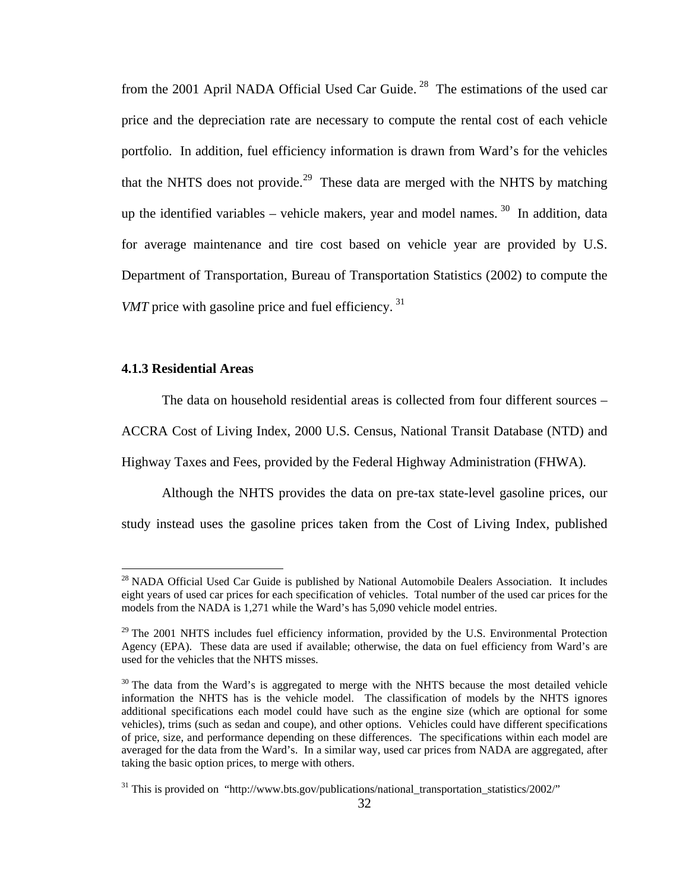from the 2001 April NADA Official Used Car Guide.[28] The estimations of the used car price and the depreciation rate are necessary to compute the rental cost of each vehicle portfolio. In addition, fuel efficiency information is drawn from Ward's for the vehicles that the NHTS does not provide.[29] These data are merged with the NHTS by matching up the identified variables – vehicle makers, year and model names.[30] In addition, data for average maintenance and tire cost based on vehicle year are provided by U.S. Department of Transportation, Bureau of Transportation Statistics (2002) to compute the *VMT* price with gasoline price and fuel efficiency.[31]

### 4.1.3 Residential Areas

The data on household residential areas is collected from four different sources – ACCRA Cost of Living Index, 2000 U.S. Census, National Transit Database (NTD) and Highway Taxes and Fees, provided by the Federal Highway Administration (FHWA).

Although the NHTS provides the data on pre-tax state-level gasoline prices, our study instead uses the gasoline prices taken from the Cost of Living Index, published

---

[28] NADA Official Used Car Guide is published by National Automobile Dealers Association. It includes eight years of used car prices for each specification of vehicles. Total number of the used car prices for the models from the NADA is 1,271 while the Ward's has 5,090 vehicle model entries.

[29] The 2001 NHTS includes fuel efficiency information, provided by the U.S. Environmental Protection Agency (EPA). These data are used if available; otherwise, the data on fuel efficiency from Ward's are used for the vehicles that the NHTS misses.

[30] The data from the Ward's is aggregated to merge with the NHTS because the most detailed vehicle information the NHTS has is the vehicle model. The classification of models by the NHTS ignores additional specifications each model could have such as the engine size (which are optional for some vehicles), trims (such as sedan and coupe), and other options. Vehicles could have different specifications of price, size, and performance depending on these differences. The specifications within each model are averaged for the data from the Ward's. In a similar way, used car prices from NADA are aggregated, after taking the basic option prices, to merge with others.

[31] This is provided on "http://www.bts.gov/publications/national_transportation_statistics/2002/"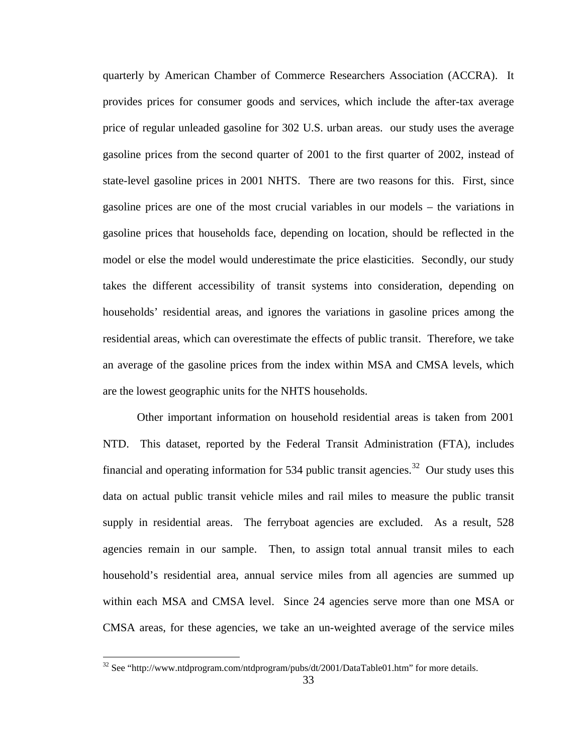quarterly by American Chamber of Commerce Researchers Association (ACCRA). It provides prices for consumer goods and services, which include the after-tax average price of regular unleaded gasoline for 302 U.S. urban areas. our study uses the average gasoline prices from the second quarter of 2001 to the first quarter of 2002, instead of state-level gasoline prices in 2001 NHTS. There are two reasons for this. First, since gasoline prices are one of the most crucial variables in our models – the variations in gasoline prices that households face, depending on location, should be reflected in the model or else the model would underestimate the price elasticities. Secondly, our study takes the different accessibility of transit systems into consideration, depending on households' residential areas, and ignores the variations in gasoline prices among the residential areas, which can overestimate the effects of public transit. Therefore, we take an average of the gasoline prices from the index within MSA and CMSA levels, which are the lowest geographic units for the NHTS households.

Other important information on household residential areas is taken from 2001 NTD. This dataset, reported by the Federal Transit Administration (FTA), includes financial and operating information for 534 public transit agencies.[32] Our study uses this data on actual public transit vehicle miles and rail miles to measure the public transit supply in residential areas. The ferryboat agencies are excluded. As a result, 528 agencies remain in our sample. Then, to assign total annual transit miles to each household's residential area, annual service miles from all agencies are summed up within each MSA and CMSA level. Since 24 agencies serve more than one MSA or CMSA areas, for these agencies, we take an un-weighted average of the service miles

[32] See "http://www.ntdprogram.com/ntdprogram/pubs/dt/2001/DataTable01.htm" for more details.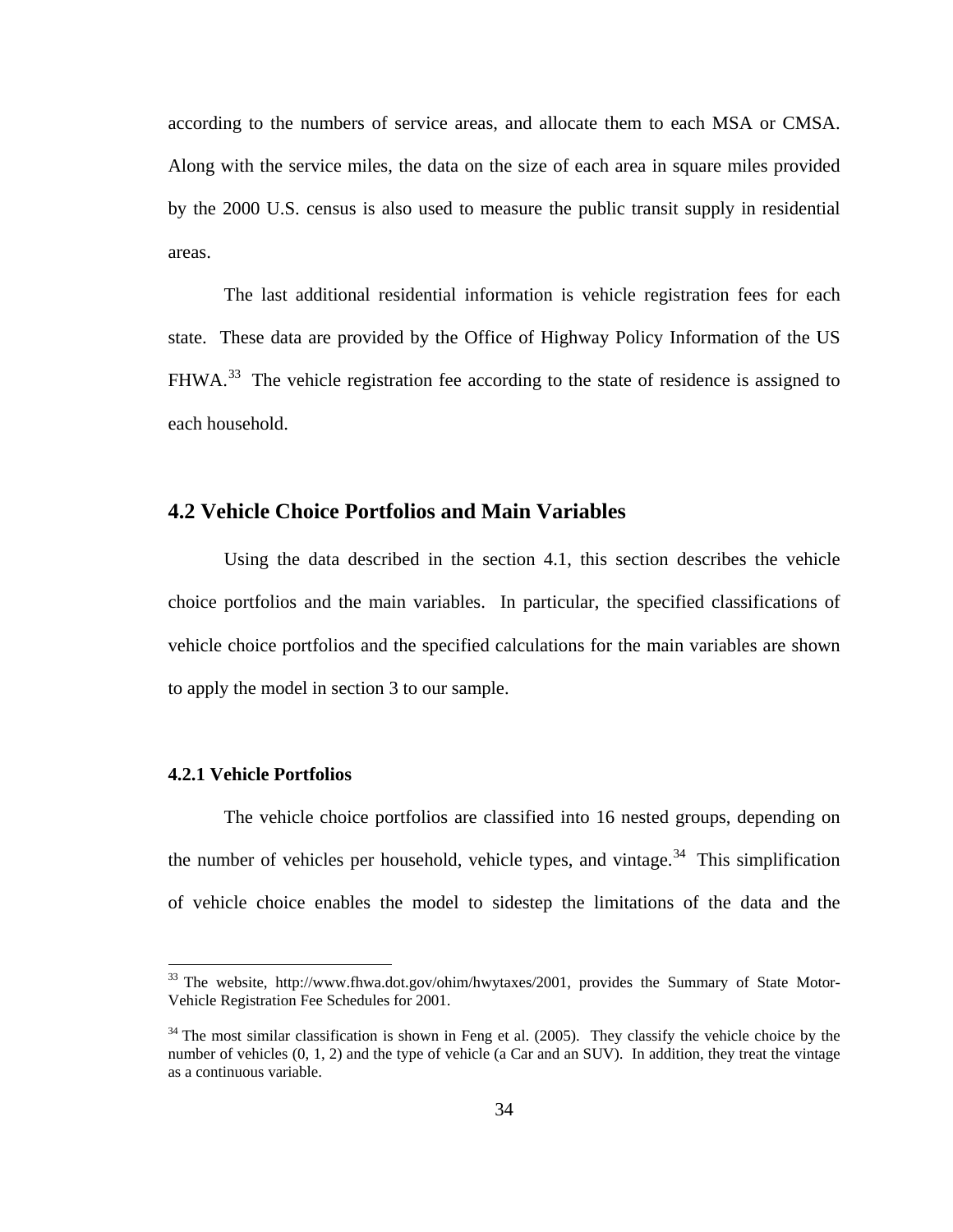according to the numbers of service areas, and allocate them to each MSA or CMSA. Along with the service miles, the data on the size of each area in square miles provided by the 2000 U.S. census is also used to measure the public transit supply in residential areas.

The last additional residential information is vehicle registration fees for each state. These data are provided by the Office of Highway Policy Information of the US FHWA.[33] The vehicle registration fee according to the state of residence is assigned to each household.

## 4.2 Vehicle Choice Portfolios and Main Variables

Using the data described in the section 4.1, this section describes the vehicle choice portfolios and the main variables. In particular, the specified classifications of vehicle choice portfolios and the specified calculations for the main variables are shown to apply the model in section 3 to our sample.

### 4.2.1 Vehicle Portfolios

The vehicle choice portfolios are classified into 16 nested groups, depending on the number of vehicles per household, vehicle types, and vintage.[34] This simplification of vehicle choice enables the model to sidestep the limitations of the data and the

---

[33] The website, http://www.fhwa.dot.gov/ohim/hwytaxes/2001, provides the Summary of State Motor-Vehicle Registration Fee Schedules for 2001.

[34] The most similar classification is shown in Feng et al. (2005). They classify the vehicle choice by the number of vehicles (0, 1, 2) and the type of vehicle (a Car and an SUV). In addition, they treat the vintage as a continuous variable.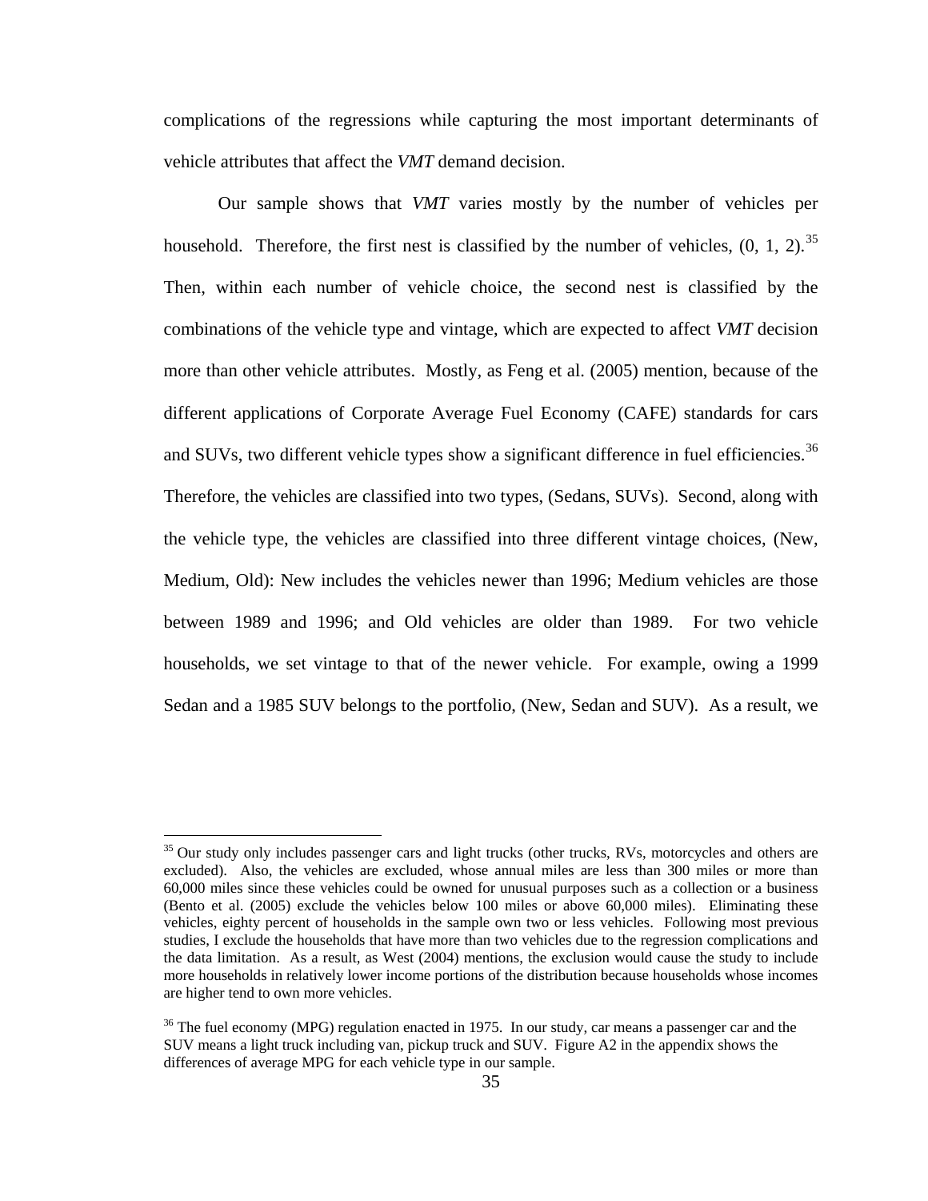complications of the regressions while capturing the most important determinants of vehicle attributes that affect the *VMT* demand decision.

Our sample shows that *VMT* varies mostly by the number of vehicles per household. Therefore, the first nest is classified by the number of vehicles, (0, 1, 2).[35] Then, within each number of vehicle choice, the second nest is classified by the combinations of the vehicle type and vintage, which are expected to affect *VMT* decision more than other vehicle attributes. Mostly, as Feng et al. (2005) mention, because of the different applications of Corporate Average Fuel Economy (CAFE) standards for cars and SUVs, two different vehicle types show a significant difference in fuel efficiencies.[36] Therefore, the vehicles are classified into two types, (Sedans, SUVs). Second, along with the vehicle type, the vehicles are classified into three different vintage choices, (New, Medium, Old): New includes the vehicles newer than 1996; Medium vehicles are those between 1989 and 1996; and Old vehicles are older than 1989. For two vehicle households, we set vintage to that of the newer vehicle. For example, owing a 1999 Sedan and a 1985 SUV belongs to the portfolio, (New, Sedan and SUV). As a result, we

---

[35] Our study only includes passenger cars and light trucks (other trucks, RVs, motorcycles and others are excluded). Also, the vehicles are excluded, whose annual miles are less than 300 miles or more than 60,000 miles since these vehicles could be owned for unusual purposes such as a collection or a business (Bento et al. (2005) exclude the vehicles below 100 miles or above 60,000 miles). Eliminating these vehicles, eighty percent of households in the sample own two or less vehicles. Following most previous studies, I exclude the households that have more than two vehicles due to the regression complications and the data limitation. As a result, as West (2004) mentions, the exclusion would cause the study to include more households in relatively lower income portions of the distribution because households whose incomes are higher tend to own more vehicles.

[36] The fuel economy (MPG) regulation enacted in 1975. In our study, car means a passenger car and the SUV means a light truck including van, pickup truck and SUV. Figure A2 in the appendix shows the differences of average MPG for each vehicle type in our sample.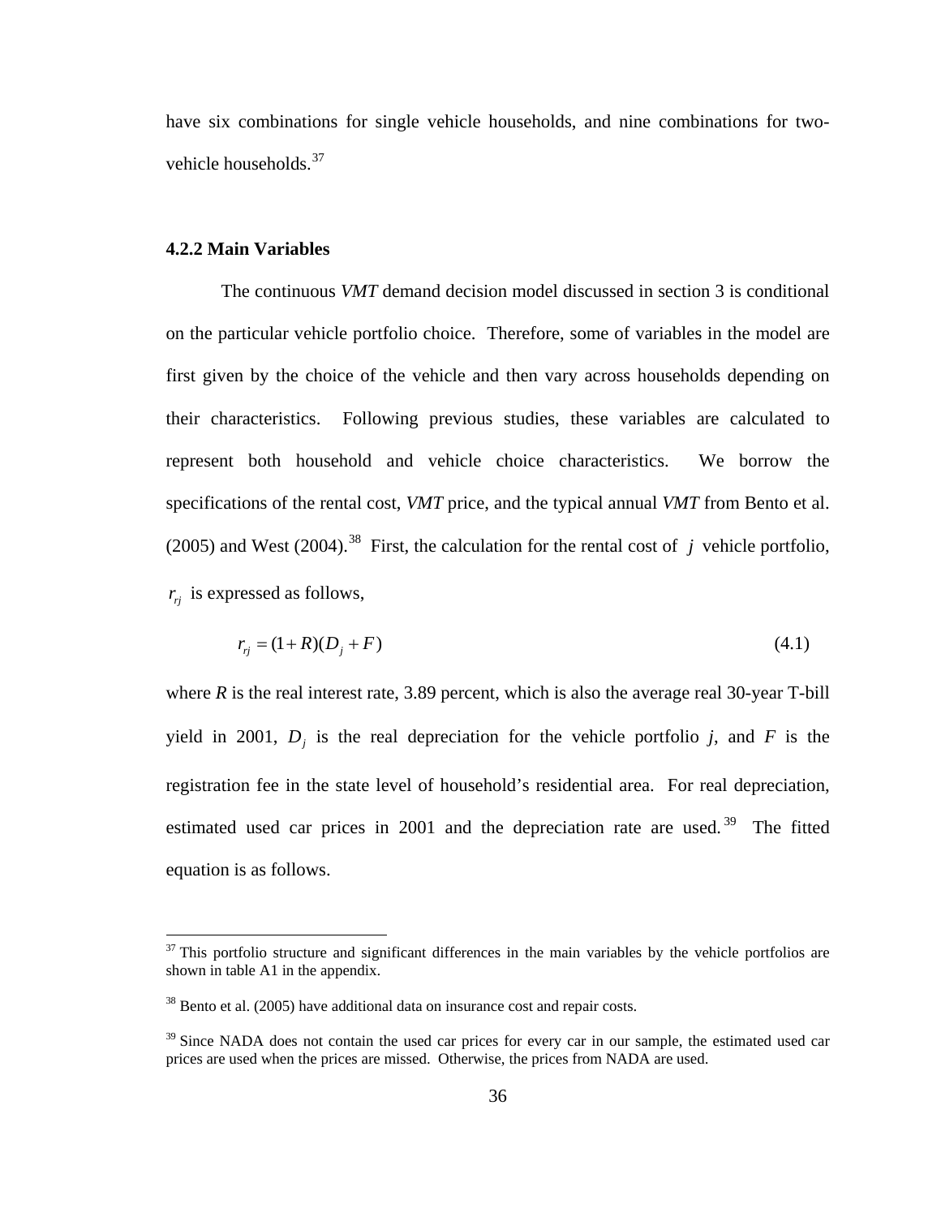have six combinations for single vehicle households, and nine combinations for two-vehicle households.[37]

### 4.2.2 Main Variables

The continuous *VMT* demand decision model discussed in section 3 is conditional on the particular vehicle portfolio choice. Therefore, some of variables in the model are first given by the choice of the vehicle and then vary across households depending on their characteristics. Following previous studies, these variables are calculated to represent both household and vehicle choice characteristics. We borrow the specifications of the rental cost, *VMT* price, and the typical annual *VMT* from Bento et al. (2005) and West (2004).[38] First, the calculation for the rental cost of $j$ vehicle portfolio, $r_{rj}$ is expressed as follows,

$$r_{rj} = (1+R)(D_j + F) \tag{4.1}$$

where *R* is the real interest rate, 3.89 percent, which is also the average real 30-year T-bill yield in 2001, $D_j$ is the real depreciation for the vehicle portfolio *j*, and *F* is the registration fee in the state level of household's residential area. For real depreciation, estimated used car prices in 2001 and the depreciation rate are used.[39] The fitted equation is as follows.

---

[37] This portfolio structure and significant differences in the main variables by the vehicle portfolios are shown in table A1 in the appendix.

[38] Bento et al. (2005) have additional data on insurance cost and repair costs.

[39] Since NADA does not contain the used car prices for every car in our sample, the estimated used car prices are used when the prices are missed. Otherwise, the prices from NADA are used.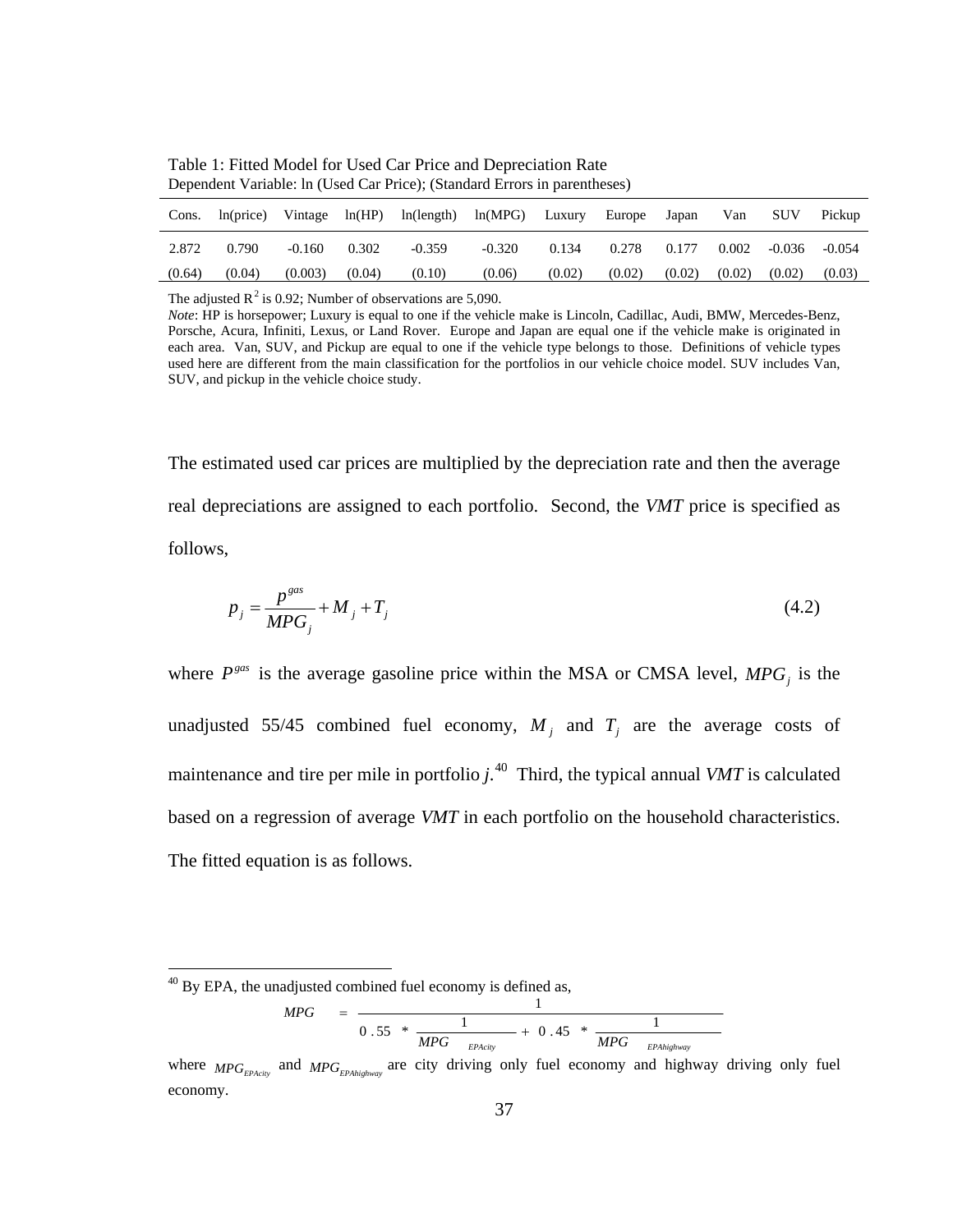Table 1: Fitted Model for Used Car Price and Depreciation Rate
Dependent Variable: ln (Used Car Price); (Standard Errors in parentheses)

| Cons. | ln(price) | Vintage | ln(HP) | ln(length) | ln(MPG) | Luxury | Europe | Japan | Van | SUV | Pickup |
|---|---|---|---|---|---|---|---|---|---|---|---|
| 2.872 | 0.790 | -0.160 | 0.302 | -0.359 | -0.320 | 0.134 | 0.278 | 0.177 | 0.002 | -0.036 | -0.054 |
| (0.64) | (0.04) | (0.003) | (0.04) | (0.10) | (0.06) | (0.02) | (0.02) | (0.02) | (0.02) | (0.02) | (0.03) |

The adjusted $R^2$ is 0.92; Number of observations are 5,090.
*Note*: HP is horsepower; Luxury is equal to one if the vehicle make is Lincoln, Cadillac, Audi, BMW, Mercedes-Benz, Porsche, Acura, Infiniti, Lexus, or Land Rover. Europe and Japan are equal one if the vehicle make is originated in each area. Van, SUV, and Pickup are equal to one if the vehicle type belongs to those. Definitions of vehicle types used here are different from the main classification for the portfolios in our vehicle choice model. SUV includes Van, SUV, and pickup in the vehicle choice study.

The estimated used car prices are multiplied by the depreciation rate and then the average real depreciations are assigned to each portfolio. Second, the *VMT* price is specified as follows,

$$p_j = \frac{p^{gas}}{MPG_j} + M_j + T_j \tag{4.2}$$

where $P^{gas}$ is the average gasoline price within the MSA or CMSA level, $MPG_j$ is the unadjusted 55/45 combined fuel economy, $M_j$ and $T_j$ are the average costs of maintenance and tire per mile in portfolio *j*.[40] Third, the typical annual *VMT* is calculated based on a regression of average *VMT* in each portfolio on the household characteristics. The fitted equation is as follows.

[40] By EPA, the unadjusted combined fuel economy is defined as,

$$MPG = \frac{1}{0.55 * \frac{1}{MPG_{EPAcity}} + 0.45 * \frac{1}{MPG_{EPAhighway}}}$$

where $MPG_{EPAcity}$ and $MPG_{EPAhighway}$ are city driving only fuel economy and highway driving only fuel economy.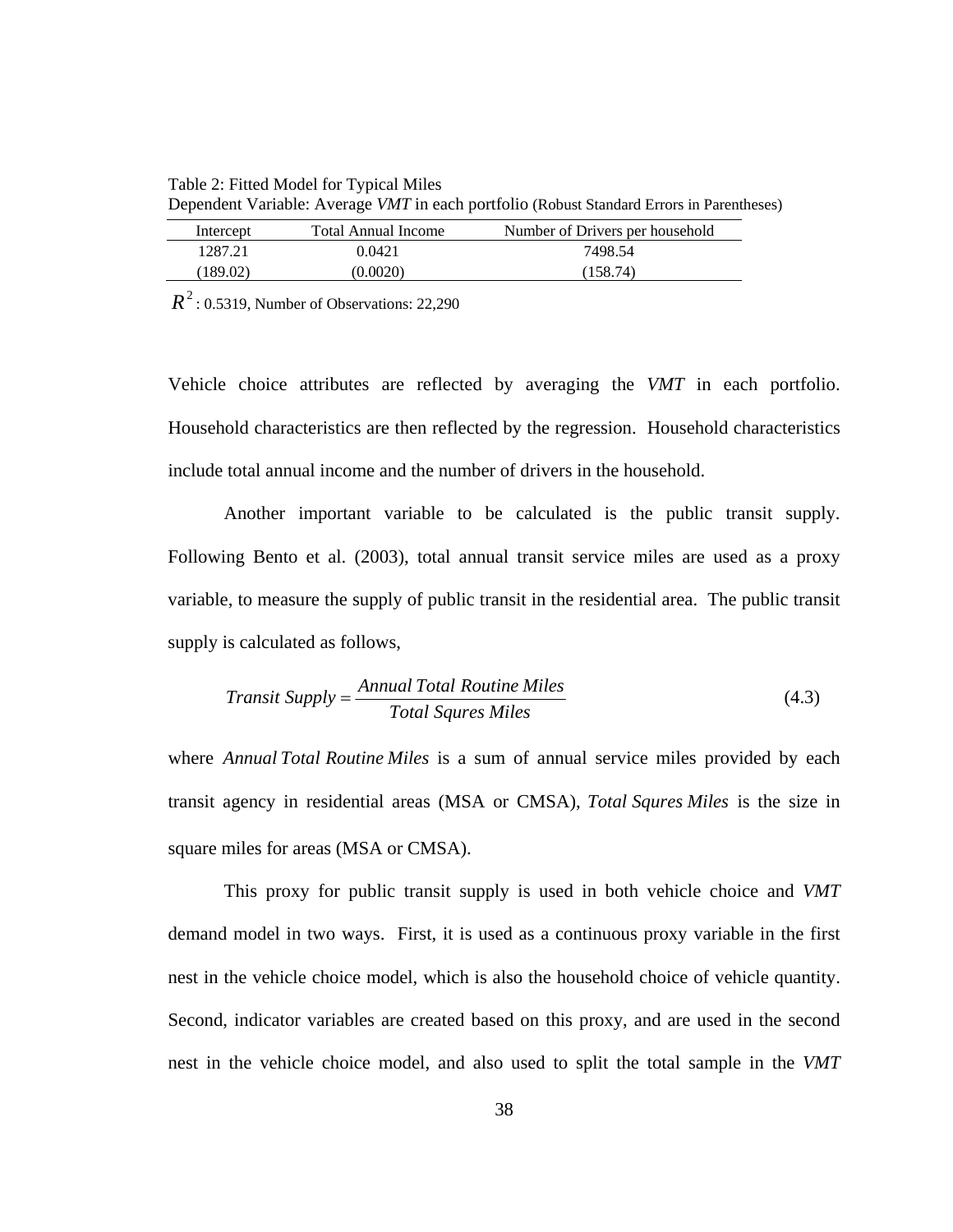Table 2: Fitted Model for Typical Miles

Dependent Variable: Average *VMT* in each portfolio (Robust Standard Errors in Parentheses)

| Intercept | Total Annual Income | Number of Drivers per household |
|---|---|---|
| 1287.21 | 0.0421 | 7498.54 |
| (189.02) | (0.0020) | (158.74) |

$R^2$ : 0.5319, Number of Observations: 22,290

Vehicle choice attributes are reflected by averaging the *VMT* in each portfolio. Household characteristics are then reflected by the regression. Household characteristics include total annual income and the number of drivers in the household.

Another important variable to be calculated is the public transit supply. Following Bento et al. (2003), total annual transit service miles are used as a proxy variable, to measure the supply of public transit in the residential area. The public transit supply is calculated as follows,

$$Transit\ Supply = \frac{Annual\ Total\ Routine\ Miles}{Total\ Squres\ Miles} \tag{4.3}$$

where $Annual\ Total\ Routine\ Miles$ is a sum of annual service miles provided by each transit agency in residential areas (MSA or CMSA), $Total\ Squres\ Miles$ is the size in square miles for areas (MSA or CMSA).

This proxy for public transit supply is used in both vehicle choice and *VMT* demand model in two ways. First, it is used as a continuous proxy variable in the first nest in the vehicle choice model, which is also the household choice of vehicle quantity. Second, indicator variables are created based on this proxy, and are used in the second nest in the vehicle choice model, and also used to split the total sample in the *VMT*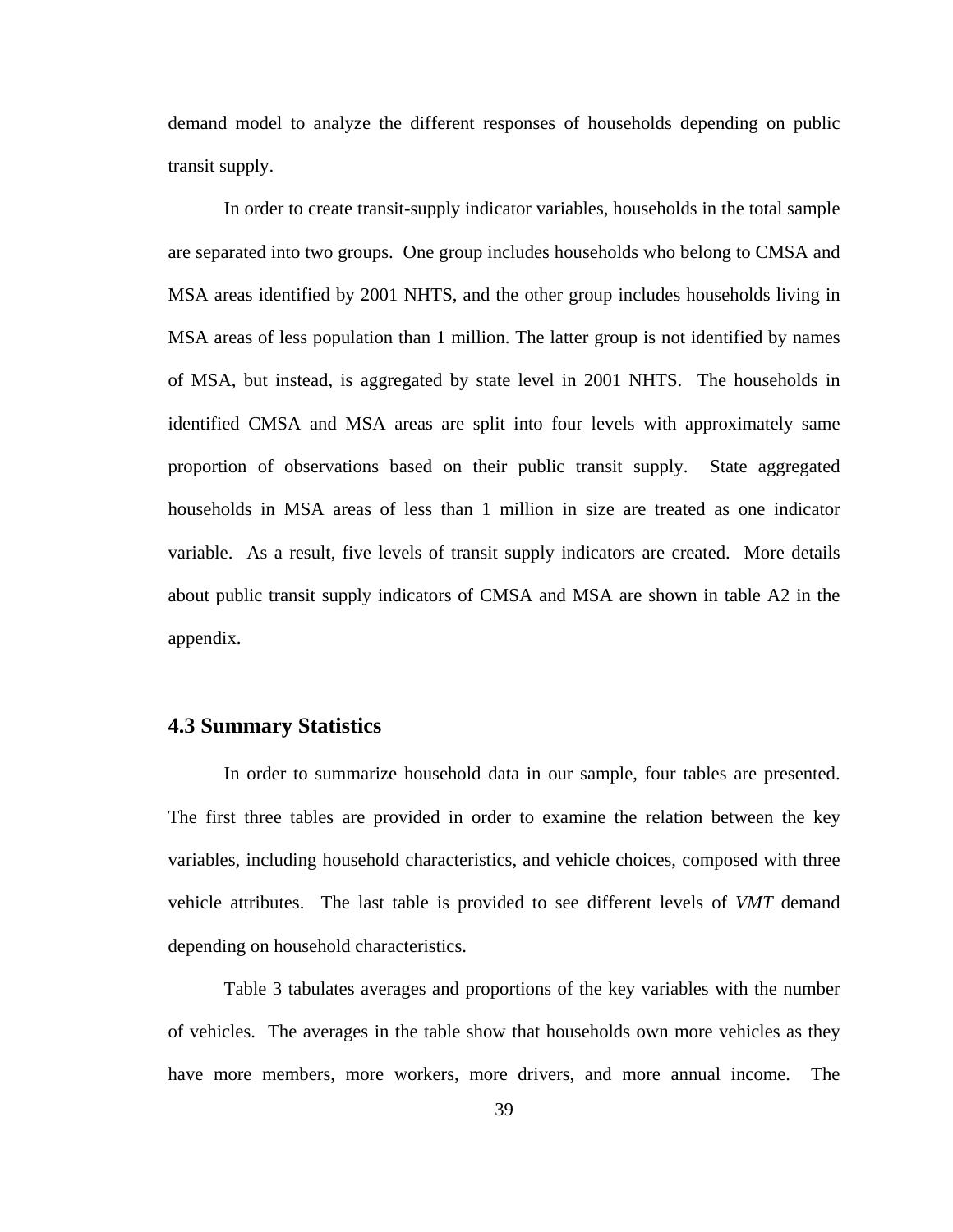demand model to analyze the different responses of households depending on public transit supply.

In order to create transit-supply indicator variables, households in the total sample are separated into two groups. One group includes households who belong to CMSA and MSA areas identified by 2001 NHTS, and the other group includes households living in MSA areas of less population than 1 million. The latter group is not identified by names of MSA, but instead, is aggregated by state level in 2001 NHTS. The households in identified CMSA and MSA areas are split into four levels with approximately same proportion of observations based on their public transit supply. State aggregated households in MSA areas of less than 1 million in size are treated as one indicator variable. As a result, five levels of transit supply indicators are created. More details about public transit supply indicators of CMSA and MSA are shown in table A2 in the appendix.

### 4.3 Summary Statistics

In order to summarize household data in our sample, four tables are presented. The first three tables are provided in order to examine the relation between the key variables, including household characteristics, and vehicle choices, composed with three vehicle attributes. The last table is provided to see different levels of *VMT* demand depending on household characteristics.

Table 3 tabulates averages and proportions of the key variables with the number of vehicles. The averages in the table show that households own more vehicles as they have more members, more workers, more drivers, and more annual income. The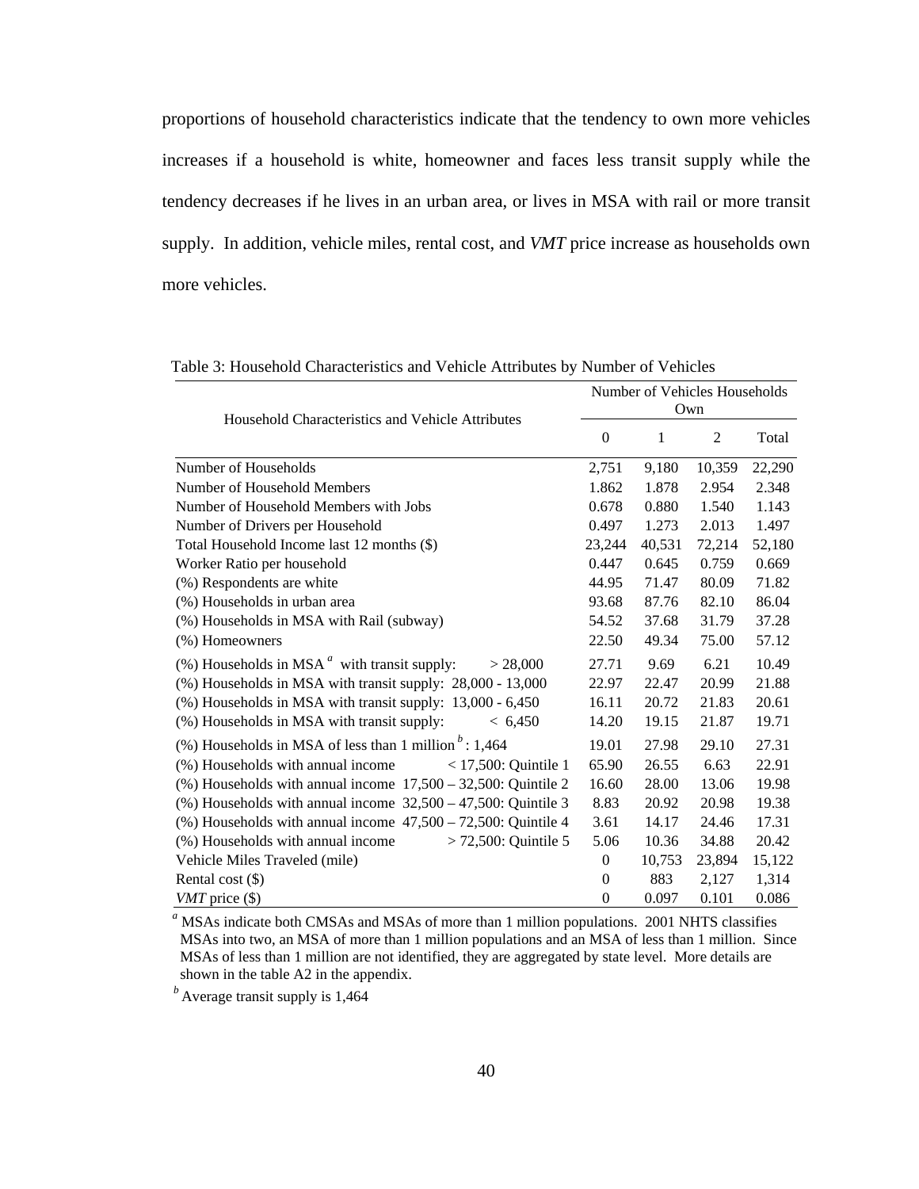proportions of household characteristics indicate that the tendency to own more vehicles increases if a household is white, homeowner and faces less transit supply while the tendency decreases if he lives in an urban area, or lives in MSA with rail or more transit supply. In addition, vehicle miles, rental cost, and *VMT* price increase as households own more vehicles.

Table 3: Household Characteristics and Vehicle Attributes by Number of Vehicles

| Household Characteristics and Vehicle Attributes | Number of Vehicles Households Own | | | |
|---|---|---|---|---|
| | 0 | 1 | 2 | Total |
| Number of Households | 2,751 | 9,180 | 10,359 | 22,290 |
| Number of Household Members | 1.862 | 1.878 | 2.954 | 2.348 |
| Number of Household Members with Jobs | 0.678 | 0.880 | 1.540 | 1.143 |
| Number of Drivers per Household | 0.497 | 1.273 | 2.013 | 1.497 |
| Total Household Income last 12 months ($) | 23,244 | 40,531 | 72,214 | 52,180 |
| Worker Ratio per household | 0.447 | 0.645 | 0.759 | 0.669 |
| (%) Respondents are white | 44.95 | 71.47 | 80.09 | 71.82 |
| (%) Households in urban area | 93.68 | 87.76 | 82.10 | 86.04 |
| (%) Households in MSA with Rail (subway) | 54.52 | 37.68 | 31.79 | 37.28 |
| (%) Homeowners | 22.50 | 49.34 | 75.00 | 57.12 |
| (%) Households in MSA [a] with transit supply: > 28,000 | 27.71 | 9.69 | 6.21 | 10.49 |
| (%) Households in MSA with transit supply: 28,000 - 13,000 | 22.97 | 22.47 | 20.99 | 21.88 |
| (%) Households in MSA with transit supply: 13,000 - 6,450 | 16.11 | 20.72 | 21.83 | 20.61 |
| (%) Households in MSA with transit supply: < 6,450 | 14.20 | 19.15 | 21.87 | 19.71 |
| (%) Households in MSA of less than 1 million [b]: 1,464 | 19.01 | 27.98 | 29.10 | 27.31 |
| (%) Households with annual income < 17,500: Quintile 1 | 65.90 | 26.55 | 6.63 | 22.91 |
| (%) Households with annual income 17,500 – 32,500: Quintile 2 | 16.60 | 28.00 | 13.06 | 19.98 |
| (%) Households with annual income 32,500 – 47,500: Quintile 3 | 8.83 | 20.92 | 20.98 | 19.38 |
| (%) Households with annual income 47,500 – 72,500: Quintile 4 | 3.61 | 14.17 | 24.46 | 17.31 |
| (%) Households with annual income > 72,500: Quintile 5 | 5.06 | 10.36 | 34.88 | 20.42 |
| Vehicle Miles Traveled (mile) | 0 | 10,753 | 23,894 | 15,122 |
| Rental cost ($) | 0 | 883 | 2,127 | 1,314 |
| *VMT* price ($) | 0 | 0.097 | 0.101 | 0.086 |

[a] MSAs indicate both CMSAs and MSAs of more than 1 million populations. 2001 NHTS classifies MSAs into two, an MSA of more than 1 million populations and an MSA of less than 1 million. Since MSAs of less than 1 million are not identified, they are aggregated by state level. More details are shown in the table A2 in the appendix.

[b] Average transit supply is 1,464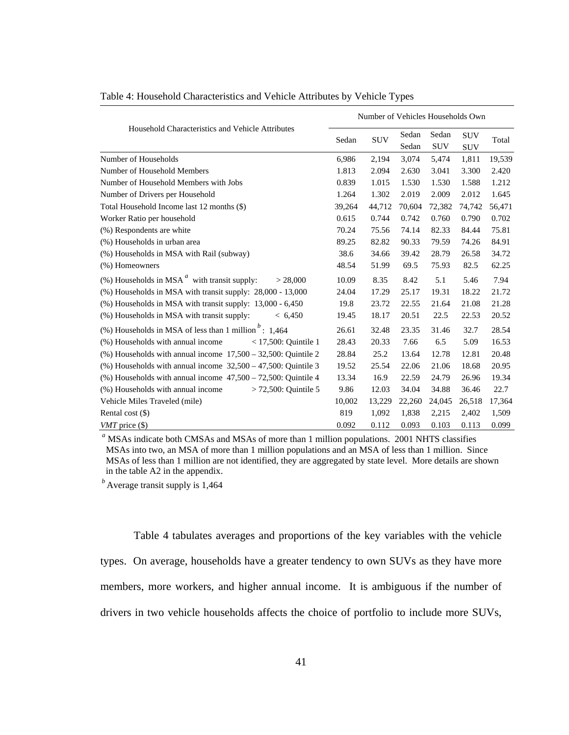Table 4: Household Characteristics and Vehicle Attributes by Vehicle Types

| Household Characteristics and Vehicle Attributes | Number of Vehicles Households Own | | | | | |
|---|---|---|---|---|---|---|
| | Sedan | SUV | Sedan Sedan | Sedan SUV | SUV SUV | Total |
| Number of Households | 6,986 | 2,194 | 3,074 | 5,474 | 1,811 | 19,539 |
| Number of Household Members | 1.813 | 2.094 | 2.630 | 3.041 | 3.300 | 2.420 |
| Number of Household Members with Jobs | 0.839 | 1.015 | 1.530 | 1.530 | 1.588 | 1.212 |
| Number of Drivers per Household | 1.264 | 1.302 | 2.019 | 2.009 | 2.012 | 1.645 |
| Total Household Income last 12 months ($) | 39,264 | 44,712 | 70,604 | 72,382 | 74,742 | 56,471 |
| Worker Ratio per household | 0.615 | 0.744 | 0.742 | 0.760 | 0.790 | 0.702 |
| (%) Respondents are white | 70.24 | 75.56 | 74.14 | 82.33 | 84.44 | 75.81 |
| (%) Households in urban area | 89.25 | 82.82 | 90.33 | 79.59 | 74.26 | 84.91 |
| (%) Households in MSA with Rail (subway) | 38.6 | 34.66 | 39.42 | 28.79 | 26.58 | 34.72 |
| (%) Homeowners | 48.54 | 51.99 | 69.5 | 75.93 | 82.5 | 62.25 |
| (%) Households in MSA[a] with transit supply: > 28,000 | 10.09 | 8.35 | 8.42 | 5.1 | 5.46 | 7.94 |
| (%) Households in MSA with transit supply: 28,000 - 13,000 | 24.04 | 17.29 | 25.17 | 19.31 | 18.22 | 21.72 |
| (%) Households in MSA with transit supply: 13,000 - 6,450 | 19.8 | 23.72 | 22.55 | 21.64 | 21.08 | 21.28 |
| (%) Households in MSA with transit supply: < 6,450 | 19.45 | 18.17 | 20.51 | 22.5 | 22.53 | 20.52 |
| (%) Households in MSA of less than 1 million[b]: 1,464 | 26.61 | 32.48 | 23.35 | 31.46 | 32.7 | 28.54 |
| (%) Households with annual income < 17,500: Quintile 1 | 28.43 | 20.33 | 7.66 | 6.5 | 5.09 | 16.53 |
| (%) Households with annual income 17,500 – 32,500: Quintile 2 | 28.84 | 25.2 | 13.64 | 12.78 | 12.81 | 20.48 |
| (%) Households with annual income 32,500 – 47,500: Quintile 3 | 19.52 | 25.54 | 22.06 | 21.06 | 18.68 | 20.95 |
| (%) Households with annual income 47,500 – 72,500: Quintile 4 | 13.34 | 16.9 | 22.59 | 24.79 | 26.96 | 19.34 |
| (%) Households with annual income > 72,500: Quintile 5 | 9.86 | 12.03 | 34.04 | 34.88 | 36.46 | 22.7 |
| Vehicle Miles Traveled (mile) | 10,002 | 13,229 | 22,260 | 24,045 | 26,518 | 17,364 |
| Rental cost ($) | 819 | 1,092 | 1,838 | 2,215 | 2,402 | 1,509 |
| *VMT* price ($) | 0.092 | 0.112 | 0.093 | 0.103 | 0.113 | 0.099 |

[a] MSAs indicate both CMSAs and MSAs of more than 1 million populations. 2001 NHTS classifies MSAs into two, an MSA of more than 1 million populations and an MSA of less than 1 million. Since MSAs of less than 1 million are not identified, they are aggregated by state level. More details are shown in the table A2 in the appendix.

[b] Average transit supply is 1,464

Table 4 tabulates averages and proportions of the key variables with the vehicle types. On average, households have a greater tendency to own SUVs as they have more members, more workers, and higher annual income. It is ambiguous if the number of drivers in two vehicle households affects the choice of portfolio to include more SUVs,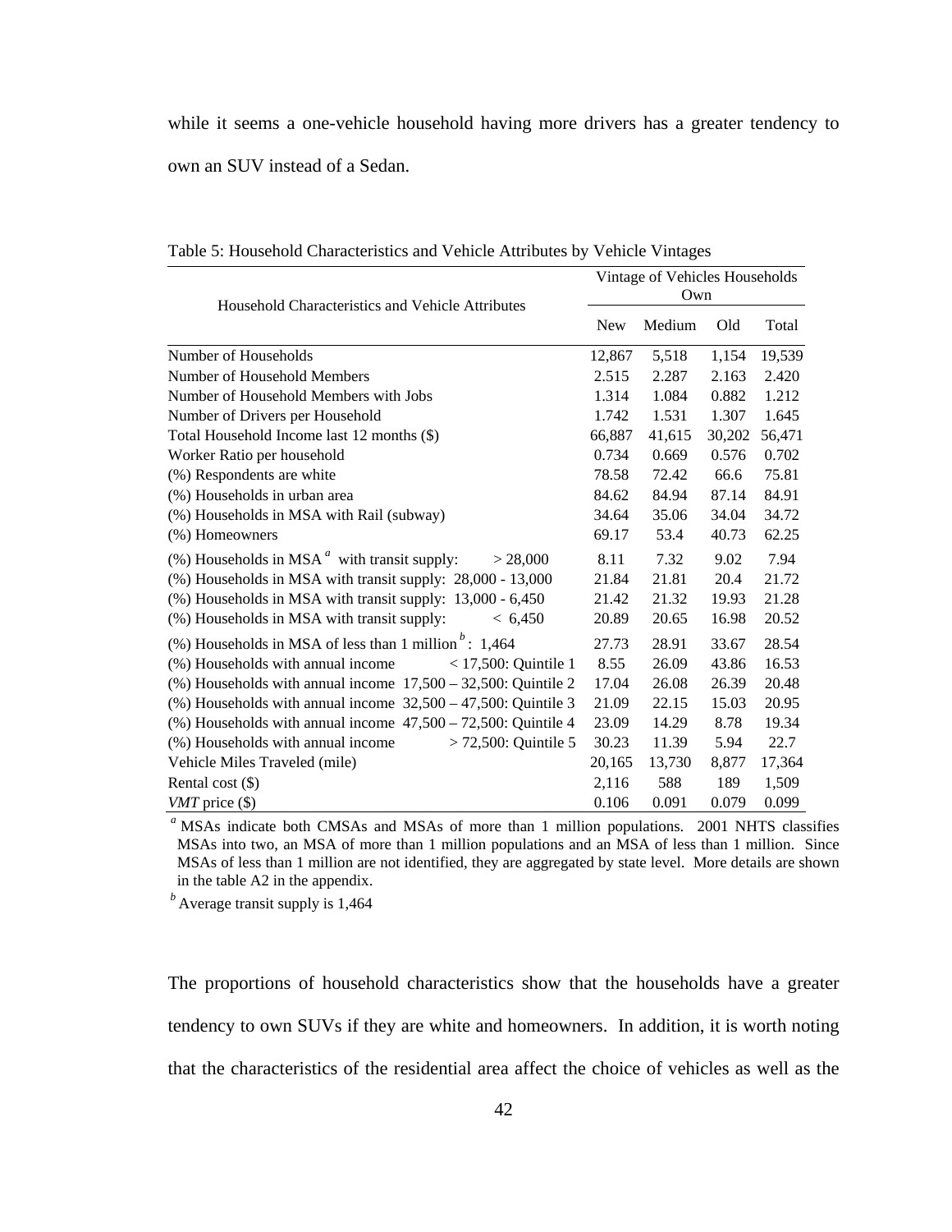while it seems a one-vehicle household having more drivers has a greater tendency to own an SUV instead of a Sedan.

Table 5: Household Characteristics and Vehicle Attributes by Vehicle Vintages

| Household Characteristics and Vehicle Attributes | Vintage of Vehicles Households Own | | | |
|---|---|---|---|---|
| | New | Medium | Old | Total |
| Number of Households | 12,867 | 5,518 | 1,154 | 19,539 |
| Number of Household Members | 2.515 | 2.287 | 2.163 | 2.420 |
| Number of Household Members with Jobs | 1.314 | 1.084 | 0.882 | 1.212 |
| Number of Drivers per Household | 1.742 | 1.531 | 1.307 | 1.645 |
| Total Household Income last 12 months ($) | 66,887 | 41,615 | 30,202 | 56,471 |
| Worker Ratio per household | 0.734 | 0.669 | 0.576 | 0.702 |
| (%) Respondents are white | 78.58 | 72.42 | 66.6 | 75.81 |
| (%) Households in urban area | 84.62 | 84.94 | 87.14 | 84.91 |
| (%) Households in MSA with Rail (subway) | 34.64 | 35.06 | 34.04 | 34.72 |
| (%) Homeowners | 69.17 | 53.4 | 40.73 | 62.25 |
| (%) Households in MSA [a] with transit supply: > 28,000 | 8.11 | 7.32 | 9.02 | 7.94 |
| (%) Households in MSA with transit supply: 28,000 - 13,000 | 21.84 | 21.81 | 20.4 | 21.72 |
| (%) Households in MSA with transit supply: 13,000 - 6,450 | 21.42 | 21.32 | 19.93 | 21.28 |
| (%) Households in MSA with transit supply: < 6,450 | 20.89 | 20.65 | 16.98 | 20.52 |
| (%) Households in MSA of less than 1 million [b]: 1,464 | 27.73 | 28.91 | 33.67 | 28.54 |
| (%) Households with annual income < 17,500: Quintile 1 | 8.55 | 26.09 | 43.86 | 16.53 |
| (%) Households with annual income 17,500 – 32,500: Quintile 2 | 17.04 | 26.08 | 26.39 | 20.48 |
| (%) Households with annual income 32,500 – 47,500: Quintile 3 | 21.09 | 22.15 | 15.03 | 20.95 |
| (%) Households with annual income 47,500 – 72,500: Quintile 4 | 23.09 | 14.29 | 8.78 | 19.34 |
| (%) Households with annual income > 72,500: Quintile 5 | 30.23 | 11.39 | 5.94 | 22.7 |
| Vehicle Miles Traveled (mile) | 20,165 | 13,730 | 8,877 | 17,364 |
| Rental cost ($) | 2,116 | 588 | 189 | 1,509 |
| *VMT* price ($) | 0.106 | 0.091 | 0.079 | 0.099 |

[a] MSAs indicate both CMSAs and MSAs of more than 1 million populations. 2001 NHTS classifies MSAs into two, an MSA of more than 1 million populations and an MSA of less than 1 million. Since MSAs of less than 1 million are not identified, they are aggregated by state level. More details are shown in the table A2 in the appendix.

[b] Average transit supply is 1,464

The proportions of household characteristics show that the households have a greater tendency to own SUVs if they are white and homeowners. In addition, it is worth noting that the characteristics of the residential area affect the choice of vehicles as well as the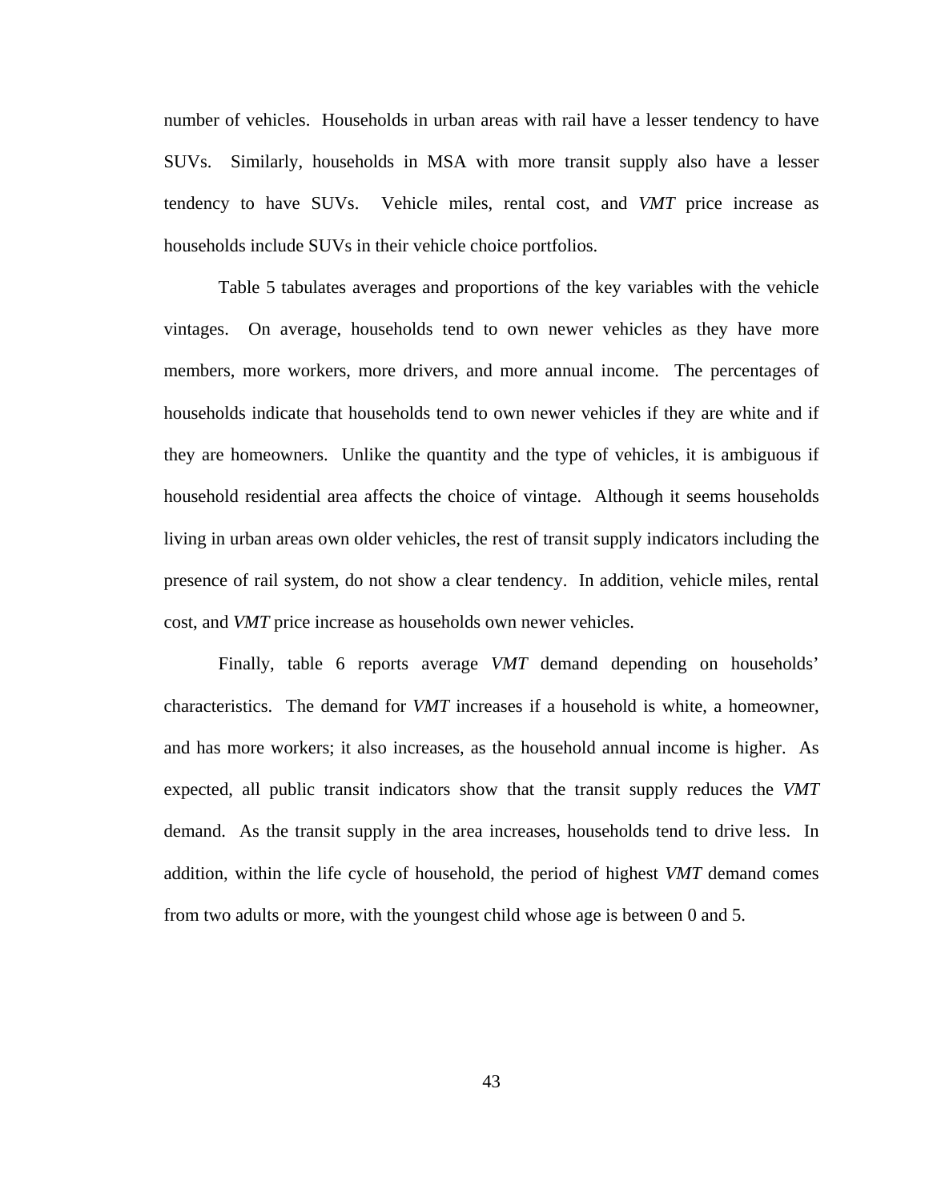number of vehicles. Households in urban areas with rail have a lesser tendency to have SUVs. Similarly, households in MSA with more transit supply also have a lesser tendency to have SUVs. Vehicle miles, rental cost, and *VMT* price increase as households include SUVs in their vehicle choice portfolios.

Table 5 tabulates averages and proportions of the key variables with the vehicle vintages. On average, households tend to own newer vehicles as they have more members, more workers, more drivers, and more annual income. The percentages of households indicate that households tend to own newer vehicles if they are white and if they are homeowners. Unlike the quantity and the type of vehicles, it is ambiguous if household residential area affects the choice of vintage. Although it seems households living in urban areas own older vehicles, the rest of transit supply indicators including the presence of rail system, do not show a clear tendency. In addition, vehicle miles, rental cost, and *VMT* price increase as households own newer vehicles.

Finally, table 6 reports average *VMT* demand depending on households' characteristics. The demand for *VMT* increases if a household is white, a homeowner, and has more workers; it also increases, as the household annual income is higher. As expected, all public transit indicators show that the transit supply reduces the *VMT* demand. As the transit supply in the area increases, households tend to drive less. In addition, within the life cycle of household, the period of highest *VMT* demand comes from two adults or more, with the youngest child whose age is between 0 and 5.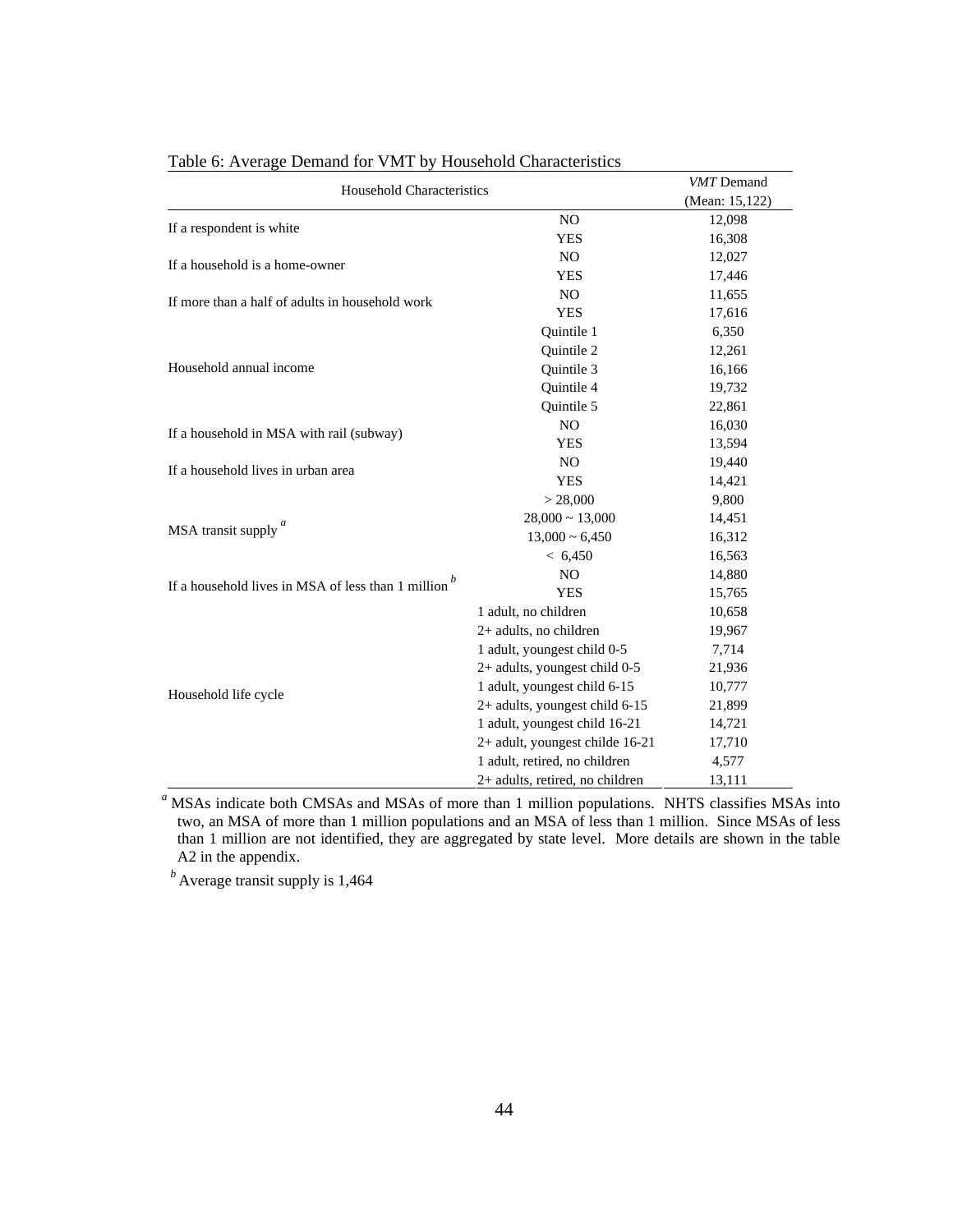Table 6: Average Demand for VMT by Household Characteristics

| Household Characteristics | | *VMT* Demand (Mean: 15,122) |
|---|---|---|
| If a respondent is white | NO | 12,098 |
| | YES | 16,308 |
| If a household is a home-owner | NO | 12,027 |
| | YES | 17,446 |
| If more than a half of adults in household work | NO | 11,655 |
| | YES | 17,616 |
| Household annual income | Quintile 1 | 6,350 |
| | Quintile 2 | 12,261 |
| | Quintile 3 | 16,166 |
| | Quintile 4 | 19,732 |
| | Quintile 5 | 22,861 |
| If a household in MSA with rail (subway) | NO | 16,030 |
| | YES | 13,594 |
| If a household lives in urban area | NO | 19,440 |
| | YES | 14,421 |
| MSA transit supply [a] | > 28,000 | 9,800 |
| | 28,000 ~ 13,000 | 14,451 |
| | 13,000 ~ 6,450 | 16,312 |
| | < 6,450 | 16,563 |
| If a household lives in MSA of less than 1 million [b] | NO | 14,880 |
| | YES | 15,765 |
| Household life cycle | 1 adult, no children | 10,658 |
| | 2+ adults, no children | 19,967 |
| | 1 adult, youngest child 0-5 | 7,714 |
| | 2+ adults, youngest child 0-5 | 21,936 |
| | 1 adult, youngest child 6-15 | 10,777 |
| | 2+ adults, youngest child 6-15 | 21,899 |
| | 1 adult, youngest child 16-21 | 14,721 |
| | 2+ adult, youngest childe 16-21 | 17,710 |
| | 1 adult, retired, no children | 4,577 |
| | 2+ adults, retired, no children | 13,111 |

[a] MSAs indicate both CMSAs and MSAs of more than 1 million populations. NHTS classifies MSAs into two, an MSA of more than 1 million populations and an MSA of less than 1 million. Since MSAs of less than 1 million are not identified, they are aggregated by state level. More details are shown in the table A2 in the appendix.

[b] Average transit supply is 1,464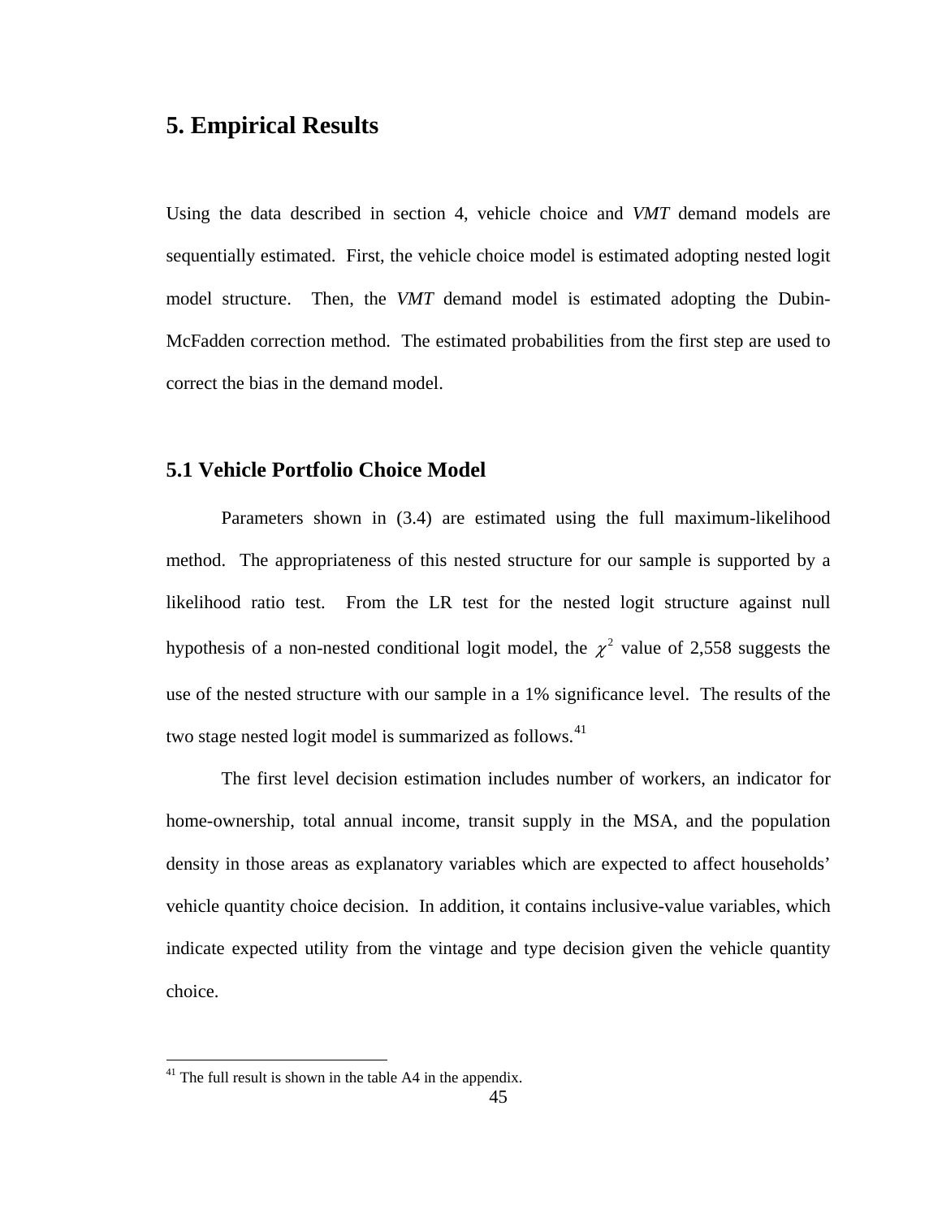# 5. Empirical Results

Using the data described in section 4, vehicle choice and *VMT* demand models are sequentially estimated. First, the vehicle choice model is estimated adopting nested logit model structure. Then, the *VMT* demand model is estimated adopting the Dubin-McFadden correction method. The estimated probabilities from the first step are used to correct the bias in the demand model.

## 5.1 Vehicle Portfolio Choice Model

Parameters shown in (3.4) are estimated using the full maximum-likelihood method. The appropriateness of this nested structure for our sample is supported by a likelihood ratio test. From the LR test for the nested logit structure against null hypothesis of a non-nested conditional logit model, the $\chi^2$ value of 2,558 suggests the use of the nested structure with our sample in a 1% significance level. The results of the two stage nested logit model is summarized as follows.[41]

The first level decision estimation includes number of workers, an indicator for home-ownership, total annual income, transit supply in the MSA, and the population density in those areas as explanatory variables which are expected to affect households' vehicle quantity choice decision. In addition, it contains inclusive-value variables, which indicate expected utility from the vintage and type decision given the vehicle quantity choice.

[41] The full result is shown in the table A4 in the appendix.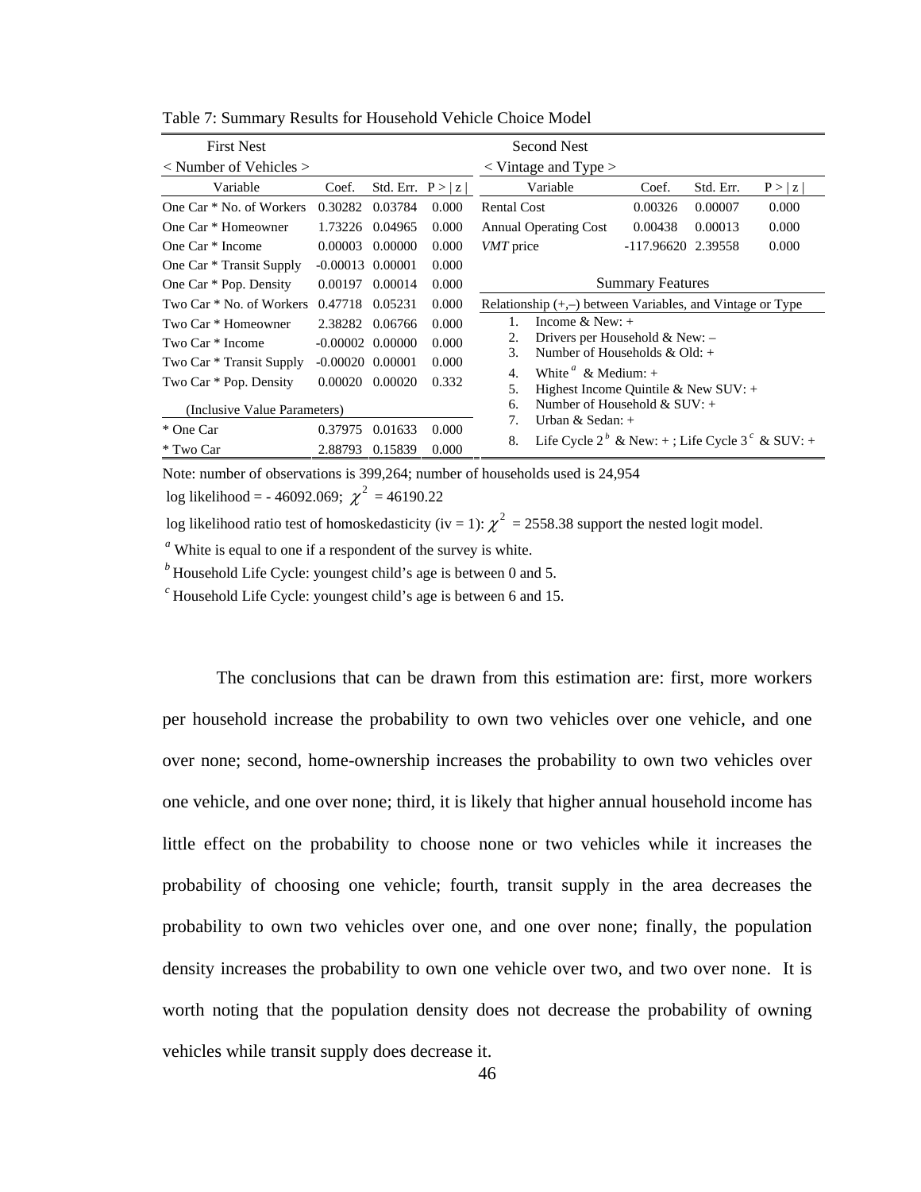Table 7: Summary Results for Household Vehicle Choice Model

| First Nest | | | | Second Nest | | | |
|---|---|---|---|---|---|---|---|
| < Number of Vehicles > | | | | < Vintage and Type > | | | |
| Variable | Coef. | Std. Err. | P > \| z \| | Variable | Coef. | Std. Err. | P > \| z \| |
| One Car * No. of Workers | 0.30282 | 0.03784 | 0.000 | Rental Cost | 0.00326 | 0.00007 | 0.000 |
| One Car * Homeowner | 1.73226 | 0.04965 | 0.000 | Annual Operating Cost | 0.00438 | 0.00013 | 0.000 |
| One Car * Income | 0.00003 | 0.00000 | 0.000 | *VMT* price | -117.96620 | 2.39558 | 0.000 |
| One Car * Transit Supply | -0.00013 | 0.00001 | 0.000 | | | | |
| One Car * Pop. Density | 0.00197 | 0.00014 | 0.000 | Summary Features | | | |
| Two Car * No. of Workers | 0.47718 | 0.05231 | 0.000 | Relationship (+,–) between Variables, and Vintage or Type | | | |
| Two Car * Homeowner | 2.38282 | 0.06766 | 0.000 | 1. Income & New: + | | | |
| Two Car * Income | -0.00002 | 0.00000 | 0.000 | 2. Drivers per Household & New: – | | | |
| Two Car * Transit Supply | -0.00020 | 0.00001 | 0.000 | 3. Number of Households & Old: + | | | |
| Two Car * Pop. Density | 0.00020 | 0.00020 | 0.332 | 4. White [a] & Medium: + | | | |
| (Inclusive Value Parameters) | | | | 5. Highest Income Quintile & New SUV: + | | | |
| * One Car | 0.37975 | 0.01633 | 0.000 | 6. Number of Household & SUV: + | | | |
| * Two Car | 2.88793 | 0.15839 | 0.000 | 7. Urban & Sedan: + | | | |
| | | | | 8. Life Cycle 2 [b] & New: + ; Life Cycle 3 [c] & SUV: + | | | |

Note: number of observations is 399,264; number of households used is 24,954

log likelihood = - 46092.069; $\chi^2$ = 46190.22

log likelihood ratio test of homoskedasticity (iv = 1): $\chi^2$ = 2558.38 support the nested logit model.

[a] White is equal to one if a respondent of the survey is white.

[b] Household Life Cycle: youngest child's age is between 0 and 5.

[c] Household Life Cycle: youngest child's age is between 6 and 15.

The conclusions that can be drawn from this estimation are: first, more workers per household increase the probability to own two vehicles over one vehicle, and one over none; second, home-ownership increases the probability to own two vehicles over one vehicle, and one over none; third, it is likely that higher annual household income has little effect on the probability to choose none or two vehicles while it increases the probability of choosing one vehicle; fourth, transit supply in the area decreases the probability to own two vehicles over one, and one over none; finally, the population density increases the probability to own one vehicle over two, and two over none. It is worth noting that the population density does not decrease the probability of owning vehicles while transit supply does decrease it.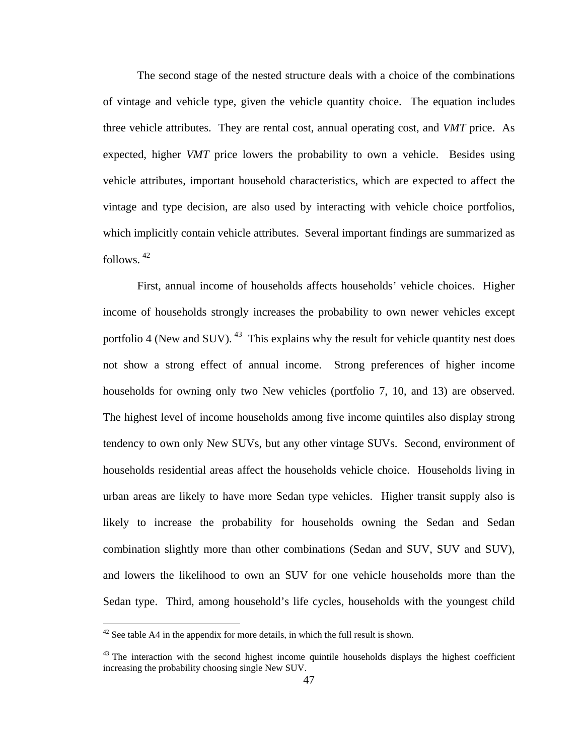The second stage of the nested structure deals with a choice of the combinations of vintage and vehicle type, given the vehicle quantity choice. The equation includes three vehicle attributes. They are rental cost, annual operating cost, and *VMT* price. As expected, higher *VMT* price lowers the probability to own a vehicle. Besides using vehicle attributes, important household characteristics, which are expected to affect the vintage and type decision, are also used by interacting with vehicle choice portfolios, which implicitly contain vehicle attributes. Several important findings are summarized as follows. [42]

First, annual income of households affects households' vehicle choices. Higher income of households strongly increases the probability to own newer vehicles except portfolio 4 (New and SUV). [43] This explains why the result for vehicle quantity nest does not show a strong effect of annual income. Strong preferences of higher income households for owning only two New vehicles (portfolio 7, 10, and 13) are observed. The highest level of income households among five income quintiles also display strong tendency to own only New SUVs, but any other vintage SUVs. Second, environment of households residential areas affect the households vehicle choice. Households living in urban areas are likely to have more Sedan type vehicles. Higher transit supply also is likely to increase the probability for households owning the Sedan and Sedan combination slightly more than other combinations (Sedan and SUV, SUV and SUV), and lowers the likelihood to own an SUV for one vehicle households more than the Sedan type. Third, among household's life cycles, households with the youngest child

---

[42] See table A4 in the appendix for more details, in which the full result is shown.

[43] The interaction with the second highest income quintile households displays the highest coefficient increasing the probability choosing single New SUV.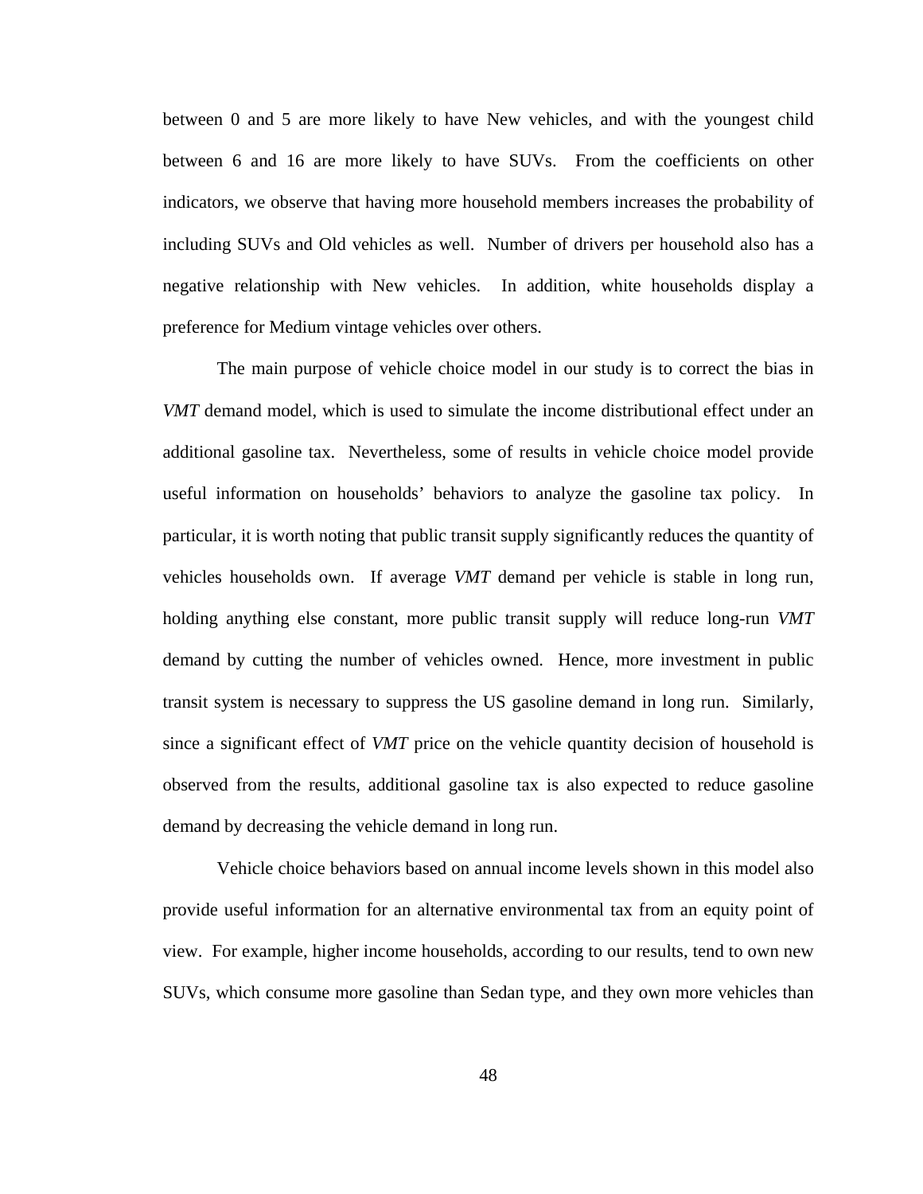between 0 and 5 are more likely to have New vehicles, and with the youngest child between 6 and 16 are more likely to have SUVs. From the coefficients on other indicators, we observe that having more household members increases the probability of including SUVs and Old vehicles as well. Number of drivers per household also has a negative relationship with New vehicles. In addition, white households display a preference for Medium vintage vehicles over others.

The main purpose of vehicle choice model in our study is to correct the bias in *VMT* demand model, which is used to simulate the income distributional effect under an additional gasoline tax. Nevertheless, some of results in vehicle choice model provide useful information on households' behaviors to analyze the gasoline tax policy. In particular, it is worth noting that public transit supply significantly reduces the quantity of vehicles households own. If average *VMT* demand per vehicle is stable in long run, holding anything else constant, more public transit supply will reduce long-run *VMT* demand by cutting the number of vehicles owned. Hence, more investment in public transit system is necessary to suppress the US gasoline demand in long run. Similarly, since a significant effect of *VMT* price on the vehicle quantity decision of household is observed from the results, additional gasoline tax is also expected to reduce gasoline demand by decreasing the vehicle demand in long run.

Vehicle choice behaviors based on annual income levels shown in this model also provide useful information for an alternative environmental tax from an equity point of view. For example, higher income households, according to our results, tend to own new SUVs, which consume more gasoline than Sedan type, and they own more vehicles than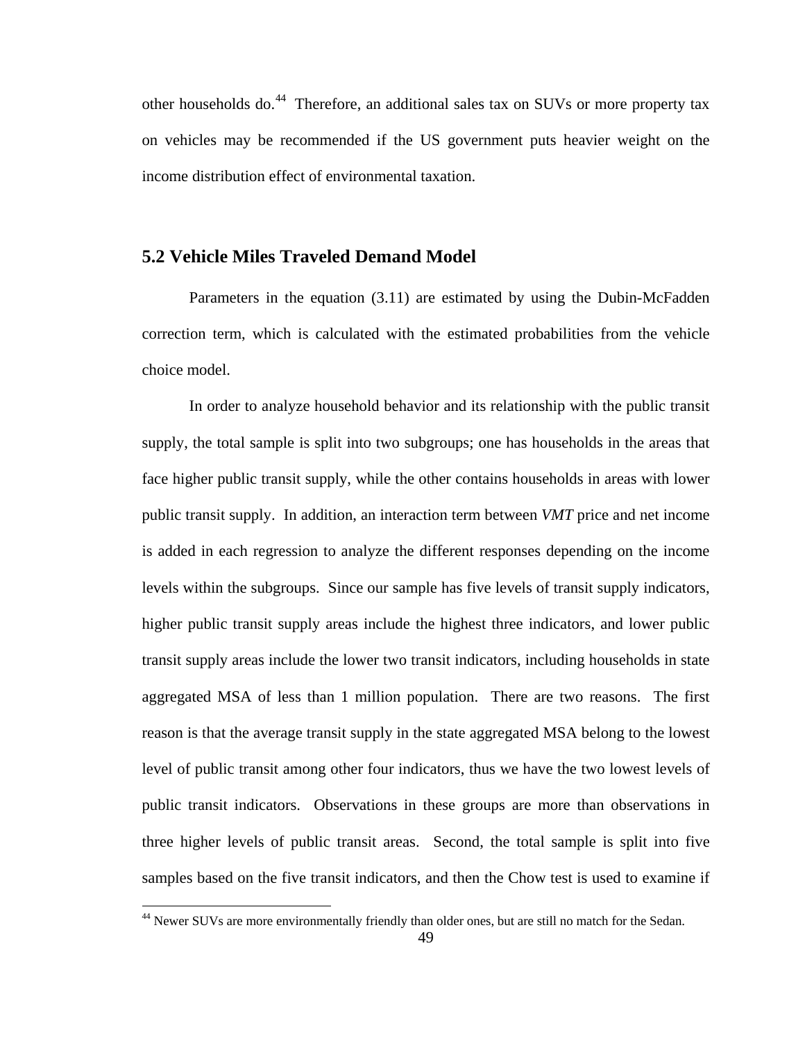other households do.[44] Therefore, an additional sales tax on SUVs or more property tax on vehicles may be recommended if the US government puts heavier weight on the income distribution effect of environmental taxation.

## 5.2 Vehicle Miles Traveled Demand Model

Parameters in the equation (3.11) are estimated by using the Dubin-McFadden correction term, which is calculated with the estimated probabilities from the vehicle choice model.

In order to analyze household behavior and its relationship with the public transit supply, the total sample is split into two subgroups; one has households in the areas that face higher public transit supply, while the other contains households in areas with lower public transit supply. In addition, an interaction term between *VMT* price and net income is added in each regression to analyze the different responses depending on the income levels within the subgroups. Since our sample has five levels of transit supply indicators, higher public transit supply areas include the highest three indicators, and lower public transit supply areas include the lower two transit indicators, including households in state aggregated MSA of less than 1 million population. There are two reasons. The first reason is that the average transit supply in the state aggregated MSA belong to the lowest level of public transit among other four indicators, thus we have the two lowest levels of public transit indicators. Observations in these groups are more than observations in three higher levels of public transit areas. Second, the total sample is split into five samples based on the five transit indicators, and then the Chow test is used to examine if

[44] Newer SUVs are more environmentally friendly than older ones, but are still no match for the Sedan.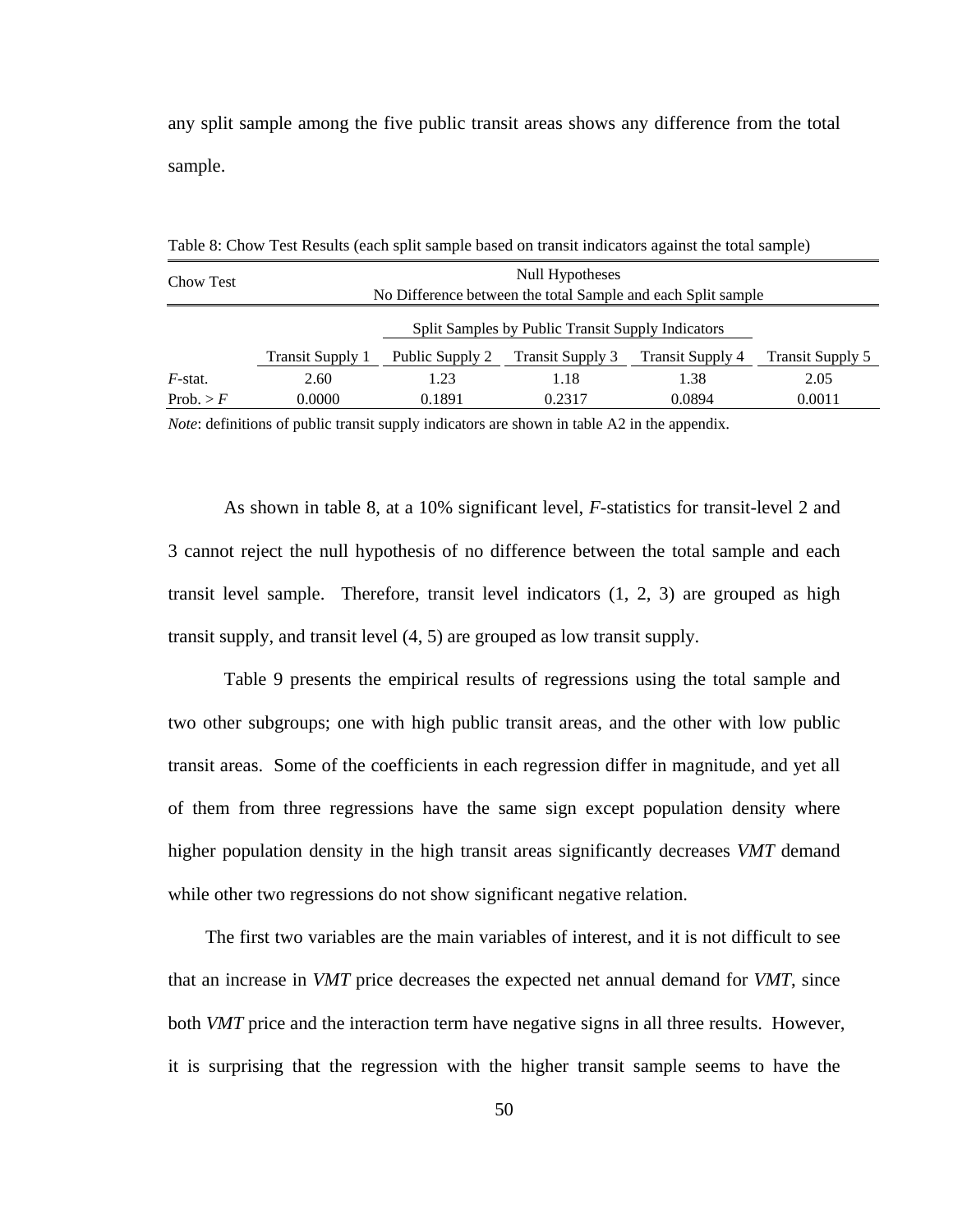any split sample among the five public transit areas shows any difference from the total sample.

Table 8: Chow Test Results (each split sample based on transit indicators against the total sample)

| Chow Test | Null Hypotheses No Difference between the total Sample and each Split sample | | | | |
|---|---|---|---|---|---|
| | | Split Samples by Public Transit Supply Indicators | | | |
| | Transit Supply 1 | Public Supply 2 | Transit Supply 3 | Transit Supply 4 | Transit Supply 5 |
| *F*-stat. | 2.60 | 1.23 | 1.18 | 1.38 | 2.05 |
| Prob. > *F* | 0.0000 | 0.1891 | 0.2317 | 0.0894 | 0.0011 |

*Note*: definitions of public transit supply indicators are shown in table A2 in the appendix.

As shown in table 8, at a 10% significant level, *F*-statistics for transit-level 2 and 3 cannot reject the null hypothesis of no difference between the total sample and each transit level sample. Therefore, transit level indicators (1, 2, 3) are grouped as high transit supply, and transit level (4, 5) are grouped as low transit supply.

Table 9 presents the empirical results of regressions using the total sample and two other subgroups; one with high public transit areas, and the other with low public transit areas. Some of the coefficients in each regression differ in magnitude, and yet all of them from three regressions have the same sign except population density where higher population density in the high transit areas significantly decreases *VMT* demand while other two regressions do not show significant negative relation.

The first two variables are the main variables of interest, and it is not difficult to see that an increase in *VMT* price decreases the expected net annual demand for *VMT*, since both *VMT* price and the interaction term have negative signs in all three results. However, it is surprising that the regression with the higher transit sample seems to have the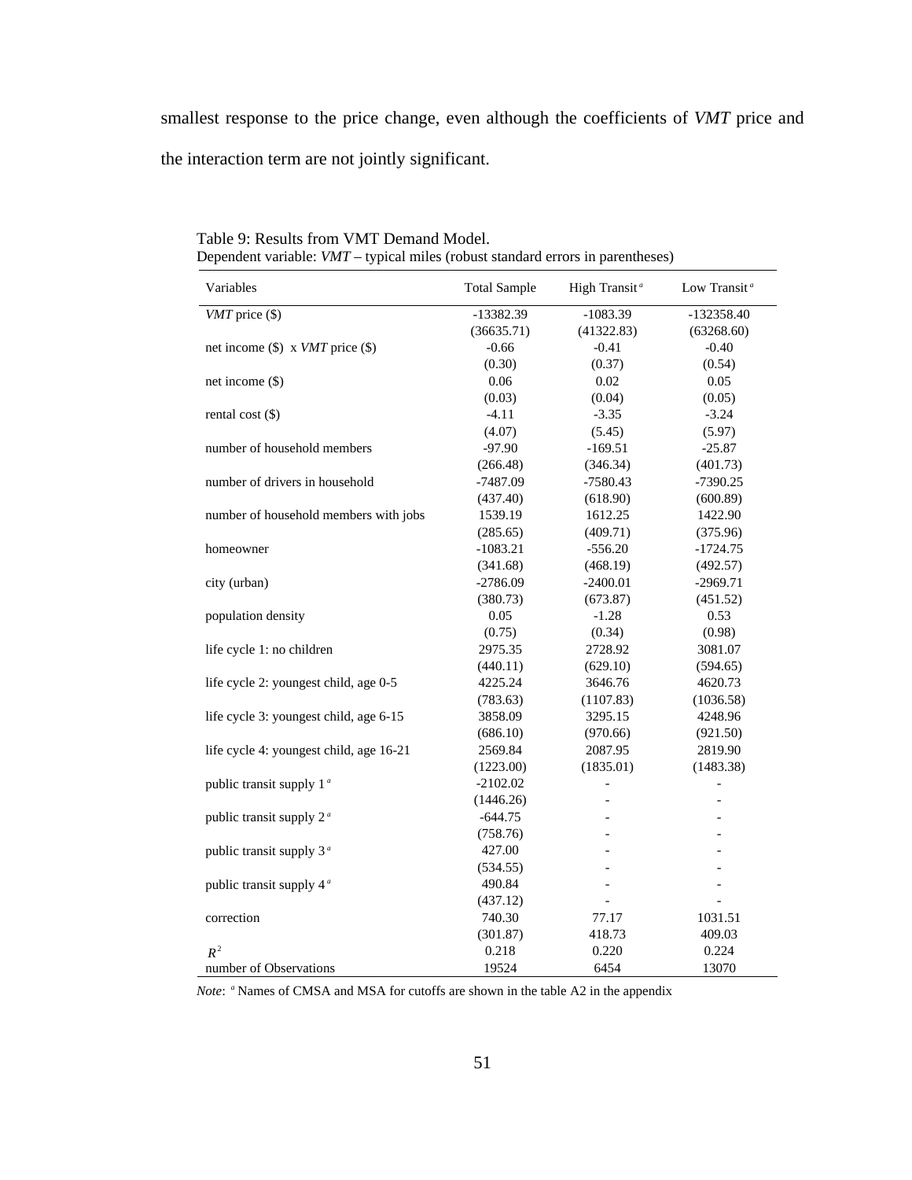smallest response to the price change, even although the coefficients of *VMT* price and the interaction term are not jointly significant.

Table 9: Results from VMT Demand Model.
Dependent variable: *VMT* – typical miles (robust standard errors in parentheses)

| Variables | Total Sample | High Transit [a] | Low Transit [a] |
|---|---|---|---|
| *VMT* price ($) | -13382.39 | -1083.39 | -132358.40 |
| | (36635.71) | (41322.83) | (63268.60) |
| net income ($) x *VMT* price ($) | -0.66 | -0.41 | -0.40 |
| | (0.30) | (0.37) | (0.54) |
| net income ($) | 0.06 | 0.02 | 0.05 |
| | (0.03) | (0.04) | (0.05) |
| rental cost ($) | -4.11 | -3.35 | -3.24 |
| | (4.07) | (5.45) | (5.97) |
| number of household members | -97.90 | -169.51 | -25.87 |
| | (266.48) | (346.34) | (401.73) |
| number of drivers in household | -7487.09 | -7580.43 | -7390.25 |
| | (437.40) | (618.90) | (600.89) |
| number of household members with jobs | 1539.19 | 1612.25 | 1422.90 |
| | (285.65) | (409.71) | (375.96) |
| homeowner | -1083.21 | -556.20 | -1724.75 |
| | (341.68) | (468.19) | (492.57) |
| city (urban) | -2786.09 | -2400.01 | -2969.71 |
| | (380.73) | (673.87) | (451.52) |
| population density | 0.05 | -1.28 | 0.53 |
| | (0.75) | (0.34) | (0.98) |
| life cycle 1: no children | 2975.35 | 2728.92 | 3081.07 |
| | (440.11) | (629.10) | (594.65) |
| life cycle 2: youngest child, age 0-5 | 4225.24 | 3646.76 | 4620.73 |
| | (783.63) | (1107.83) | (1036.58) |
| life cycle 3: youngest child, age 6-15 | 3858.09 | 3295.15 | 4248.96 |
| | (686.10) | (970.66) | (921.50) |
| life cycle 4: youngest child, age 16-21 | 2569.84 | 2087.95 | 2819.90 |
| | (1223.00) | (1835.01) | (1483.38) |
| public transit supply 1 [a] | -2102.02 | - | - |
| | (1446.26) | - | - |
| public transit supply 2 [a] | -644.75 | - | - |
| | (758.76) | - | - |
| public transit supply 3 [a] | 427.00 | - | - |
| | (534.55) | - | - |
| public transit supply 4 [a] | 490.84 | - | - |
| | (437.12) | - | - |
| correction | 740.30 | 77.17 | 1031.51 |
| | (301.87) | 418.73 | 409.03 |
| $R^2$ | 0.218 | 0.220 | 0.224 |
| number of Observations | 19524 | 6454 | 13070 |

*Note*: [a] Names of CMSA and MSA for cutoffs are shown in the table A2 in the appendix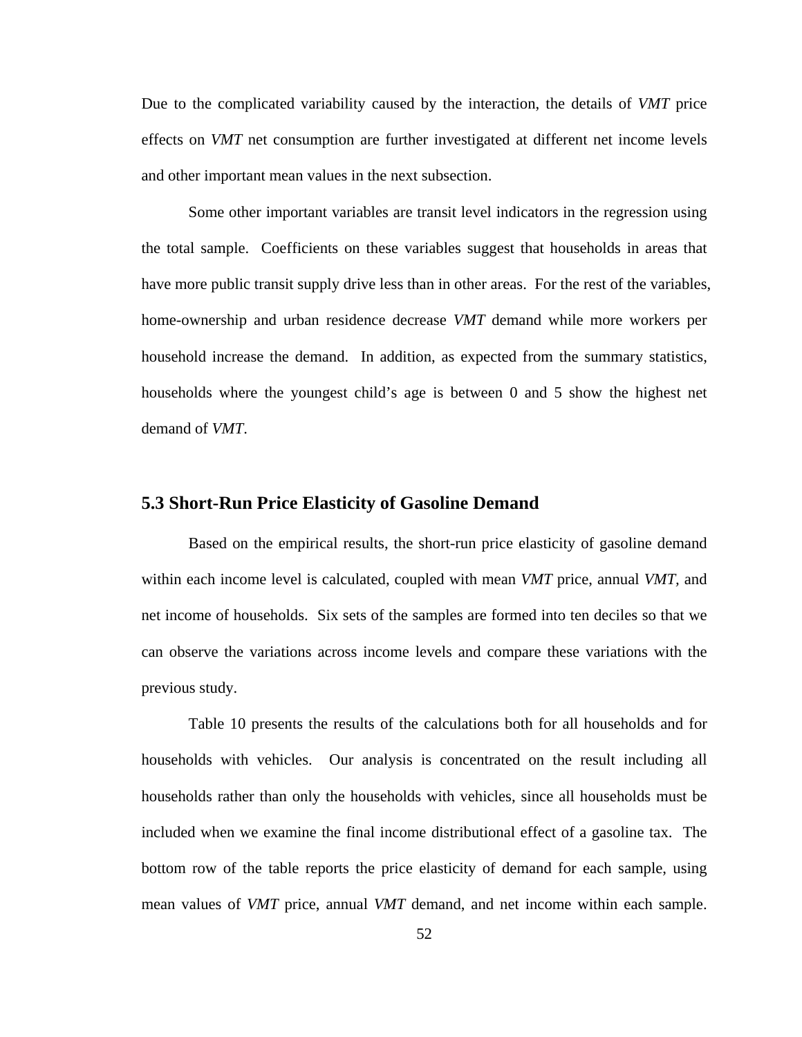Due to the complicated variability caused by the interaction, the details of *VMT* price effects on *VMT* net consumption are further investigated at different net income levels and other important mean values in the next subsection.

Some other important variables are transit level indicators in the regression using the total sample. Coefficients on these variables suggest that households in areas that have more public transit supply drive less than in other areas. For the rest of the variables, home-ownership and urban residence decrease *VMT* demand while more workers per household increase the demand. In addition, as expected from the summary statistics, households where the youngest child's age is between 0 and 5 show the highest net demand of *VMT*.

## 5.3 Short-Run Price Elasticity of Gasoline Demand

Based on the empirical results, the short-run price elasticity of gasoline demand within each income level is calculated, coupled with mean *VMT* price, annual *VMT*, and net income of households. Six sets of the samples are formed into ten deciles so that we can observe the variations across income levels and compare these variations with the previous study.

Table 10 presents the results of the calculations both for all households and for households with vehicles. Our analysis is concentrated on the result including all households rather than only the households with vehicles, since all households must be included when we examine the final income distributional effect of a gasoline tax. The bottom row of the table reports the price elasticity of demand for each sample, using mean values of *VMT* price, annual *VMT* demand, and net income within each sample.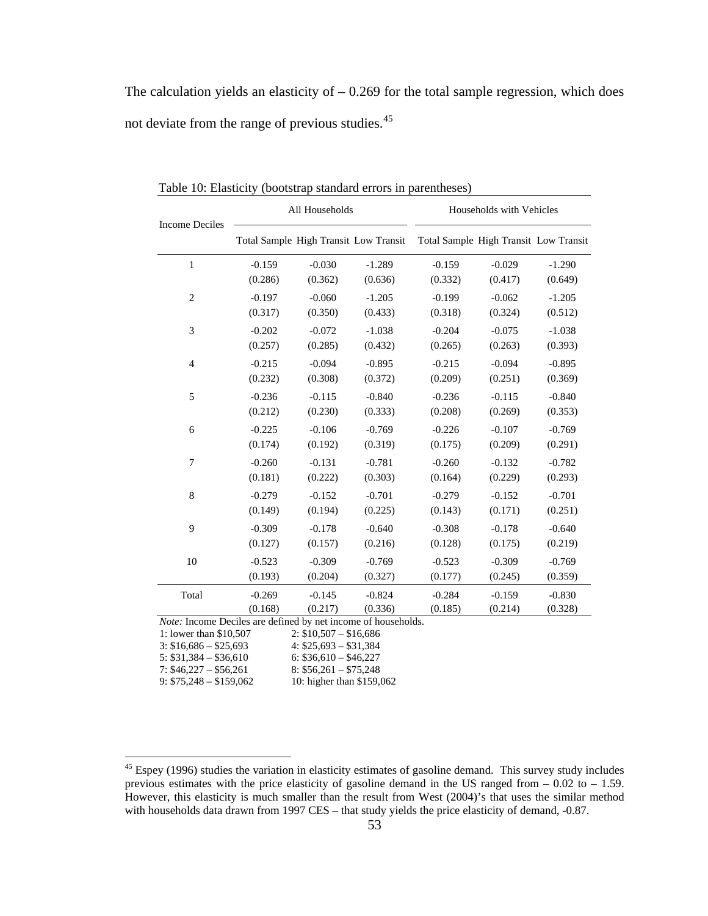The calculation yields an elasticity of – 0.269 for the total sample regression, which does not deviate from the range of previous studies.[45]

Table 10: Elasticity (bootstrap standard errors in parentheses)

| Income Deciles | All Households | | | Households with Vehicles | | |
|---|---|---|---|---|---|---|
| | Total Sample | High Transit | Low Transit | Total Sample | High Transit | Low Transit |
| 1 | -0.159 | -0.030 | -1.289 | -0.159 | -0.029 | -1.290 |
| | (0.286) | (0.362) | (0.636) | (0.332) | (0.417) | (0.649) |
| 2 | -0.197 | -0.060 | -1.205 | -0.199 | -0.062 | -1.205 |
| | (0.317) | (0.350) | (0.433) | (0.318) | (0.324) | (0.512) |
| 3 | -0.202 | -0.072 | -1.038 | -0.204 | -0.075 | -1.038 |
| | (0.257) | (0.285) | (0.432) | (0.265) | (0.263) | (0.393) |
| 4 | -0.215 | -0.094 | -0.895 | -0.215 | -0.094 | -0.895 |
| | (0.232) | (0.308) | (0.372) | (0.209) | (0.251) | (0.369) |
| 5 | -0.236 | -0.115 | -0.840 | -0.236 | -0.115 | -0.840 |
| | (0.212) | (0.230) | (0.333) | (0.208) | (0.269) | (0.353) |
| 6 | -0.225 | -0.106 | -0.769 | -0.226 | -0.107 | -0.769 |
| | (0.174) | (0.192) | (0.319) | (0.175) | (0.209) | (0.291) |
| 7 | -0.260 | -0.131 | -0.781 | -0.260 | -0.132 | -0.782 |
| | (0.181) | (0.222) | (0.303) | (0.164) | (0.229) | (0.293) |
| 8 | -0.279 | -0.152 | -0.701 | -0.279 | -0.152 | -0.701 |
| | (0.149) | (0.194) | (0.225) | (0.143) | (0.171) | (0.251) |
| 9 | -0.309 | -0.178 | -0.640 | -0.308 | -0.178 | -0.640 |
| | (0.127) | (0.157) | (0.216) | (0.128) | (0.175) | (0.219) |
| 10 | -0.523 | -0.309 | -0.769 | -0.523 | -0.309 | -0.769 |
| | (0.193) | (0.204) | (0.327) | (0.177) | (0.245) | (0.359) |
| Total | -0.269 | -0.145 | -0.824 | -0.284 | -0.159 | -0.830 |
| | (0.168) | (0.217) | (0.336) | (0.185) | (0.214) | (0.328) |

*Note:* Income Deciles are defined by net income of households.

1: lower than $10,507 — 2: $10,507 – $16,686
3: $16,686 – $25,693 — 4: $25,693 – $31,384
5: $31,384 – $36,610 — 6: $36,610 – $46,227
7: $46,227 – $56,261 — 8: $56,261 – $75,248
9: $75,248 – $159,062 — 10: higher than $159,062

[45] Espey (1996) studies the variation in elasticity estimates of gasoline demand. This survey study includes previous estimates with the price elasticity of gasoline demand in the US ranged from – 0.02 to – 1.59. However, this elasticity is much smaller than the result from West (2004)'s that uses the similar method with households data drawn from 1997 CES – that study yields the price elasticity of demand, -0.87.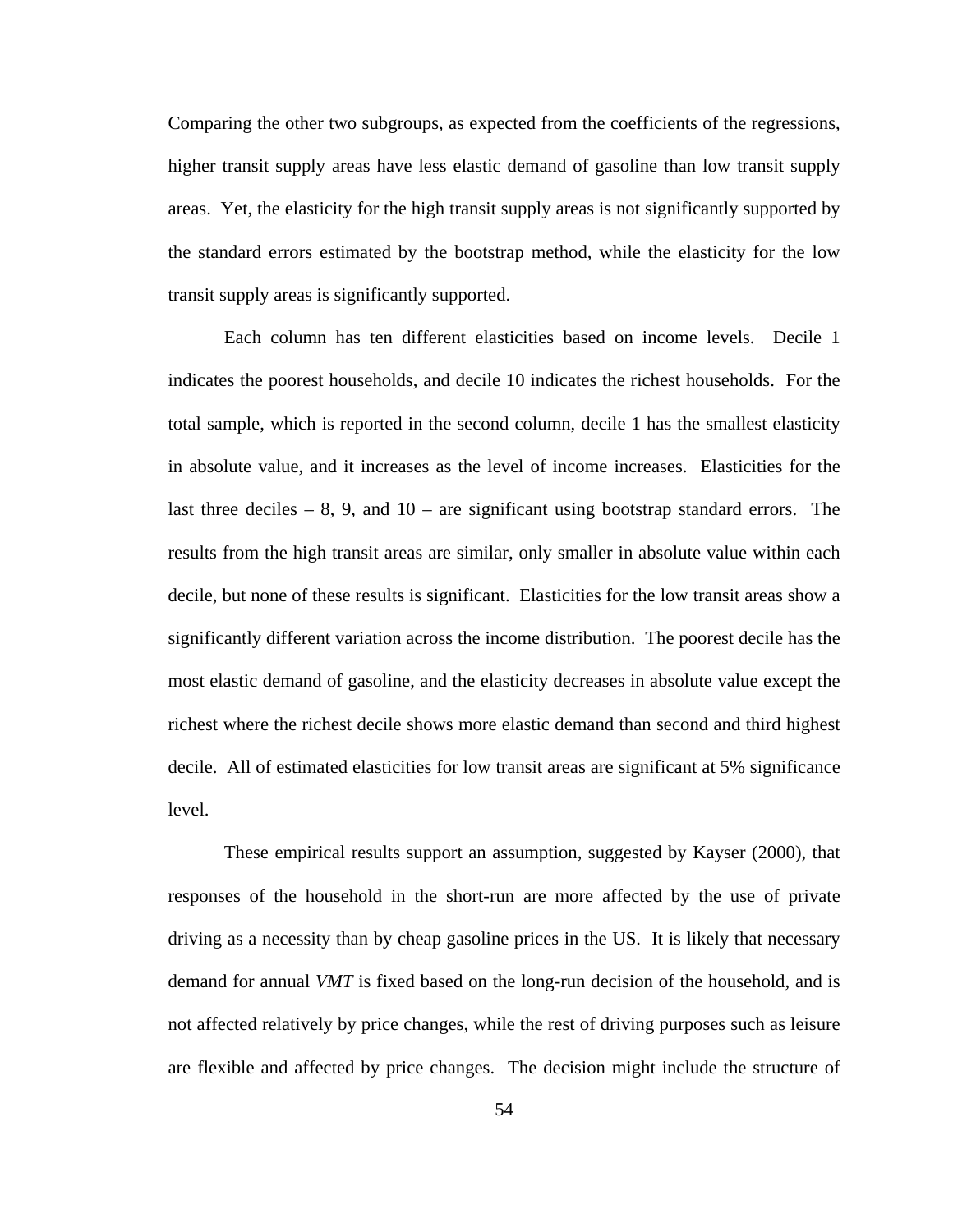Comparing the other two subgroups, as expected from the coefficients of the regressions, higher transit supply areas have less elastic demand of gasoline than low transit supply areas. Yet, the elasticity for the high transit supply areas is not significantly supported by the standard errors estimated by the bootstrap method, while the elasticity for the low transit supply areas is significantly supported.

Each column has ten different elasticities based on income levels. Decile 1 indicates the poorest households, and decile 10 indicates the richest households. For the total sample, which is reported in the second column, decile 1 has the smallest elasticity in absolute value, and it increases as the level of income increases. Elasticities for the last three deciles – 8, 9, and 10 – are significant using bootstrap standard errors. The results from the high transit areas are similar, only smaller in absolute value within each decile, but none of these results is significant. Elasticities for the low transit areas show a significantly different variation across the income distribution. The poorest decile has the most elastic demand of gasoline, and the elasticity decreases in absolute value except the richest where the richest decile shows more elastic demand than second and third highest decile. All of estimated elasticities for low transit areas are significant at 5% significance level.

These empirical results support an assumption, suggested by Kayser (2000), that responses of the household in the short-run are more affected by the use of private driving as a necessity than by cheap gasoline prices in the US. It is likely that necessary demand for annual *VMT* is fixed based on the long-run decision of the household, and is not affected relatively by price changes, while the rest of driving purposes such as leisure are flexible and affected by price changes. The decision might include the structure of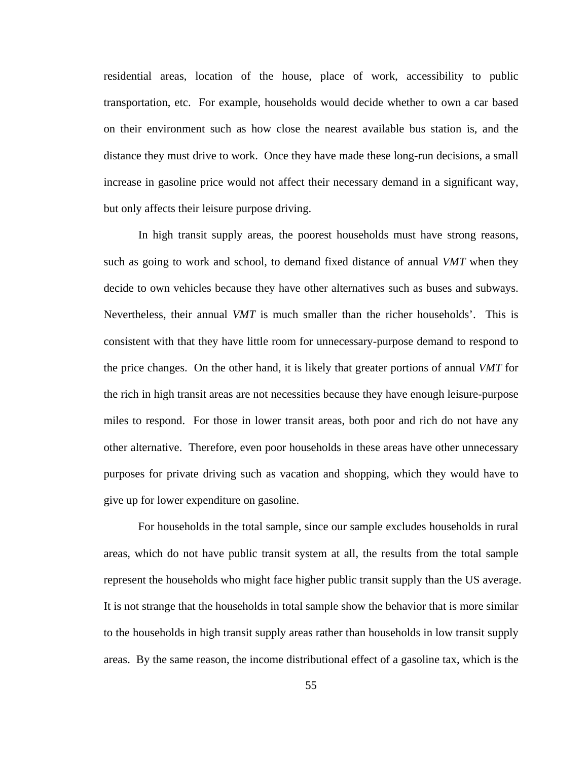residential areas, location of the house, place of work, accessibility to public transportation, etc. For example, households would decide whether to own a car based on their environment such as how close the nearest available bus station is, and the distance they must drive to work. Once they have made these long-run decisions, a small increase in gasoline price would not affect their necessary demand in a significant way, but only affects their leisure purpose driving.

In high transit supply areas, the poorest households must have strong reasons, such as going to work and school, to demand fixed distance of annual *VMT* when they decide to own vehicles because they have other alternatives such as buses and subways. Nevertheless, their annual *VMT* is much smaller than the richer households'. This is consistent with that they have little room for unnecessary-purpose demand to respond to the price changes. On the other hand, it is likely that greater portions of annual *VMT* for the rich in high transit areas are not necessities because they have enough leisure-purpose miles to respond. For those in lower transit areas, both poor and rich do not have any other alternative. Therefore, even poor households in these areas have other unnecessary purposes for private driving such as vacation and shopping, which they would have to give up for lower expenditure on gasoline.

For households in the total sample, since our sample excludes households in rural areas, which do not have public transit system at all, the results from the total sample represent the households who might face higher public transit supply than the US average. It is not strange that the households in total sample show the behavior that is more similar to the households in high transit supply areas rather than households in low transit supply areas. By the same reason, the income distributional effect of a gasoline tax, which is the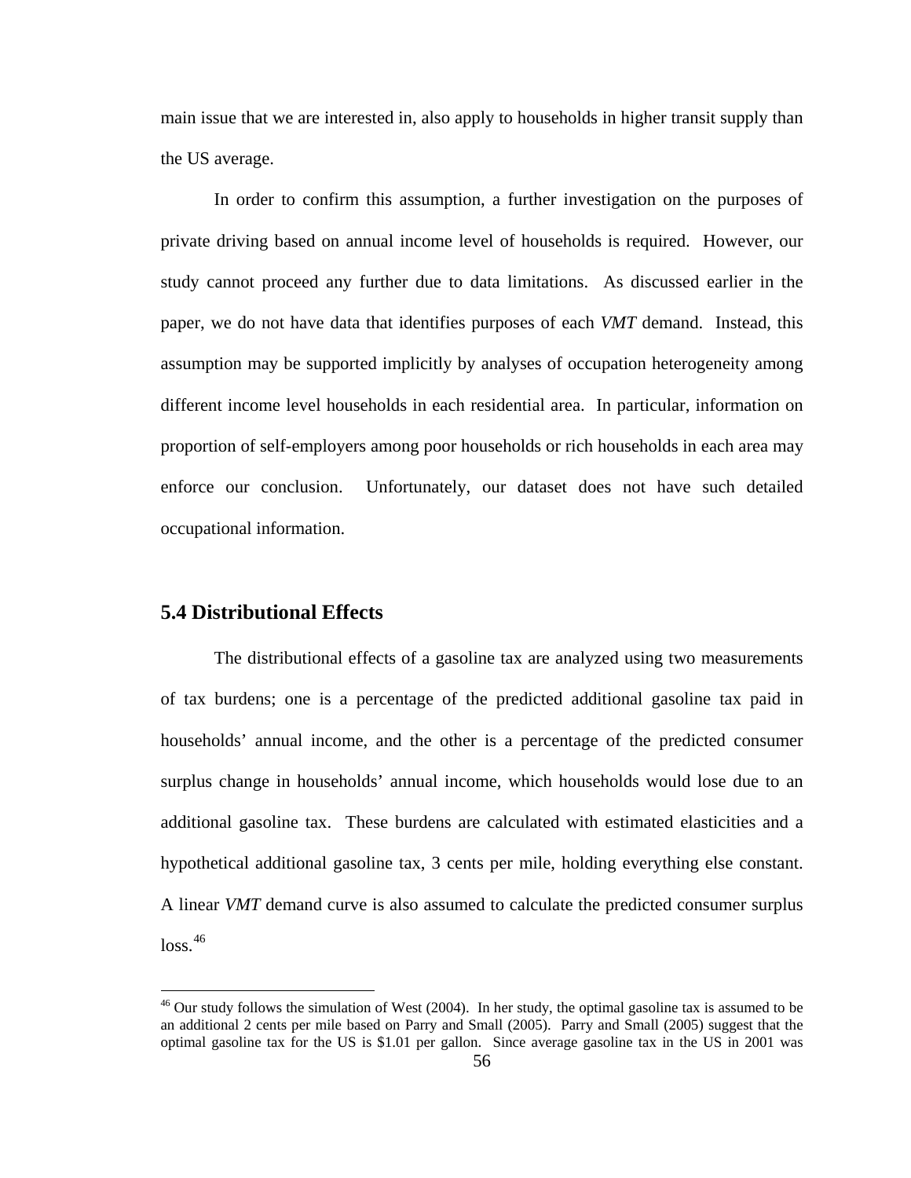main issue that we are interested in, also apply to households in higher transit supply than the US average.

In order to confirm this assumption, a further investigation on the purposes of private driving based on annual income level of households is required. However, our study cannot proceed any further due to data limitations. As discussed earlier in the paper, we do not have data that identifies purposes of each *VMT* demand. Instead, this assumption may be supported implicitly by analyses of occupation heterogeneity among different income level households in each residential area. In particular, information on proportion of self-employers among poor households or rich households in each area may enforce our conclusion. Unfortunately, our dataset does not have such detailed occupational information.

## 5.4 Distributional Effects

The distributional effects of a gasoline tax are analyzed using two measurements of tax burdens; one is a percentage of the predicted additional gasoline tax paid in households' annual income, and the other is a percentage of the predicted consumer surplus change in households' annual income, which households would lose due to an additional gasoline tax. These burdens are calculated with estimated elasticities and a hypothetical additional gasoline tax, 3 cents per mile, holding everything else constant. A linear *VMT* demand curve is also assumed to calculate the predicted consumer surplus loss.[46]

---

[46] Our study follows the simulation of West (2004). In her study, the optimal gasoline tax is assumed to be an additional 2 cents per mile based on Parry and Small (2005). Parry and Small (2005) suggest that the optimal gasoline tax for the US is $1.01 per gallon. Since average gasoline tax in the US in 2001 was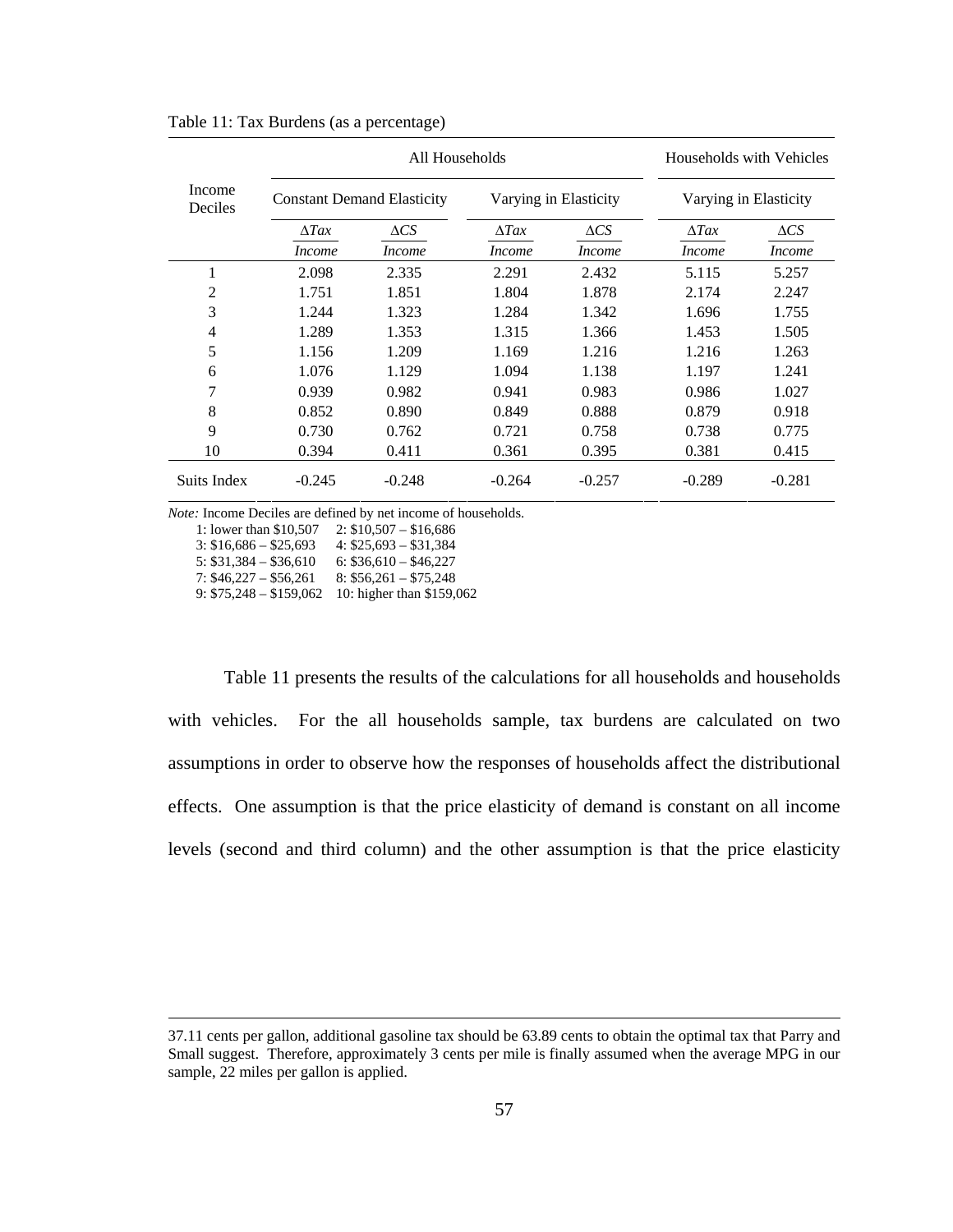Table 11: Tax Burdens (as a percentage)

| Income Deciles | All Households | | | | Households with Vehicles | |
|---|---|---|---|---|---|---|
| | Constant Demand Elasticity | | Varying in Elasticity | | Varying in Elasticity | |
| | $\frac{\Delta Tax}{Income}$ | $\frac{\Delta CS}{Income}$ | $\frac{\Delta Tax}{Income}$ | $\frac{\Delta CS}{Income}$ | $\frac{\Delta Tax}{Income}$ | $\frac{\Delta CS}{Income}$ |
| 1 | 2.098 | 2.335 | 2.291 | 2.432 | 5.115 | 5.257 |
| 2 | 1.751 | 1.851 | 1.804 | 1.878 | 2.174 | 2.247 |
| 3 | 1.244 | 1.323 | 1.284 | 1.342 | 1.696 | 1.755 |
| 4 | 1.289 | 1.353 | 1.315 | 1.366 | 1.453 | 1.505 |
| 5 | 1.156 | 1.209 | 1.169 | 1.216 | 1.216 | 1.263 |
| 6 | 1.076 | 1.129 | 1.094 | 1.138 | 1.197 | 1.241 |
| 7 | 0.939 | 0.982 | 0.941 | 0.983 | 0.986 | 1.027 |
| 8 | 0.852 | 0.890 | 0.849 | 0.888 | 0.879 | 0.918 |
| 9 | 0.730 | 0.762 | 0.721 | 0.758 | 0.738 | 0.775 |
| 10 | 0.394 | 0.411 | 0.361 | 0.395 | 0.381 | 0.415 |
| Suits Index | -0.245 | -0.248 | -0.264 | -0.257 | -0.289 | -0.281 |

*Note:* Income Deciles are defined by net income of households.
1: lower than \$10,507 2: \$10,507 – \$16,686
3: \$16,686 – \$25,693 4: \$25,693 – \$31,384
5: \$31,384 – \$36,610 6: \$36,610 – \$46,227
7: \$46,227 – \$56,261 8: \$56,261 – \$75,248
9: \$75,248 – \$159,062 10: higher than \$159,062

Table 11 presents the results of the calculations for all households and households with vehicles. For the all households sample, tax burdens are calculated on two assumptions in order to observe how the responses of households affect the distributional effects. One assumption is that the price elasticity of demand is constant on all income levels (second and third column) and the other assumption is that the price elasticity

37.11 cents per gallon, additional gasoline tax should be 63.89 cents to obtain the optimal tax that Parry and Small suggest. Therefore, approximately 3 cents per mile is finally assumed when the average MPG in our sample, 22 miles per gallon is applied.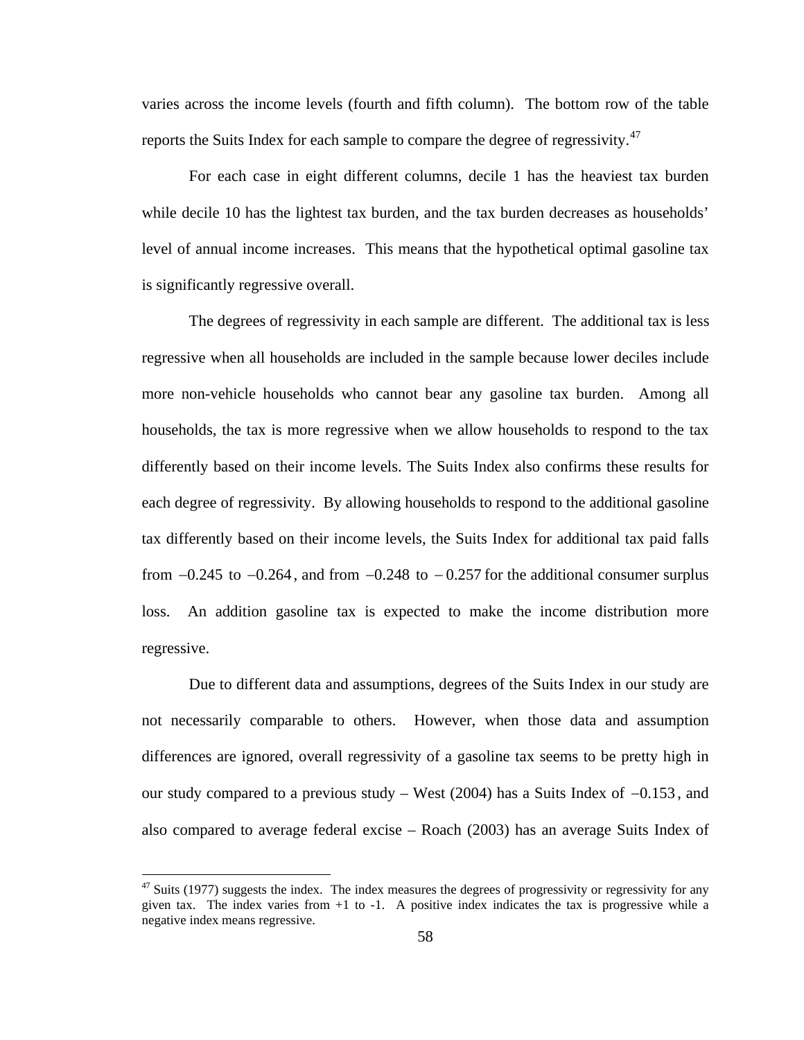varies across the income levels (fourth and fifth column). The bottom row of the table reports the Suits Index for each sample to compare the degree of regressivity.[47]

For each case in eight different columns, decile 1 has the heaviest tax burden while decile 10 has the lightest tax burden, and the tax burden decreases as households' level of annual income increases. This means that the hypothetical optimal gasoline tax is significantly regressive overall.

The degrees of regressivity in each sample are different. The additional tax is less regressive when all households are included in the sample because lower deciles include more non-vehicle households who cannot bear any gasoline tax burden. Among all households, the tax is more regressive when we allow households to respond to the tax differently based on their income levels. The Suits Index also confirms these results for each degree of regressivity. By allowing households to respond to the additional gasoline tax differently based on their income levels, the Suits Index for additional tax paid falls from $-0.245$ to $-0.264$, and from $-0.248$ to $-0.257$ for the additional consumer surplus loss. An addition gasoline tax is expected to make the income distribution more regressive.

Due to different data and assumptions, degrees of the Suits Index in our study are not necessarily comparable to others. However, when those data and assumption differences are ignored, overall regressivity of a gasoline tax seems to be pretty high in our study compared to a previous study – West (2004) has a Suits Index of $-0.153$, and also compared to average federal excise – Roach (2003) has an average Suits Index of

[47] Suits (1977) suggests the index. The index measures the degrees of progressivity or regressivity for any given tax. The index varies from +1 to -1. A positive index indicates the tax is progressive while a negative index means regressive.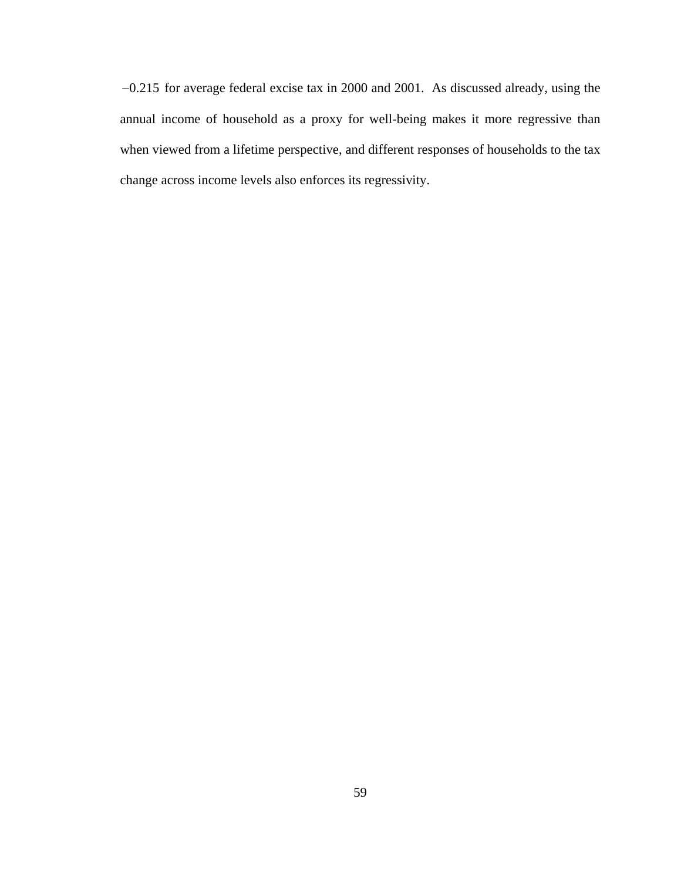$-0.215$ for average federal excise tax in 2000 and 2001. As discussed already, using the annual income of household as a proxy for well-being makes it more regressive than when viewed from a lifetime perspective, and different responses of households to the tax change across income levels also enforces its regressivity.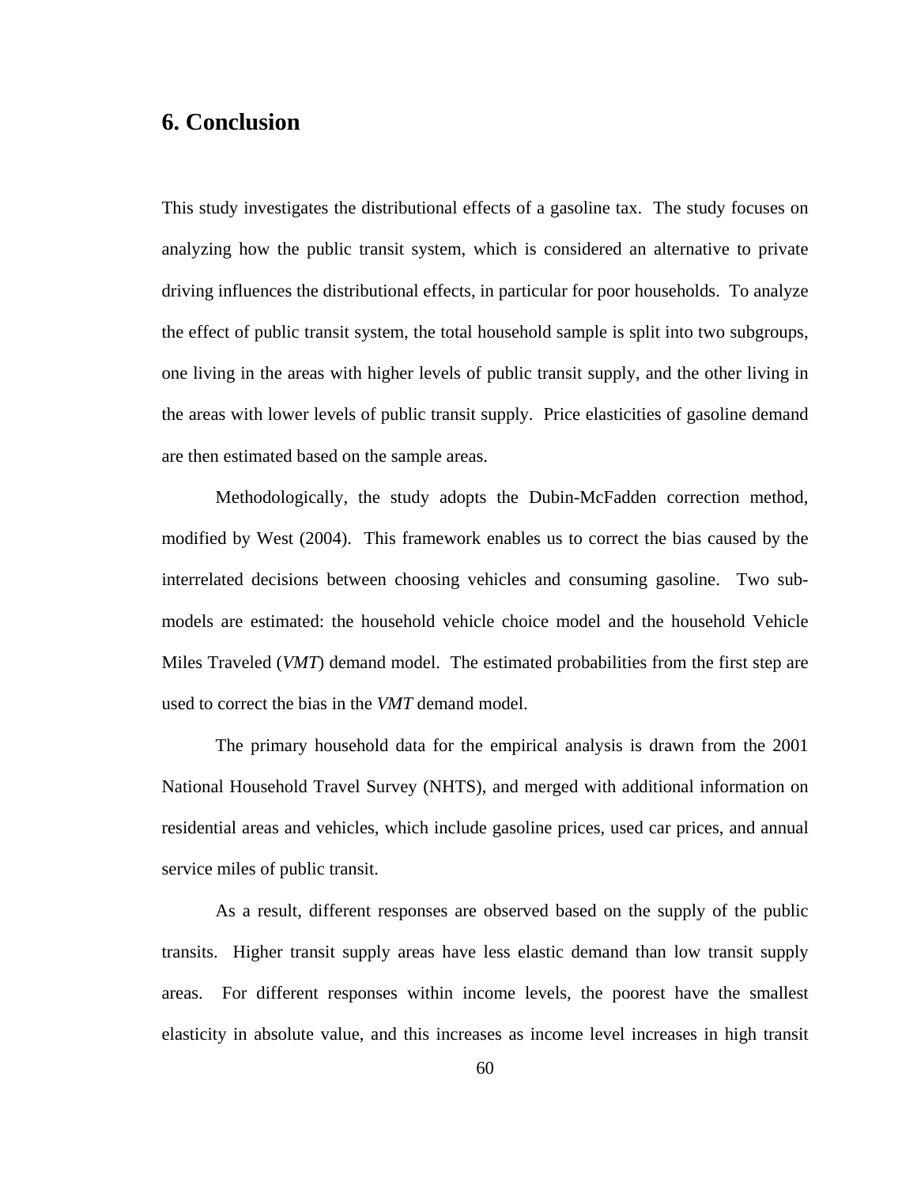# 6. Conclusion

This study investigates the distributional effects of a gasoline tax. The study focuses on analyzing how the public transit system, which is considered an alternative to private driving influences the distributional effects, in particular for poor households. To analyze the effect of public transit system, the total household sample is split into two subgroups, one living in the areas with higher levels of public transit supply, and the other living in the areas with lower levels of public transit supply. Price elasticities of gasoline demand are then estimated based on the sample areas.

Methodologically, the study adopts the Dubin-McFadden correction method, modified by West (2004). This framework enables us to correct the bias caused by the interrelated decisions between choosing vehicles and consuming gasoline. Two sub-models are estimated: the household vehicle choice model and the household Vehicle Miles Traveled (*VMT*) demand model. The estimated probabilities from the first step are used to correct the bias in the *VMT* demand model.

The primary household data for the empirical analysis is drawn from the 2001 National Household Travel Survey (NHTS), and merged with additional information on residential areas and vehicles, which include gasoline prices, used car prices, and annual service miles of public transit.

As a result, different responses are observed based on the supply of the public transits. Higher transit supply areas have less elastic demand than low transit supply areas. For different responses within income levels, the poorest have the smallest elasticity in absolute value, and this increases as income level increases in high transit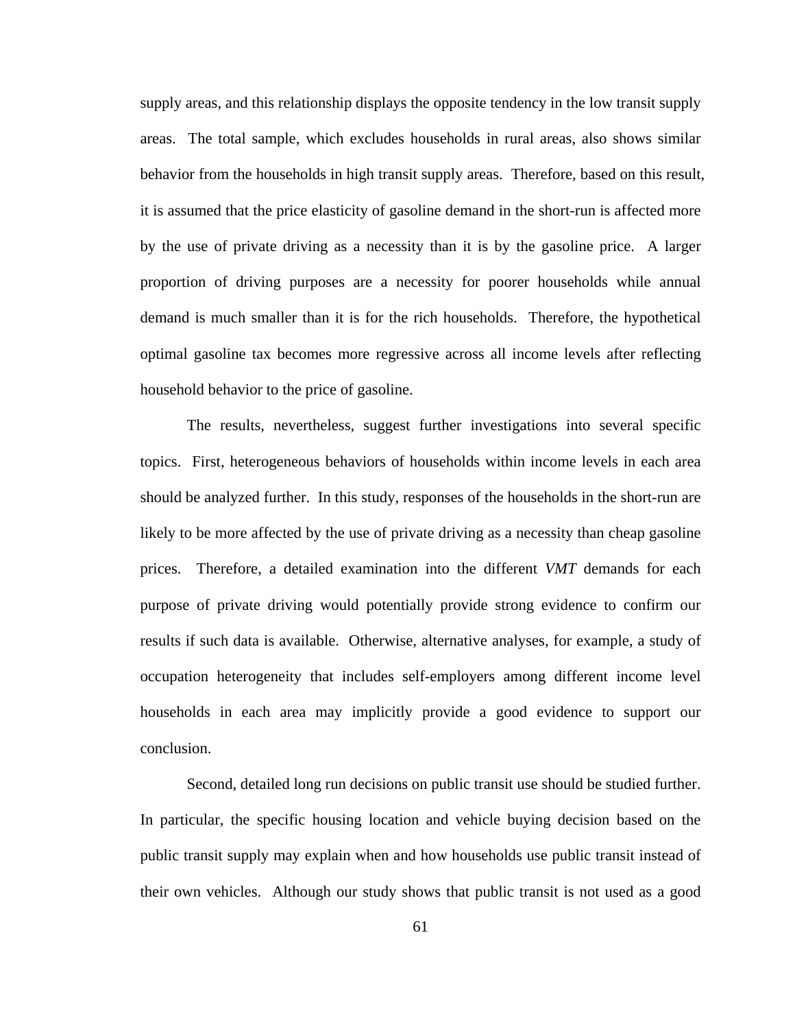supply areas, and this relationship displays the opposite tendency in the low transit supply areas. The total sample, which excludes households in rural areas, also shows similar behavior from the households in high transit supply areas. Therefore, based on this result, it is assumed that the price elasticity of gasoline demand in the short-run is affected more by the use of private driving as a necessity than it is by the gasoline price. A larger proportion of driving purposes are a necessity for poorer households while annual demand is much smaller than it is for the rich households. Therefore, the hypothetical optimal gasoline tax becomes more regressive across all income levels after reflecting household behavior to the price of gasoline.

The results, nevertheless, suggest further investigations into several specific topics. First, heterogeneous behaviors of households within income levels in each area should be analyzed further. In this study, responses of the households in the short-run are likely to be more affected by the use of private driving as a necessity than cheap gasoline prices. Therefore, a detailed examination into the different *VMT* demands for each purpose of private driving would potentially provide strong evidence to confirm our results if such data is available. Otherwise, alternative analyses, for example, a study of occupation heterogeneity that includes self-employers among different income level households in each area may implicitly provide a good evidence to support our conclusion.

Second, detailed long run decisions on public transit use should be studied further. In particular, the specific housing location and vehicle buying decision based on the public transit supply may explain when and how households use public transit instead of their own vehicles. Although our study shows that public transit is not used as a good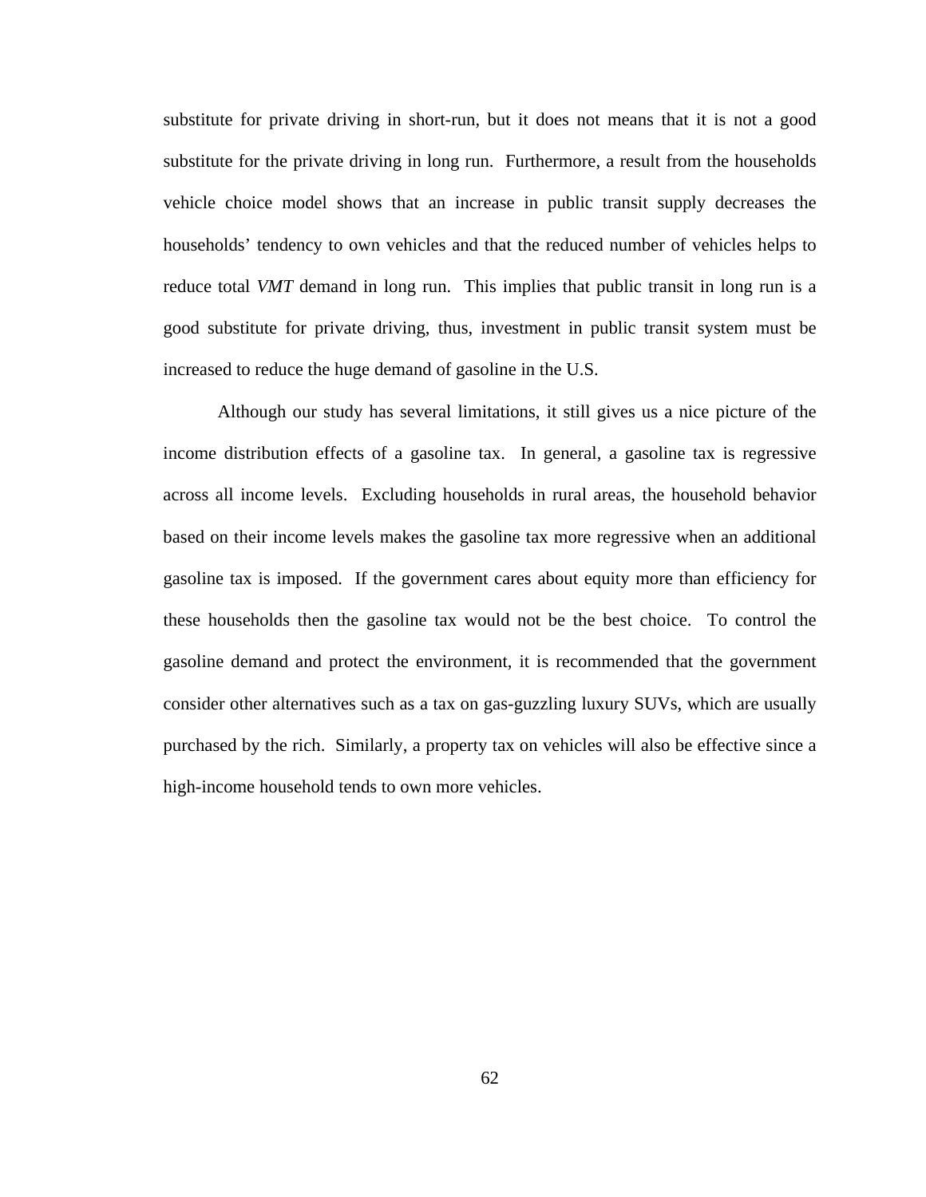substitute for private driving in short-run, but it does not means that it is not a good substitute for the private driving in long run. Furthermore, a result from the households vehicle choice model shows that an increase in public transit supply decreases the households' tendency to own vehicles and that the reduced number of vehicles helps to reduce total *VMT* demand in long run. This implies that public transit in long run is a good substitute for private driving, thus, investment in public transit system must be increased to reduce the huge demand of gasoline in the U.S.

Although our study has several limitations, it still gives us a nice picture of the income distribution effects of a gasoline tax. In general, a gasoline tax is regressive across all income levels. Excluding households in rural areas, the household behavior based on their income levels makes the gasoline tax more regressive when an additional gasoline tax is imposed. If the government cares about equity more than efficiency for these households then the gasoline tax would not be the best choice. To control the gasoline demand and protect the environment, it is recommended that the government consider other alternatives such as a tax on gas-guzzling luxury SUVs, which are usually purchased by the rich. Similarly, a property tax on vehicles will also be effective since a high-income household tends to own more vehicles.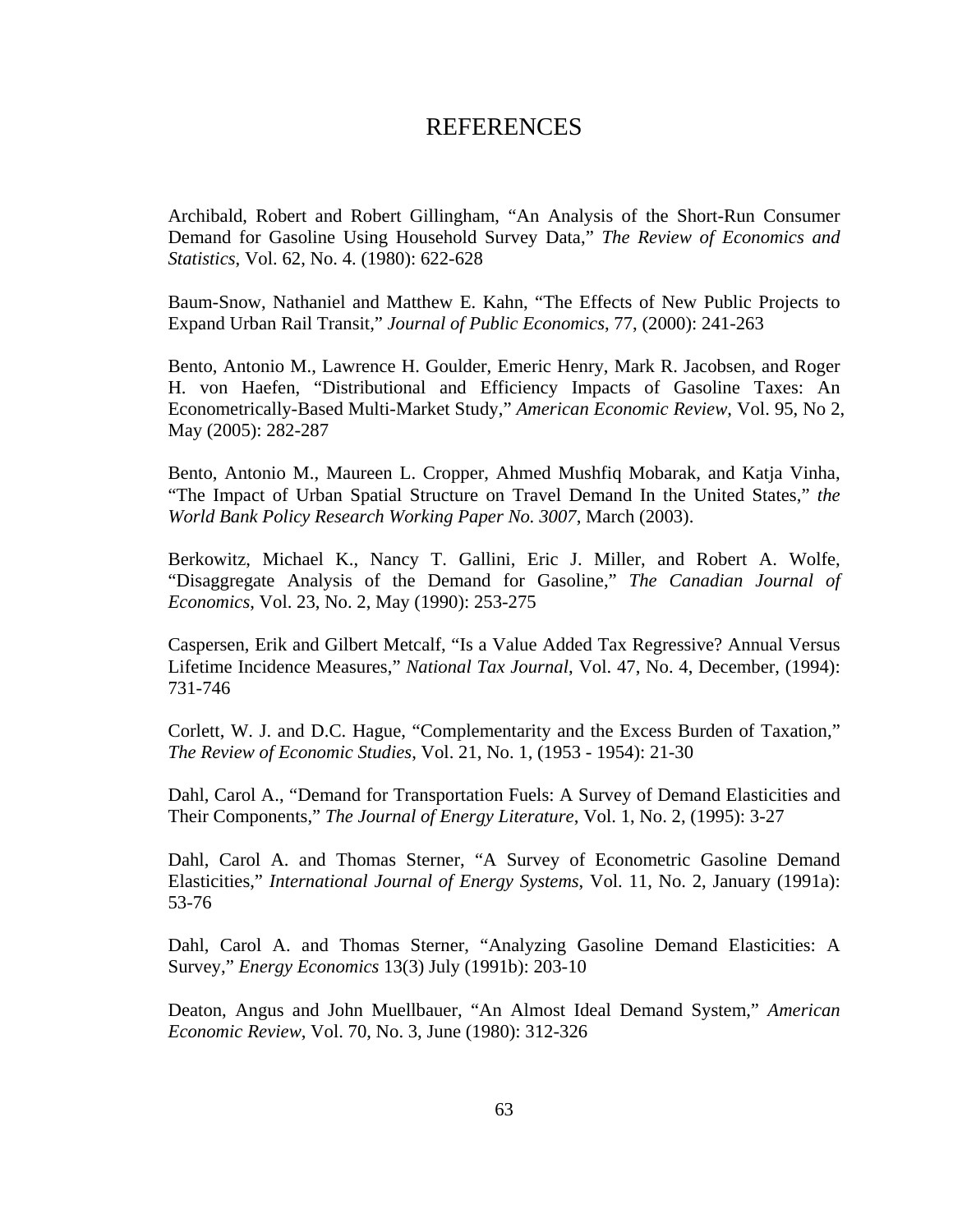# REFERENCES

Archibald, Robert and Robert Gillingham, "An Analysis of the Short-Run Consumer Demand for Gasoline Using Household Survey Data," *The Review of Economics and Statistics*, Vol. 62, No. 4. (1980): 622-628

Baum-Snow, Nathaniel and Matthew E. Kahn, "The Effects of New Public Projects to Expand Urban Rail Transit," *Journal of Public Economics*, 77, (2000): 241-263

Bento, Antonio M., Lawrence H. Goulder, Emeric Henry, Mark R. Jacobsen, and Roger H. von Haefen, "Distributional and Efficiency Impacts of Gasoline Taxes: An Econometrically-Based Multi-Market Study," *American Economic Review*, Vol. 95, No 2, May (2005): 282-287

Bento, Antonio M., Maureen L. Cropper, Ahmed Mushfiq Mobarak, and Katja Vinha, "The Impact of Urban Spatial Structure on Travel Demand In the United States," *the World Bank Policy Research Working Paper No. 3007*, March (2003).

Berkowitz, Michael K., Nancy T. Gallini, Eric J. Miller, and Robert A. Wolfe, "Disaggregate Analysis of the Demand for Gasoline," *The Canadian Journal of Economics*, Vol. 23, No. 2, May (1990): 253-275

Caspersen, Erik and Gilbert Metcalf, "Is a Value Added Tax Regressive? Annual Versus Lifetime Incidence Measures," *National Tax Journal*, Vol. 47, No. 4, December, (1994): 731-746

Corlett, W. J. and D.C. Hague, "Complementarity and the Excess Burden of Taxation," *The Review of Economic Studies*, Vol. 21, No. 1, (1953 - 1954): 21-30

Dahl, Carol A., "Demand for Transportation Fuels: A Survey of Demand Elasticities and Their Components," *The Journal of Energy Literature*, Vol. 1, No. 2, (1995): 3-27

Dahl, Carol A. and Thomas Sterner, "A Survey of Econometric Gasoline Demand Elasticities," *International Journal of Energy Systems*, Vol. 11, No. 2, January (1991a): 53-76

Dahl, Carol A. and Thomas Sterner, "Analyzing Gasoline Demand Elasticities: A Survey," *Energy Economics* 13(3) July (1991b): 203-10

Deaton, Angus and John Muellbauer, "An Almost Ideal Demand System," *American Economic Review*, Vol. 70, No. 3, June (1980): 312-326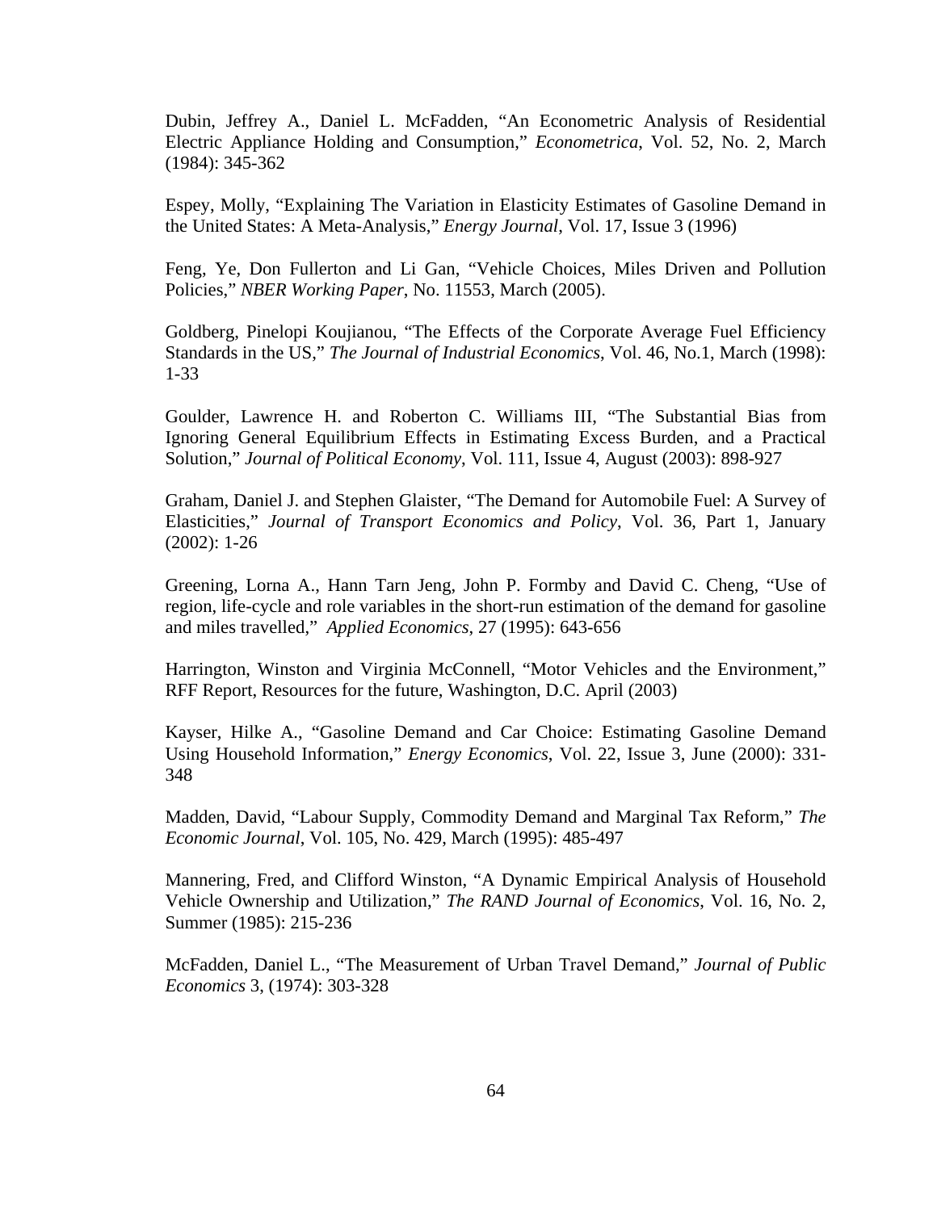Dubin, Jeffrey A., Daniel L. McFadden, "An Econometric Analysis of Residential Electric Appliance Holding and Consumption," *Econometrica*, Vol. 52, No. 2, March (1984): 345-362

Espey, Molly, "Explaining The Variation in Elasticity Estimates of Gasoline Demand in the United States: A Meta-Analysis," *Energy Journal*, Vol. 17, Issue 3 (1996)

Feng, Ye, Don Fullerton and Li Gan, "Vehicle Choices, Miles Driven and Pollution Policies," *NBER Working Paper*, No. 11553, March (2005).

Goldberg, Pinelopi Koujianou, "The Effects of the Corporate Average Fuel Efficiency Standards in the US," *The Journal of Industrial Economics*, Vol. 46, No.1, March (1998): 1-33

Goulder, Lawrence H. and Roberton C. Williams III, "The Substantial Bias from Ignoring General Equilibrium Effects in Estimating Excess Burden, and a Practical Solution," *Journal of Political Economy*, Vol. 111, Issue 4, August (2003): 898-927

Graham, Daniel J. and Stephen Glaister, "The Demand for Automobile Fuel: A Survey of Elasticities," *Journal of Transport Economics and Policy*, Vol. 36, Part 1, January (2002): 1-26

Greening, Lorna A., Hann Tarn Jeng, John P. Formby and David C. Cheng, "Use of region, life-cycle and role variables in the short-run estimation of the demand for gasoline and miles travelled," *Applied Economics*, 27 (1995): 643-656

Harrington, Winston and Virginia McConnell, "Motor Vehicles and the Environment," RFF Report, Resources for the future, Washington, D.C. April (2003)

Kayser, Hilke A., "Gasoline Demand and Car Choice: Estimating Gasoline Demand Using Household Information," *Energy Economics*, Vol. 22, Issue 3, June (2000): 331-348

Madden, David, "Labour Supply, Commodity Demand and Marginal Tax Reform," *The Economic Journal*, Vol. 105, No. 429, March (1995): 485-497

Mannering, Fred, and Clifford Winston, "A Dynamic Empirical Analysis of Household Vehicle Ownership and Utilization," *The RAND Journal of Economics*, Vol. 16, No. 2, Summer (1985): 215-236

McFadden, Daniel L., "The Measurement of Urban Travel Demand," *Journal of Public Economics* 3, (1974): 303-328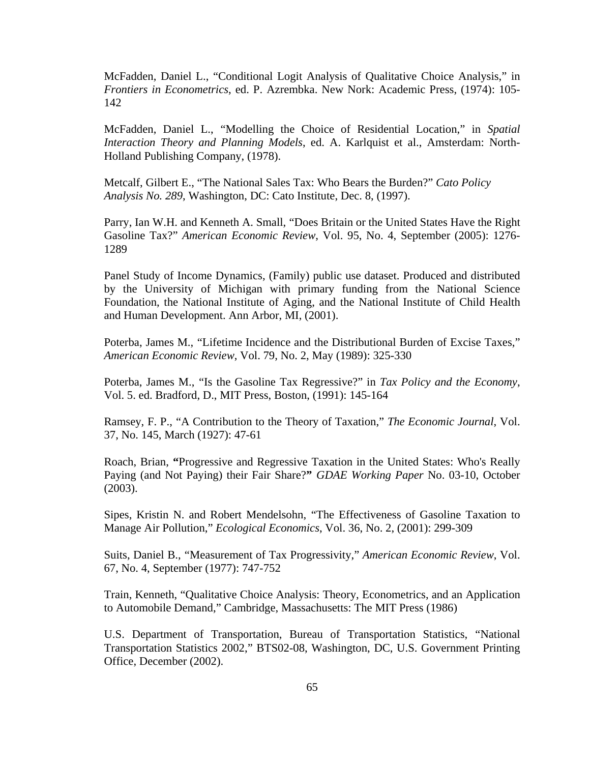McFadden, Daniel L., "Conditional Logit Analysis of Qualitative Choice Analysis," in *Frontiers in Econometrics*, ed. P. Azrembka. New Nork: Academic Press, (1974): 105-142

McFadden, Daniel L., "Modelling the Choice of Residential Location," in *Spatial Interaction Theory and Planning Models*, ed. A. Karlquist et al., Amsterdam: North-Holland Publishing Company, (1978).

Metcalf, Gilbert E., "The National Sales Tax: Who Bears the Burden?" *Cato Policy Analysis No. 289*, Washington, DC: Cato Institute, Dec. 8, (1997).

Parry, Ian W.H. and Kenneth A. Small, "Does Britain or the United States Have the Right Gasoline Tax?" *American Economic Review*, Vol. 95, No. 4, September (2005): 1276-1289

Panel Study of Income Dynamics, (Family) public use dataset. Produced and distributed by the University of Michigan with primary funding from the National Science Foundation, the National Institute of Aging, and the National Institute of Child Health and Human Development. Ann Arbor, MI, (2001).

Poterba, James M., "Lifetime Incidence and the Distributional Burden of Excise Taxes," *American Economic Review*, Vol. 79, No. 2, May (1989): 325-330

Poterba, James M., "Is the Gasoline Tax Regressive?" in *Tax Policy and the Economy*, Vol. 5. ed. Bradford, D., MIT Press, Boston, (1991): 145-164

Ramsey, F. P., "A Contribution to the Theory of Taxation," *The Economic Journal*, Vol. 37, No. 145, March (1927): 47-61

Roach, Brian, **"**Progressive and Regressive Taxation in the United States: Who's Really Paying (and Not Paying) their Fair Share?**"** *GDAE Working Paper* No. 03-10, October (2003).

Sipes, Kristin N. and Robert Mendelsohn, "The Effectiveness of Gasoline Taxation to Manage Air Pollution," *Ecological Economics*, Vol. 36, No. 2, (2001): 299-309

Suits, Daniel B., "Measurement of Tax Progressivity," *American Economic Review*, Vol. 67, No. 4, September (1977): 747-752

Train, Kenneth, "Qualitative Choice Analysis: Theory, Econometrics, and an Application to Automobile Demand," Cambridge, Massachusetts: The MIT Press (1986)

U.S. Department of Transportation, Bureau of Transportation Statistics, "National Transportation Statistics 2002," BTS02-08, Washington, DC, U.S. Government Printing Office, December (2002).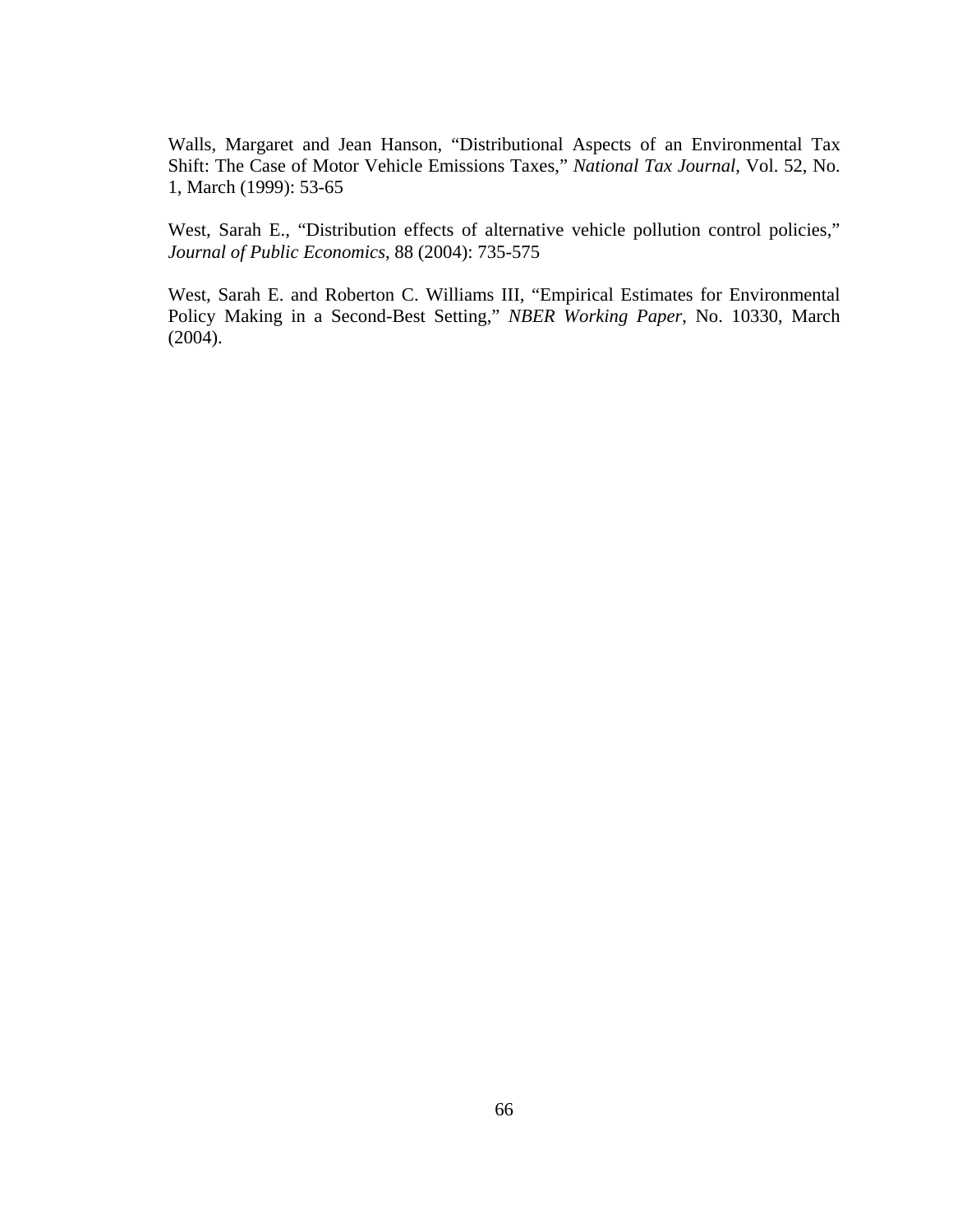Walls, Margaret and Jean Hanson, “Distributional Aspects of an Environmental Tax Shift: The Case of Motor Vehicle Emissions Taxes,” *National Tax Journal*, Vol. 52, No. 1, March (1999): 53-65

West, Sarah E., “Distribution effects of alternative vehicle pollution control policies,” *Journal of Public Economics*, 88 (2004): 735-575

West, Sarah E. and Roberton C. Williams III, “Empirical Estimates for Environmental Policy Making in a Second-Best Setting,” *NBER Working Paper*, No. 10330, March (2004).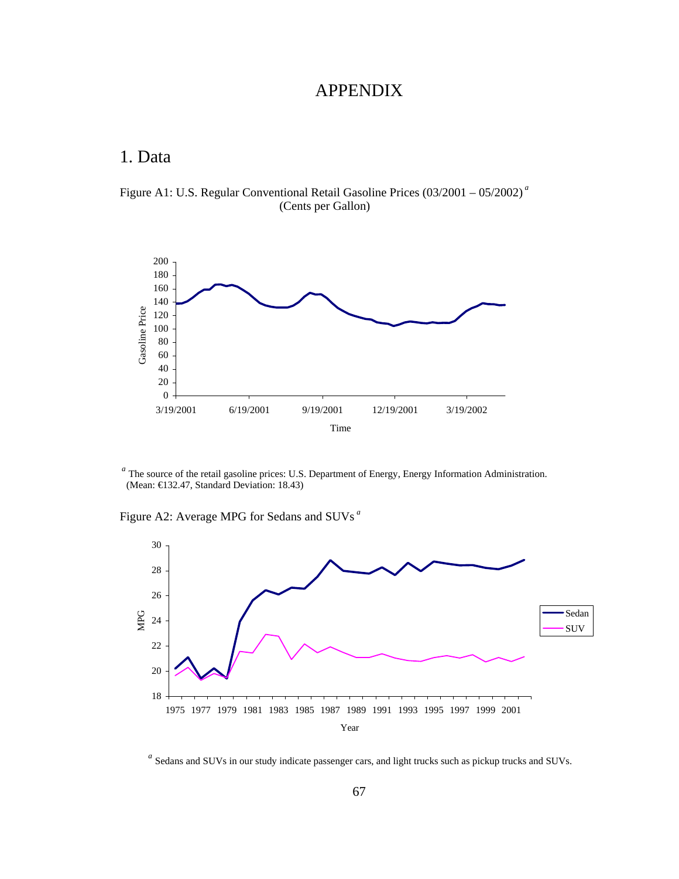# APPENDIX

## 1. Data

Figure A1: U.S. Regular Conventional Retail Gasoline Prices (03/2001 – 05/2002) [a]
(Cents per Gallon)

[a] The source of the retail gasoline prices: U.S. Department of Energy, Energy Information Administration. (Mean: €132.47, Standard Deviation: 18.43)

Figure A2: Average MPG for Sedans and SUVs [a]

[a] Sedans and SUVs in our study indicate passenger cars, and light trucks such as pickup trucks and SUVs.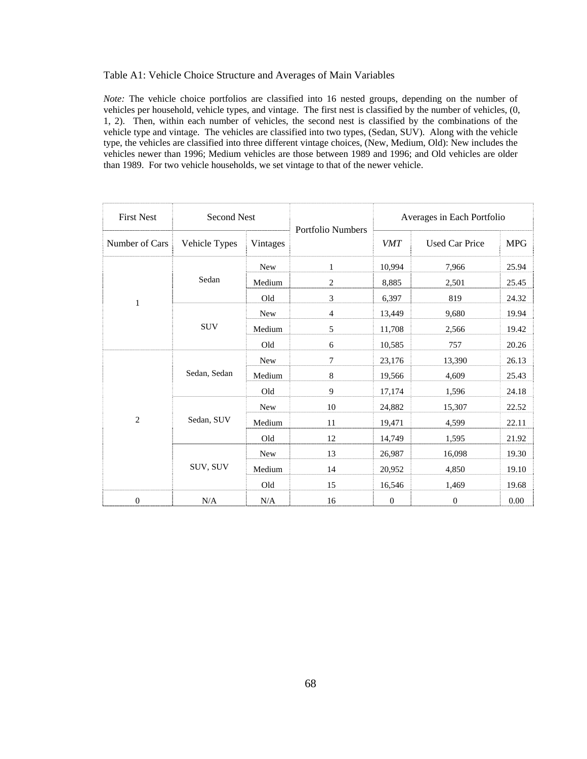Table A1: Vehicle Choice Structure and Averages of Main Variables

*Note:* The vehicle choice portfolios are classified into 16 nested groups, depending on the number of vehicles per household, vehicle types, and vintage. The first nest is classified by the number of vehicles, (0, 1, 2). Then, within each number of vehicles, the second nest is classified by the combinations of the vehicle type and vintage. The vehicles are classified into two types, (Sedan, SUV). Along with the vehicle type, the vehicles are classified into three different vintage choices, (New, Medium, Old): New includes the vehicles newer than 1996; Medium vehicles are those between 1989 and 1996; and Old vehicles are older than 1989. For two vehicle households, we set vintage to that of the newer vehicle.

| First Nest | Second Nest | | Portfolio Numbers | Averages in Each Portfolio | | |
|---|---|---|---|---|---|---|
| Number of Cars | Vehicle Types | Vintages | | *VMT* | Used Car Price | MPG |
| 1 | Sedan | New | 1 | 10,994 | 7,966 | 25.94 |
| | | Medium | 2 | 8,885 | 2,501 | 25.45 |
| | | Old | 3 | 6,397 | 819 | 24.32 |
| | SUV | New | 4 | 13,449 | 9,680 | 19.94 |
| | | Medium | 5 | 11,708 | 2,566 | 19.42 |
| | | Old | 6 | 10,585 | 757 | 20.26 |
| 2 | Sedan, Sedan | New | 7 | 23,176 | 13,390 | 26.13 |
| | | Medium | 8 | 19,566 | 4,609 | 25.43 |
| | | Old | 9 | 17,174 | 1,596 | 24.18 |
| | Sedan, SUV | New | 10 | 24,882 | 15,307 | 22.52 |
| | | Medium | 11 | 19,471 | 4,599 | 22.11 |
| | | Old | 12 | 14,749 | 1,595 | 21.92 |
| | SUV, SUV | New | 13 | 26,987 | 16,098 | 19.30 |
| | | Medium | 14 | 20,952 | 4,850 | 19.10 |
| | | Old | 15 | 16,546 | 1,469 | 19.68 |
| 0 | N/A | N/A | 16 | 0 | 0 | 0.00 |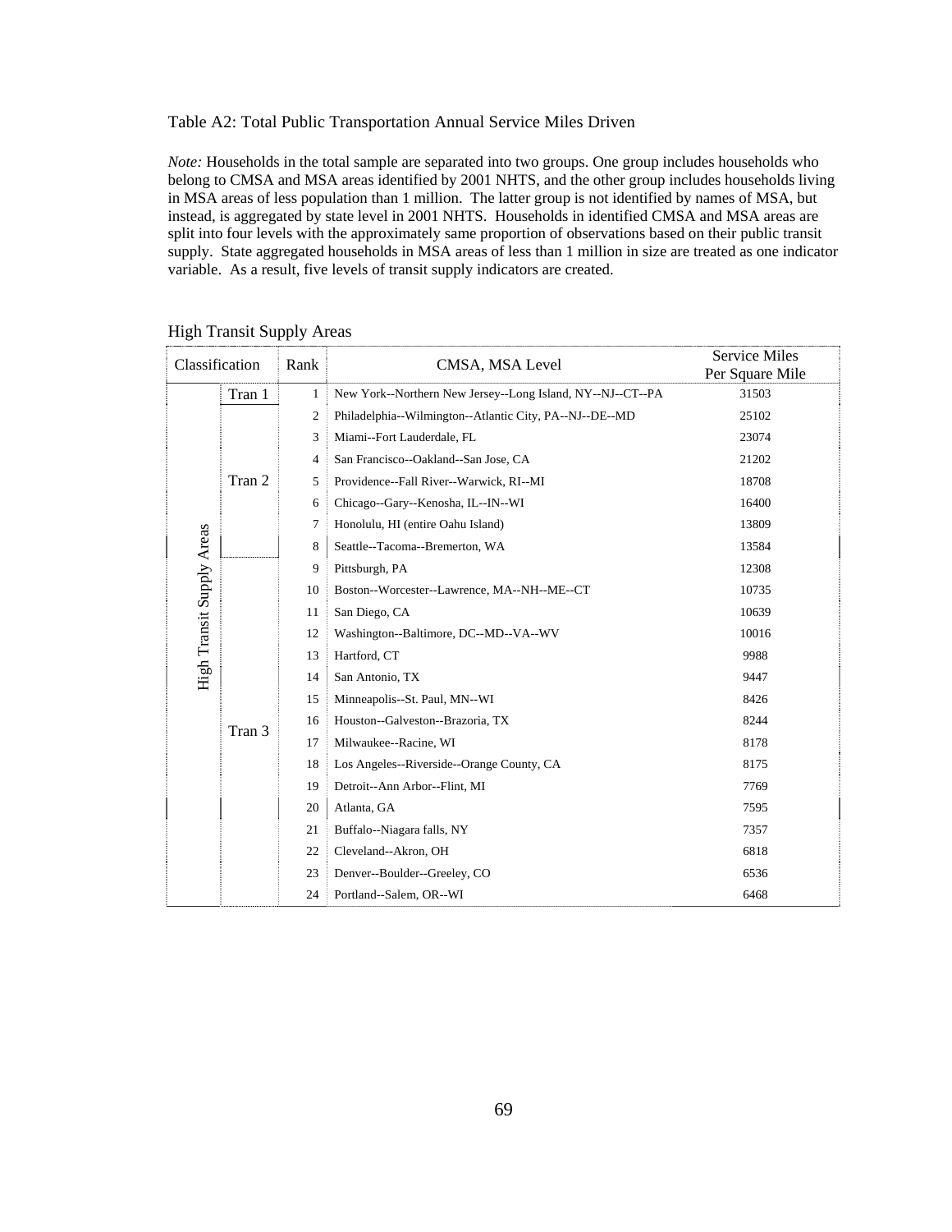Table A2: Total Public Transportation Annual Service Miles Driven

*Note:* Households in the total sample are separated into two groups. One group includes households who belong to CMSA and MSA areas identified by 2001 NHTS, and the other group includes households living in MSA areas of less population than 1 million. The latter group is not identified by names of MSA, but instead, is aggregated by state level in 2001 NHTS. Households in identified CMSA and MSA areas are split into four levels with the approximately same proportion of observations based on their public transit supply. State aggregated households in MSA areas of less than 1 million in size are treated as one indicator variable. As a result, five levels of transit supply indicators are created.

High Transit Supply Areas

| Classification | | Rank | CMSA, MSA Level | Service Miles Per Square Mile |
|---|---|---|---|---|
| High Transit Supply Areas | Tran 1 | 1 | New York--Northern New Jersey--Long Island, NY--NJ--CT--PA | 31503 |
| | Tran 2 | 2 | Philadelphia--Wilmington--Atlantic City, PA--NJ--DE--MD | 25102 |
| | | 3 | Miami--Fort Lauderdale, FL | 23074 |
| | | 4 | San Francisco--Oakland--San Jose, CA | 21202 |
| | | 5 | Providence--Fall River--Warwick, RI--MI | 18708 |
| | | 6 | Chicago--Gary--Kenosha, IL--IN--WI | 16400 |
| | | 7 | Honolulu, HI (entire Oahu Island) | 13809 |
| | | 8 | Seattle--Tacoma--Bremerton, WA | 13584 |
| | Tran 3 | 9 | Pittsburgh, PA | 12308 |
| | | 10 | Boston--Worcester--Lawrence, MA--NH--ME--CT | 10735 |
| | | 11 | San Diego, CA | 10639 |
| | | 12 | Washington--Baltimore, DC--MD--VA--WV | 10016 |
| | | 13 | Hartford, CT | 9988 |
| | | 14 | San Antonio, TX | 9447 |
| | | 15 | Minneapolis--St. Paul, MN--WI | 8426 |
| | | 16 | Houston--Galveston--Brazoria, TX | 8244 |
| | | 17 | Milwaukee--Racine, WI | 8178 |
| | | 18 | Los Angeles--Riverside--Orange County, CA | 8175 |
| | | 19 | Detroit--Ann Arbor--Flint, MI | 7769 |
| | | 20 | Atlanta, GA | 7595 |
| | | 21 | Buffalo--Niagara falls, NY | 7357 |
| | | 22 | Cleveland--Akron, OH | 6818 |
| | | 23 | Denver--Boulder--Greeley, CO | 6536 |
| | | 24 | Portland--Salem, OR--WI | 6468 |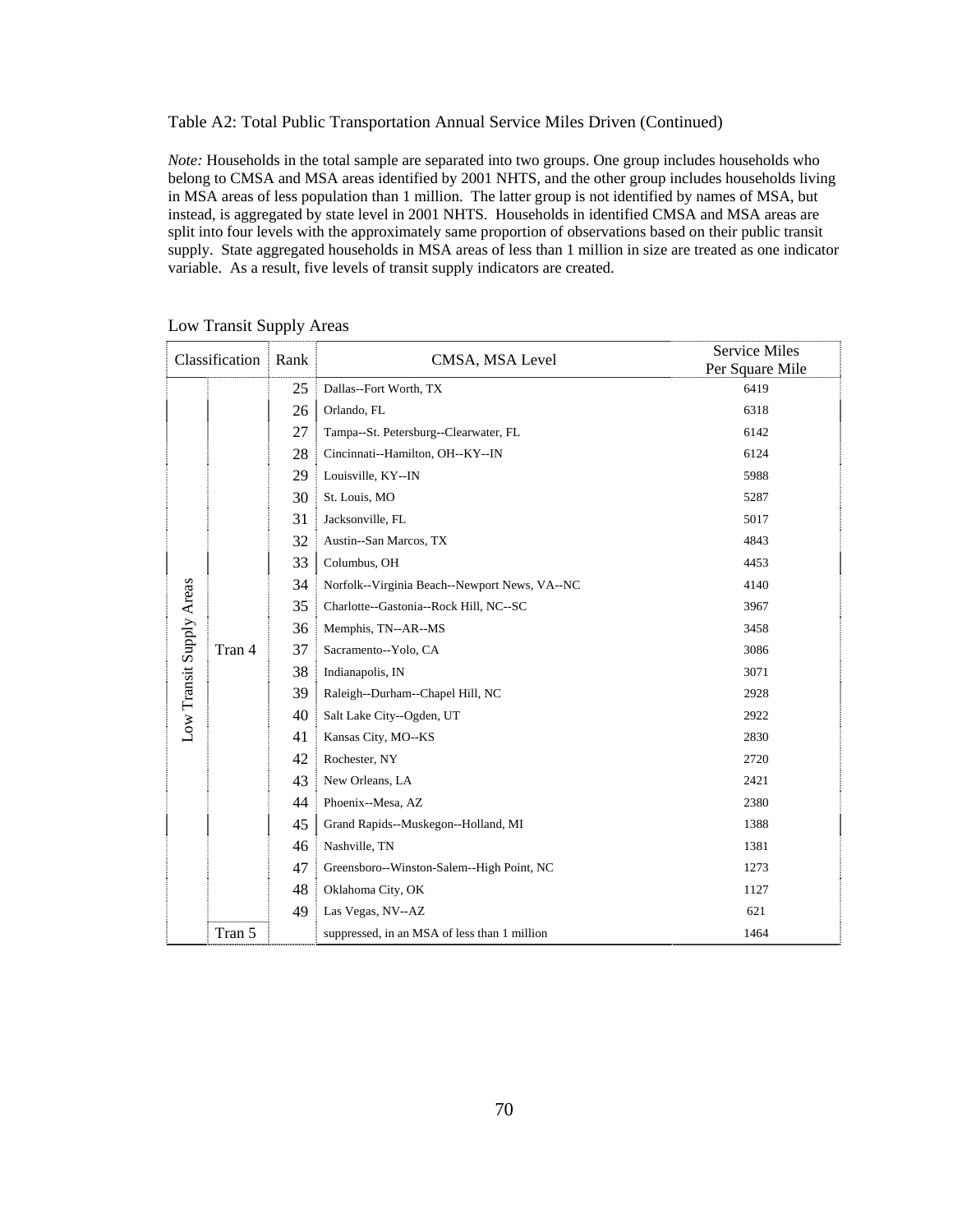Table A2: Total Public Transportation Annual Service Miles Driven (Continued)

*Note:* Households in the total sample are separated into two groups. One group includes households who belong to CMSA and MSA areas identified by 2001 NHTS, and the other group includes households living in MSA areas of less population than 1 million. The latter group is not identified by names of MSA, but instead, is aggregated by state level in 2001 NHTS. Households in identified CMSA and MSA areas are split into four levels with the approximately same proportion of observations based on their public transit supply. State aggregated households in MSA areas of less than 1 million in size are treated as one indicator variable. As a result, five levels of transit supply indicators are created.

Low Transit Supply Areas

| Classification | | Rank | CMSA, MSA Level | Service Miles Per Square Mile |
|---|---|---|---|---|
| Low Transit Supply Areas | Tran 4 | 25 | Dallas--Fort Worth, TX | 6419 |
| | | 26 | Orlando, FL | 6318 |
| | | 27 | Tampa--St. Petersburg--Clearwater, FL | 6142 |
| | | 28 | Cincinnati--Hamilton, OH--KY--IN | 6124 |
| | | 29 | Louisville, KY--IN | 5988 |
| | | 30 | St. Louis, MO | 5287 |
| | | 31 | Jacksonville, FL | 5017 |
| | | 32 | Austin--San Marcos, TX | 4843 |
| | | 33 | Columbus, OH | 4453 |
| | | 34 | Norfolk--Virginia Beach--Newport News, VA--NC | 4140 |
| | | 35 | Charlotte--Gastonia--Rock Hill, NC--SC | 3967 |
| | | 36 | Memphis, TN--AR--MS | 3458 |
| | | 37 | Sacramento--Yolo, CA | 3086 |
| | | 38 | Indianapolis, IN | 3071 |
| | | 39 | Raleigh--Durham--Chapel Hill, NC | 2928 |
| | | 40 | Salt Lake City--Ogden, UT | 2922 |
| | | 41 | Kansas City, MO--KS | 2830 |
| | | 42 | Rochester, NY | 2720 |
| | | 43 | New Orleans, LA | 2421 |
| | | 44 | Phoenix--Mesa, AZ | 2380 |
| | | 45 | Grand Rapids--Muskegon--Holland, MI | 1388 |
| | | 46 | Nashville, TN | 1381 |
| | | 47 | Greensboro--Winston-Salem--High Point, NC | 1273 |
| | | 48 | Oklahoma City, OK | 1127 |
| | | 49 | Las Vegas, NV--AZ | 621 |
| | Tran 5 | | suppressed, in an MSA of less than 1 million | 1464 |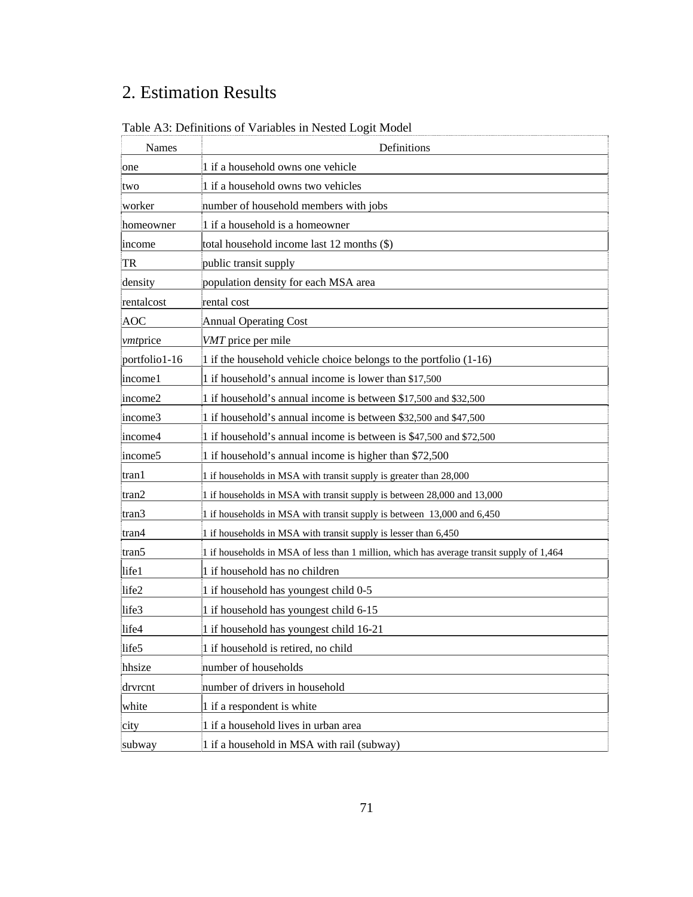## 2. Estimation Results

Table A3: Definitions of Variables in Nested Logit Model

| Names | Definitions |
|---|---|
| one | 1 if a household owns one vehicle |
| two | 1 if a household owns two vehicles |
| worker | number of household members with jobs |
| homeowner | 1 if a household is a homeowner |
| income | total household income last 12 months ($) |
| TR | public transit supply |
| density | population density for each MSA area |
| rentalcost | rental cost |
| AOC | Annual Operating Cost |
| *vmt*price | *VMT* price per mile |
| portfolio1-16 | 1 if the household vehicle choice belongs to the portfolio (1-16) |
| income1 | 1 if household's annual income is lower than $17,500 |
| income2 | 1 if household's annual income is between $17,500 and $32,500 |
| income3 | 1 if household's annual income is between $32,500 and $47,500 |
| income4 | 1 if household's annual income is between is $47,500 and $72,500 |
| income5 | 1 if household's annual income is higher than $72,500 |
| tran1 | 1 if households in MSA with transit supply is greater than 28,000 |
| tran2 | 1 if households in MSA with transit supply is between 28,000 and 13,000 |
| tran3 | 1 if households in MSA with transit supply is between 13,000 and 6,450 |
| tran4 | 1 if households in MSA with transit supply is lesser than 6,450 |
| tran5 | 1 if households in MSA of less than 1 million, which has average transit supply of 1,464 |
| life1 | 1 if household has no children |
| life2 | 1 if household has youngest child 0-5 |
| life3 | 1 if household has youngest child 6-15 |
| life4 | 1 if household has youngest child 16-21 |
| life5 | 1 if household is retired, no child |
| hhsize | number of households |
| drvrcnt | number of drivers in household |
| white | 1 if a respondent is white |
| city | 1 if a household lives in urban area |
| subway | 1 if a household in MSA with rail (subway) |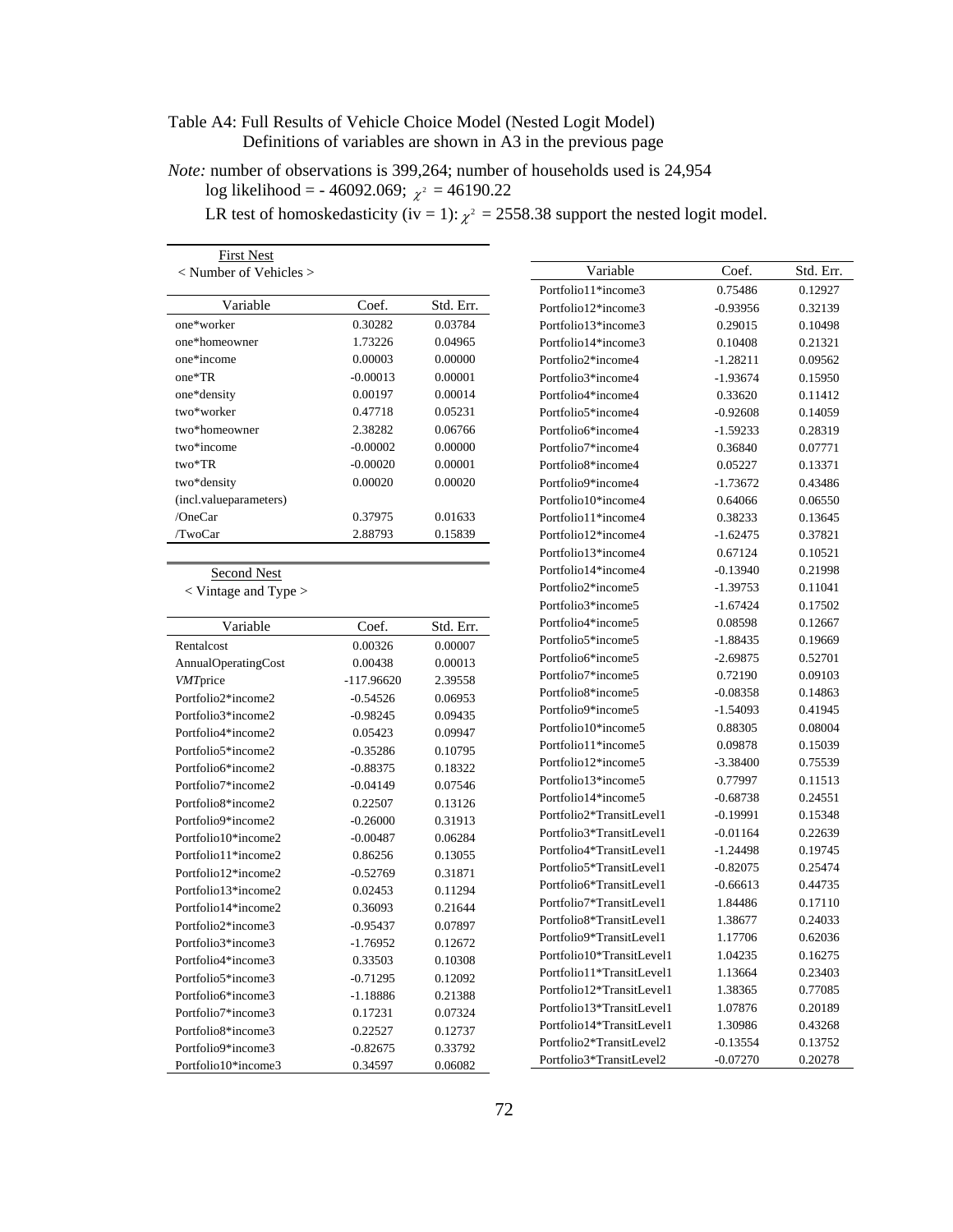Table A4: Full Results of Vehicle Choice Model (Nested Logit Model)
Definitions of variables are shown in A3 in the previous page

*Note:* number of observations is 399,264; number of households used is 24,954
log likelihood = - 46092.069; $\chi^2$ = 46190.22
LR test of homoskedasticity (iv = 1): $\chi^2$ = 2558.38 support the nested logit model.

First Nest
< Number of Vehicles >

| Variable | Coef. | Std. Err. |
|---|---|---|
| one*worker | 0.30282 | 0.03784 |
| one*homeowner | 1.73226 | 0.04965 |
| one*income | 0.00003 | 0.00000 |
| one*TR | -0.00013 | 0.00001 |
| one*density | 0.00197 | 0.00014 |
| two*worker | 0.47718 | 0.05231 |
| two*homeowner | 2.38282 | 0.06766 |
| two*income | -0.00002 | 0.00000 |
| two*TR | -0.00020 | 0.00001 |
| two*density | 0.00020 | 0.00020 |
| (incl.valueparameters) | | |
| /OneCar | 0.37975 | 0.01633 |
| /TwoCar | 2.88793 | 0.15839 |

Second Nest
< Vintage and Type >

| Variable | Coef. | Std. Err. |
|---|---|---|
| Rentalcost | 0.00326 | 0.00007 |
| AnnualOperatingCost | 0.00438 | 0.00013 |
| *VMT*price | -117.96620 | 2.39558 |
| Portfolio2*income2 | -0.54526 | 0.06953 |
| Portfolio3*income2 | -0.98245 | 0.09435 |
| Portfolio4*income2 | 0.05423 | 0.09947 |
| Portfolio5*income2 | -0.35286 | 0.10795 |
| Portfolio6*income2 | -0.88375 | 0.18322 |
| Portfolio7*income2 | -0.04149 | 0.07546 |
| Portfolio8*income2 | 0.22507 | 0.13126 |
| Portfolio9*income2 | -0.26000 | 0.31913 |
| Portfolio10*income2 | -0.00487 | 0.06284 |
| Portfolio11*income2 | 0.86256 | 0.13055 |
| Portfolio12*income2 | -0.52769 | 0.31871 |
| Portfolio13*income2 | 0.02453 | 0.11294 |
| Portfolio14*income2 | 0.36093 | 0.21644 |
| Portfolio2*income3 | -0.95437 | 0.07897 |
| Portfolio3*income3 | -1.76952 | 0.12672 |
| Portfolio4*income3 | 0.33503 | 0.10308 |
| Portfolio5*income3 | -0.71295 | 0.12092 |
| Portfolio6*income3 | -1.18886 | 0.21388 |
| Portfolio7*income3 | 0.17231 | 0.07324 |
| Portfolio8*income3 | 0.22527 | 0.12737 |
| Portfolio9*income3 | -0.82675 | 0.33792 |
| Portfolio10*income3 | 0.34597 | 0.06082 |
| Portfolio11*income3 | 0.75486 | 0.12927 |
| Portfolio12*income3 | -0.93956 | 0.32139 |
| Portfolio13*income3 | 0.29015 | 0.10498 |
| Portfolio14*income3 | 0.10408 | 0.21321 |
| Portfolio2*income4 | -1.28211 | 0.09562 |
| Portfolio3*income4 | -1.93674 | 0.15950 |
| Portfolio4*income4 | 0.33620 | 0.11412 |
| Portfolio5*income4 | -0.92608 | 0.14059 |
| Portfolio6*income4 | -1.59233 | 0.28319 |
| Portfolio7*income4 | 0.36840 | 0.07771 |
| Portfolio8*income4 | 0.05227 | 0.13371 |
| Portfolio9*income4 | -1.73672 | 0.43486 |
| Portfolio10*income4 | 0.64066 | 0.06550 |
| Portfolio11*income4 | 0.38233 | 0.13645 |
| Portfolio12*income4 | -1.62475 | 0.37821 |
| Portfolio13*income4 | 0.67124 | 0.10521 |
| Portfolio14*income4 | -0.13940 | 0.21998 |
| Portfolio2*income5 | -1.39753 | 0.11041 |
| Portfolio3*income5 | -1.67424 | 0.17502 |
| Portfolio4*income5 | 0.08598 | 0.12667 |
| Portfolio5*income5 | -1.88435 | 0.19669 |
| Portfolio6*income5 | -2.69875 | 0.52701 |
| Portfolio7*income5 | 0.72190 | 0.09103 |
| Portfolio8*income5 | -0.08358 | 0.14863 |
| Portfolio9*income5 | -1.54093 | 0.41945 |
| Portfolio10*income5 | 0.88305 | 0.08004 |
| Portfolio11*income5 | 0.09878 | 0.15039 |
| Portfolio12*income5 | -3.38400 | 0.75539 |
| Portfolio13*income5 | 0.77997 | 0.11513 |
| Portfolio14*income5 | -0.68738 | 0.24551 |
| Portfolio2*TransitLevel1 | -0.19991 | 0.15348 |
| Portfolio3*TransitLevel1 | -0.01164 | 0.22639 |
| Portfolio4*TransitLevel1 | -1.24498 | 0.19745 |
| Portfolio5*TransitLevel1 | -0.82075 | 0.25474 |
| Portfolio6*TransitLevel1 | -0.66613 | 0.44735 |
| Portfolio7*TransitLevel1 | 1.84486 | 0.17110 |
| Portfolio8*TransitLevel1 | 1.38677 | 0.24033 |
| Portfolio9*TransitLevel1 | 1.17706 | 0.62036 |
| Portfolio10*TransitLevel1 | 1.04235 | 0.16275 |
| Portfolio11*TransitLevel1 | 1.13664 | 0.23403 |
| Portfolio12*TransitLevel1 | 1.38365 | 0.77085 |
| Portfolio13*TransitLevel1 | 1.07876 | 0.20189 |
| Portfolio14*TransitLevel1 | 1.30986 | 0.43268 |
| Portfolio2*TransitLevel2 | -0.13554 | 0.13752 |
| Portfolio3*TransitLevel2 | -0.07270 | 0.20278 |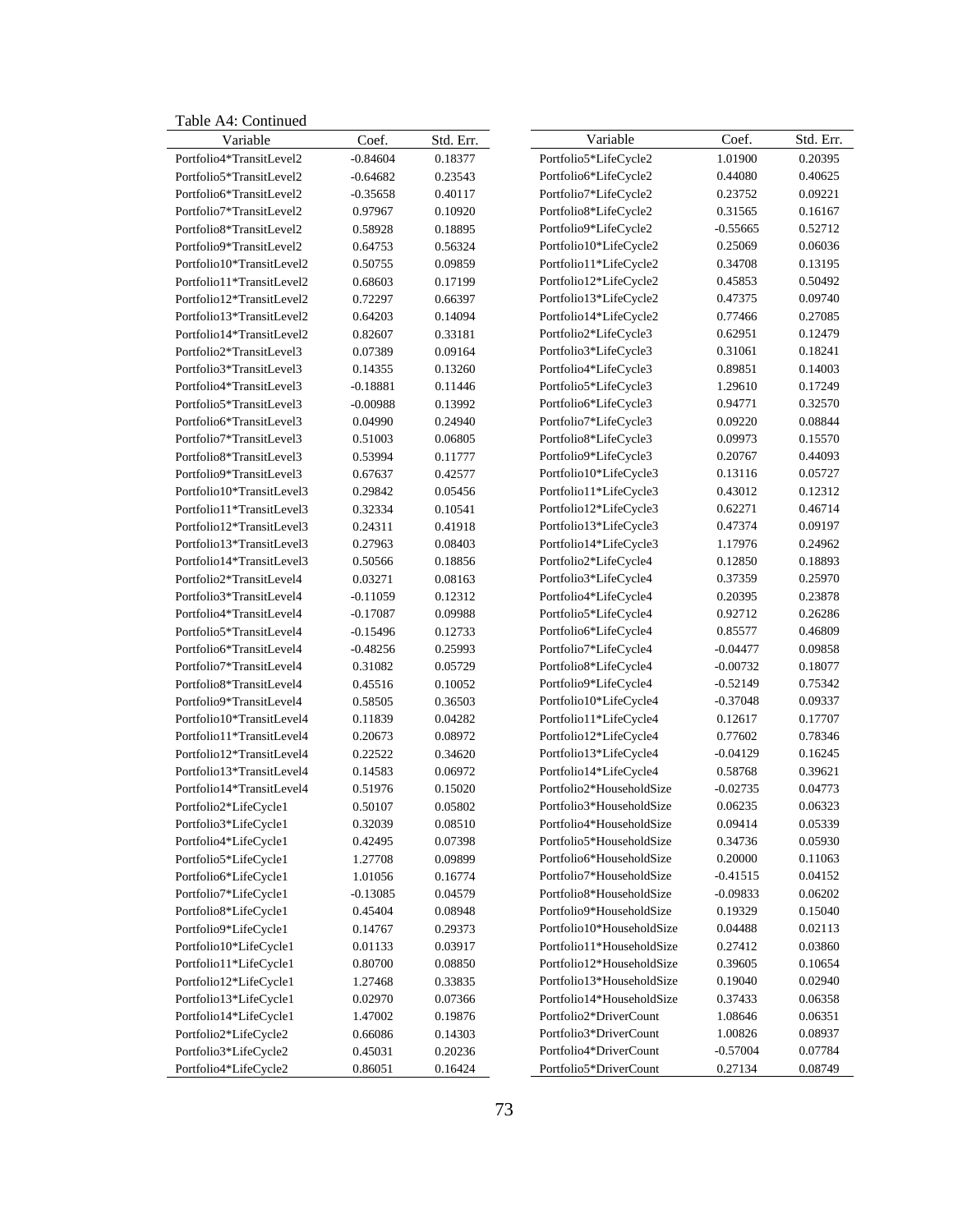Table A4: Continued

| Variable | Coef. | Std. Err. |
|---|---|---|
| Portfolio4*TransitLevel2 | -0.84604 | 0.18377 |
| Portfolio5*TransitLevel2 | -0.64682 | 0.23543 |
| Portfolio6*TransitLevel2 | -0.35658 | 0.40117 |
| Portfolio7*TransitLevel2 | 0.97967 | 0.10920 |
| Portfolio8*TransitLevel2 | 0.58928 | 0.18895 |
| Portfolio9*TransitLevel2 | 0.64753 | 0.56324 |
| Portfolio10*TransitLevel2 | 0.50755 | 0.09859 |
| Portfolio11*TransitLevel2 | 0.68603 | 0.17199 |
| Portfolio12*TransitLevel2 | 0.72297 | 0.66397 |
| Portfolio13*TransitLevel2 | 0.64203 | 0.14094 |
| Portfolio14*TransitLevel2 | 0.82607 | 0.33181 |
| Portfolio2*TransitLevel3 | 0.07389 | 0.09164 |
| Portfolio3*TransitLevel3 | 0.14355 | 0.13260 |
| Portfolio4*TransitLevel3 | -0.18881 | 0.11446 |
| Portfolio5*TransitLevel3 | -0.00988 | 0.13992 |
| Portfolio6*TransitLevel3 | 0.04990 | 0.24940 |
| Portfolio7*TransitLevel3 | 0.51003 | 0.06805 |
| Portfolio8*TransitLevel3 | 0.53994 | 0.11777 |
| Portfolio9*TransitLevel3 | 0.67637 | 0.42577 |
| Portfolio10*TransitLevel3 | 0.29842 | 0.05456 |
| Portfolio11*TransitLevel3 | 0.32334 | 0.10541 |
| Portfolio12*TransitLevel3 | 0.24311 | 0.41918 |
| Portfolio13*TransitLevel3 | 0.27963 | 0.08403 |
| Portfolio14*TransitLevel3 | 0.50566 | 0.18856 |
| Portfolio2*TransitLevel4 | 0.03271 | 0.08163 |
| Portfolio3*TransitLevel4 | -0.11059 | 0.12312 |
| Portfolio4*TransitLevel4 | -0.17087 | 0.09988 |
| Portfolio5*TransitLevel4 | -0.15496 | 0.12733 |
| Portfolio6*TransitLevel4 | -0.48256 | 0.25993 |
| Portfolio7*TransitLevel4 | 0.31082 | 0.05729 |
| Portfolio8*TransitLevel4 | 0.45516 | 0.10052 |
| Portfolio9*TransitLevel4 | 0.58505 | 0.36503 |
| Portfolio10*TransitLevel4 | 0.11839 | 0.04282 |
| Portfolio11*TransitLevel4 | 0.20673 | 0.08972 |
| Portfolio12*TransitLevel4 | 0.22522 | 0.34620 |
| Portfolio13*TransitLevel4 | 0.14583 | 0.06972 |
| Portfolio14*TransitLevel4 | 0.51976 | 0.15020 |
| Portfolio2*LifeCycle1 | 0.50107 | 0.05802 |
| Portfolio3*LifeCycle1 | 0.32039 | 0.08510 |
| Portfolio4*LifeCycle1 | 0.42495 | 0.07398 |
| Portfolio5*LifeCycle1 | 1.27708 | 0.09899 |
| Portfolio6*LifeCycle1 | 1.01056 | 0.16774 |
| Portfolio7*LifeCycle1 | -0.13085 | 0.04579 |
| Portfolio8*LifeCycle1 | 0.45404 | 0.08948 |
| Portfolio9*LifeCycle1 | 0.14767 | 0.29373 |
| Portfolio10*LifeCycle1 | 0.01133 | 0.03917 |
| Portfolio11*LifeCycle1 | 0.80700 | 0.08850 |
| Portfolio12*LifeCycle1 | 1.27468 | 0.33835 |
| Portfolio13*LifeCycle1 | 0.02970 | 0.07366 |
| Portfolio14*LifeCycle1 | 1.47002 | 0.19876 |
| Portfolio2*LifeCycle2 | 0.66086 | 0.14303 |
| Portfolio3*LifeCycle2 | 0.45031 | 0.20236 |
| Portfolio4*LifeCycle2 | 0.86051 | 0.16424 |
| Portfolio5*LifeCycle2 | 1.01900 | 0.20395 |
| Portfolio6*LifeCycle2 | 0.44080 | 0.40625 |
| Portfolio7*LifeCycle2 | 0.23752 | 0.09221 |
| Portfolio8*LifeCycle2 | 0.31565 | 0.16167 |
| Portfolio9*LifeCycle2 | -0.55665 | 0.52712 |
| Portfolio10*LifeCycle2 | 0.25069 | 0.06036 |
| Portfolio11*LifeCycle2 | 0.34708 | 0.13195 |
| Portfolio12*LifeCycle2 | 0.45853 | 0.50492 |
| Portfolio13*LifeCycle2 | 0.47375 | 0.09740 |
| Portfolio14*LifeCycle2 | 0.77466 | 0.27085 |
| Portfolio2*LifeCycle3 | 0.62951 | 0.12479 |
| Portfolio3*LifeCycle3 | 0.31061 | 0.18241 |
| Portfolio4*LifeCycle3 | 0.89851 | 0.14003 |
| Portfolio5*LifeCycle3 | 1.29610 | 0.17249 |
| Portfolio6*LifeCycle3 | 0.94771 | 0.32570 |
| Portfolio7*LifeCycle3 | 0.09220 | 0.08844 |
| Portfolio8*LifeCycle3 | 0.09973 | 0.15570 |
| Portfolio9*LifeCycle3 | 0.20767 | 0.44093 |
| Portfolio10*LifeCycle3 | 0.13116 | 0.05727 |
| Portfolio11*LifeCycle3 | 0.43012 | 0.12312 |
| Portfolio12*LifeCycle3 | 0.62271 | 0.46714 |
| Portfolio13*LifeCycle3 | 0.47374 | 0.09197 |
| Portfolio14*LifeCycle3 | 1.17976 | 0.24962 |
| Portfolio2*LifeCycle4 | 0.12850 | 0.18893 |
| Portfolio3*LifeCycle4 | 0.37359 | 0.25970 |
| Portfolio4*LifeCycle4 | 0.20395 | 0.23878 |
| Portfolio5*LifeCycle4 | 0.92712 | 0.26286 |
| Portfolio6*LifeCycle4 | 0.85577 | 0.46809 |
| Portfolio7*LifeCycle4 | -0.04477 | 0.09858 |
| Portfolio8*LifeCycle4 | -0.00732 | 0.18077 |
| Portfolio9*LifeCycle4 | -0.52149 | 0.75342 |
| Portfolio10*LifeCycle4 | -0.37048 | 0.09337 |
| Portfolio11*LifeCycle4 | 0.12617 | 0.17707 |
| Portfolio12*LifeCycle4 | 0.77602 | 0.78346 |
| Portfolio13*LifeCycle4 | -0.04129 | 0.16245 |
| Portfolio14*LifeCycle4 | 0.58768 | 0.39621 |
| Portfolio2*HouseholdSize | -0.02735 | 0.04773 |
| Portfolio3*HouseholdSize | 0.06235 | 0.06323 |
| Portfolio4*HouseholdSize | 0.09414 | 0.05339 |
| Portfolio5*HouseholdSize | 0.34736 | 0.05930 |
| Portfolio6*HouseholdSize | 0.20000 | 0.11063 |
| Portfolio7*HouseholdSize | -0.41515 | 0.04152 |
| Portfolio8*HouseholdSize | -0.09833 | 0.06202 |
| Portfolio9*HouseholdSize | 0.19329 | 0.15040 |
| Portfolio10*HouseholdSize | 0.04488 | 0.02113 |
| Portfolio11*HouseholdSize | 0.27412 | 0.03860 |
| Portfolio12*HouseholdSize | 0.39605 | 0.10654 |
| Portfolio13*HouseholdSize | 0.19040 | 0.02940 |
| Portfolio14*HouseholdSize | 0.37433 | 0.06358 |
| Portfolio2*DriverCount | 1.08646 | 0.06351 |
| Portfolio3*DriverCount | 1.00826 | 0.08937 |
| Portfolio4*DriverCount | -0.57004 | 0.07784 |
| Portfolio5*DriverCount | 0.27134 | 0.08749 |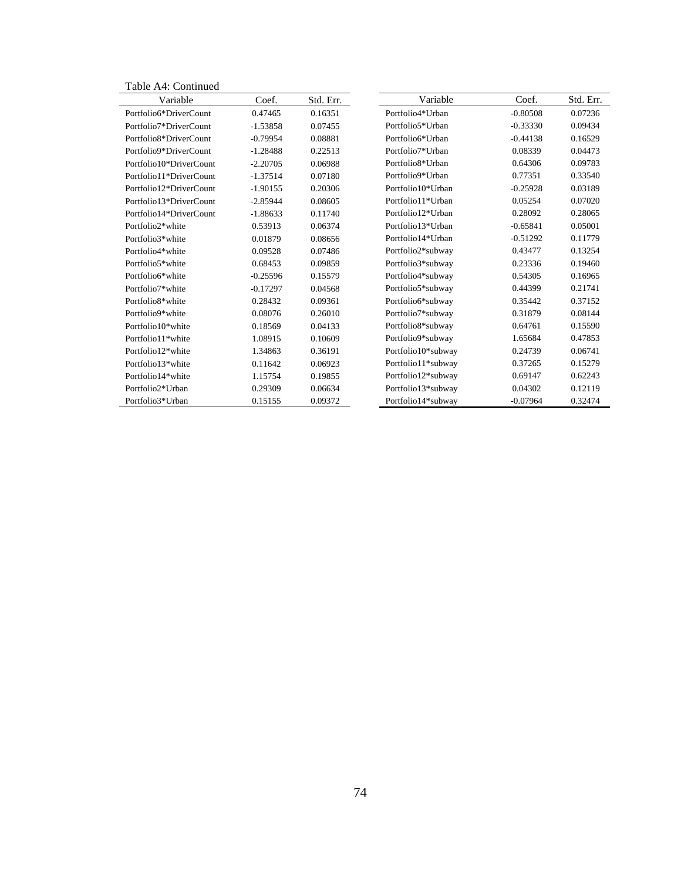Table A4: Continued

| Variable | Coef. | Std. Err. |
|---|---|---|
| Portfolio6*DriverCount | 0.47465 | 0.16351 |
| Portfolio7*DriverCount | -1.53858 | 0.07455 |
| Portfolio8*DriverCount | -0.79954 | 0.08881 |
| Portfolio9*DriverCount | -1.28488 | 0.22513 |
| Portfolio10*DriverCount | -2.20705 | 0.06988 |
| Portfolio11*DriverCount | -1.37514 | 0.07180 |
| Portfolio12*DriverCount | -1.90155 | 0.20306 |
| Portfolio13*DriverCount | -2.85944 | 0.08605 |
| Portfolio14*DriverCount | -1.88633 | 0.11740 |
| Portfolio2*white | 0.53913 | 0.06374 |
| Portfolio3*white | 0.01879 | 0.08656 |
| Portfolio4*white | 0.09528 | 0.07486 |
| Portfolio5*white | 0.68453 | 0.09859 |
| Portfolio6*white | -0.25596 | 0.15579 |
| Portfolio7*white | -0.17297 | 0.04568 |
| Portfolio8*white | 0.28432 | 0.09361 |
| Portfolio9*white | 0.08076 | 0.26010 |
| Portfolio10*white | 0.18569 | 0.04133 |
| Portfolio11*white | 1.08915 | 0.10609 |
| Portfolio12*white | 1.34863 | 0.36191 |
| Portfolio13*white | 0.11642 | 0.06923 |
| Portfolio14*white | 1.15754 | 0.19855 |
| Portfolio2*Urban | 0.29309 | 0.06634 |
| Portfolio3*Urban | 0.15155 | 0.09372 |
| Portfolio4*Urban | -0.80508 | 0.07236 |
| Portfolio5*Urban | -0.33330 | 0.09434 |
| Portfolio6*Urban | -0.44138 | 0.16529 |
| Portfolio7*Urban | 0.08339 | 0.04473 |
| Portfolio8*Urban | 0.64306 | 0.09783 |
| Portfolio9*Urban | 0.77351 | 0.33540 |
| Portfolio10*Urban | -0.25928 | 0.03189 |
| Portfolio11*Urban | 0.05254 | 0.07020 |
| Portfolio12*Urban | 0.28092 | 0.28065 |
| Portfolio13*Urban | -0.65841 | 0.05001 |
| Portfolio14*Urban | -0.51292 | 0.11779 |
| Portfolio2*subway | 0.43477 | 0.13254 |
| Portfolio3*subway | 0.23336 | 0.19460 |
| Portfolio4*subway | 0.54305 | 0.16965 |
| Portfolio5*subway | 0.44399 | 0.21741 |
| Portfolio6*subway | 0.35442 | 0.37152 |
| Portfolio7*subway | 0.31879 | 0.08144 |
| Portfolio8*subway | 0.64761 | 0.15590 |
| Portfolio9*subway | 1.65684 | 0.47853 |
| Portfolio10*subway | 0.24739 | 0.06741 |
| Portfolio11*subway | 0.37265 | 0.15279 |
| Portfolio12*subway | 0.69147 | 0.62243 |
| Portfolio13*subway | 0.04302 | 0.12119 |
| Portfolio14*subway | -0.07964 | 0.32474 |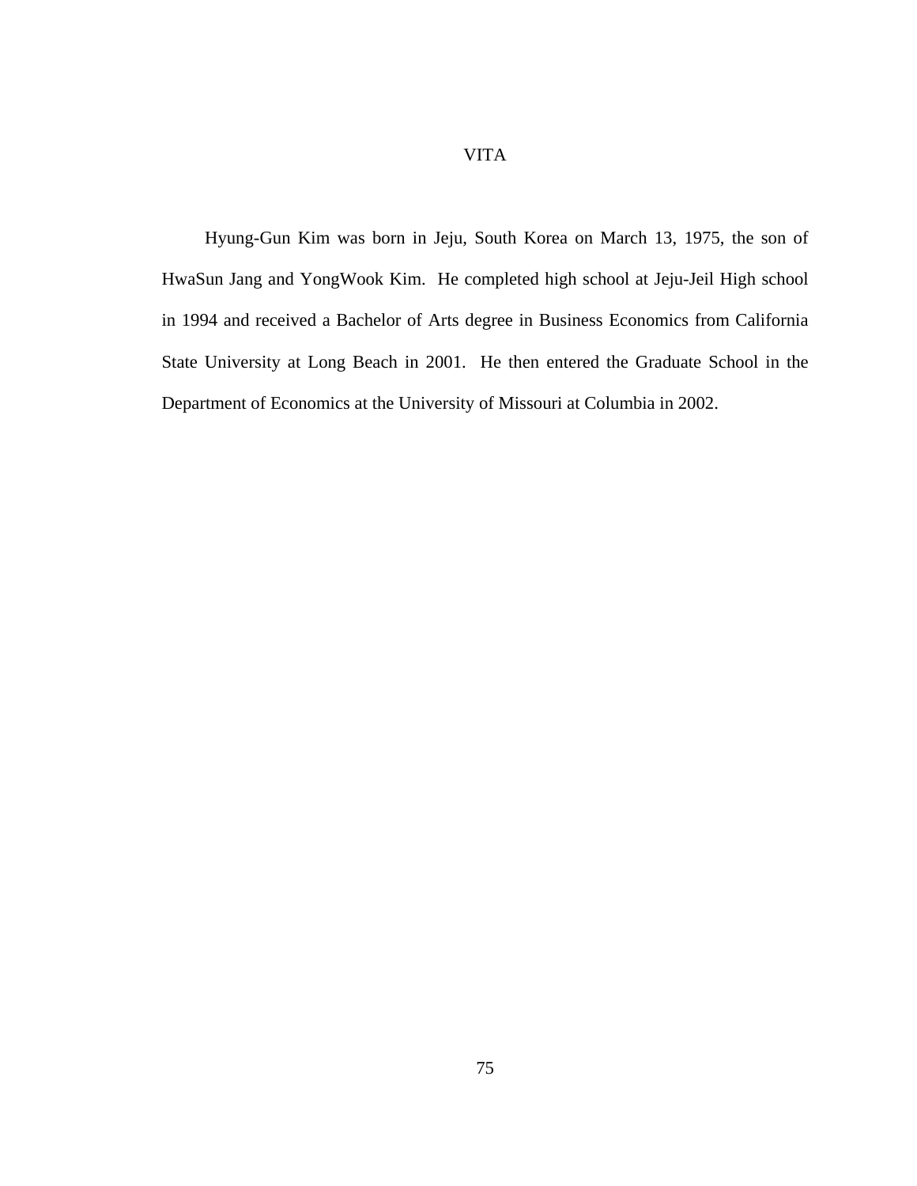# VITA

Hyung-Gun Kim was born in Jeju, South Korea on March 13, 1975, the son of HwaSun Jang and YongWook Kim. He completed high school at Jeju-Jeil High school in 1994 and received a Bachelor of Arts degree in Business Economics from California State University at Long Beach in 2001. He then entered the Graduate School in the Department of Economics at the University of Missouri at Columbia in 2002.